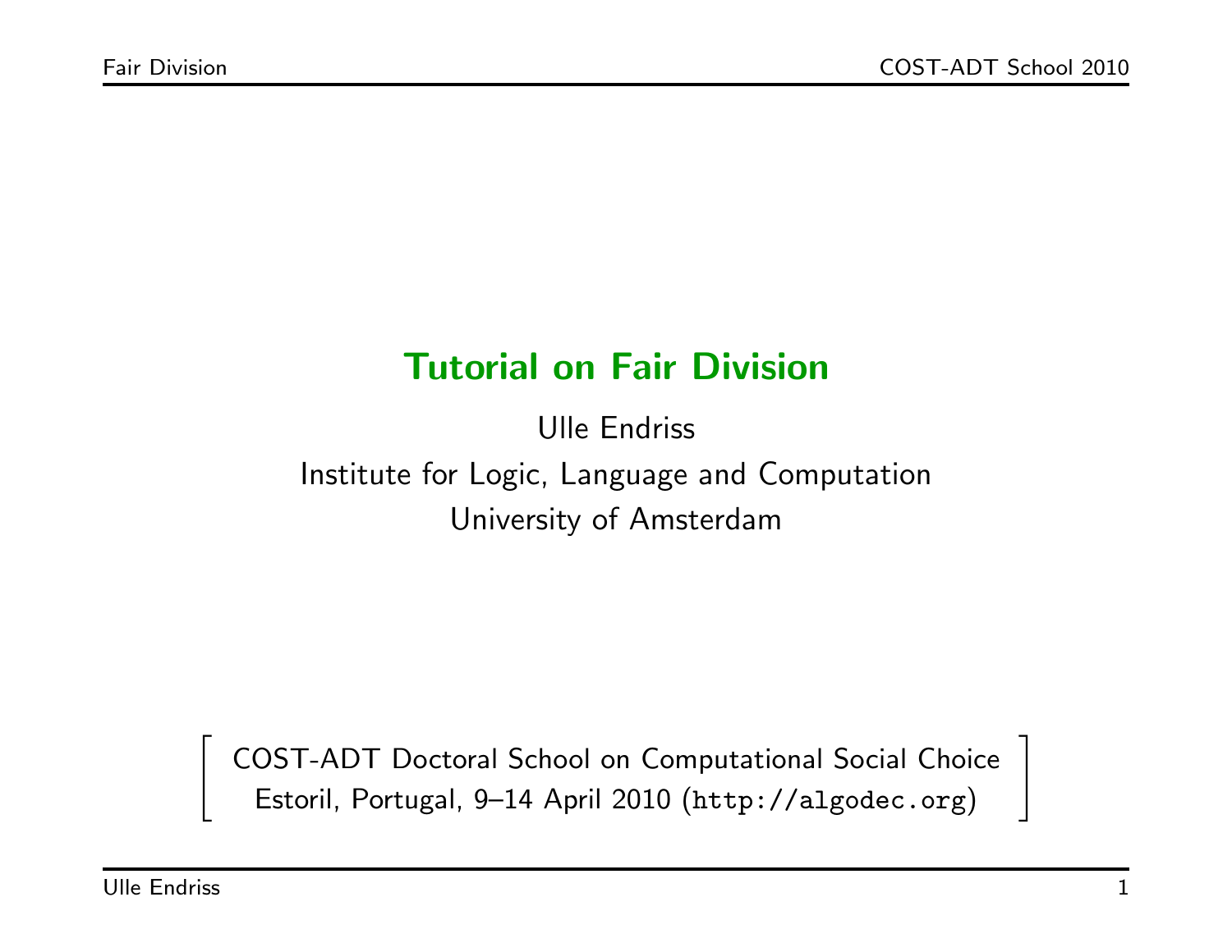# Tutorial on Fair Division

Ulle Endriss

Institute for Logic, Language and Computation

University of Amsterdam

COST-ADT Doctoral School on Computational Social Choice

Estoril, Portugal, 9–14 April 2010 (http://algodec.org)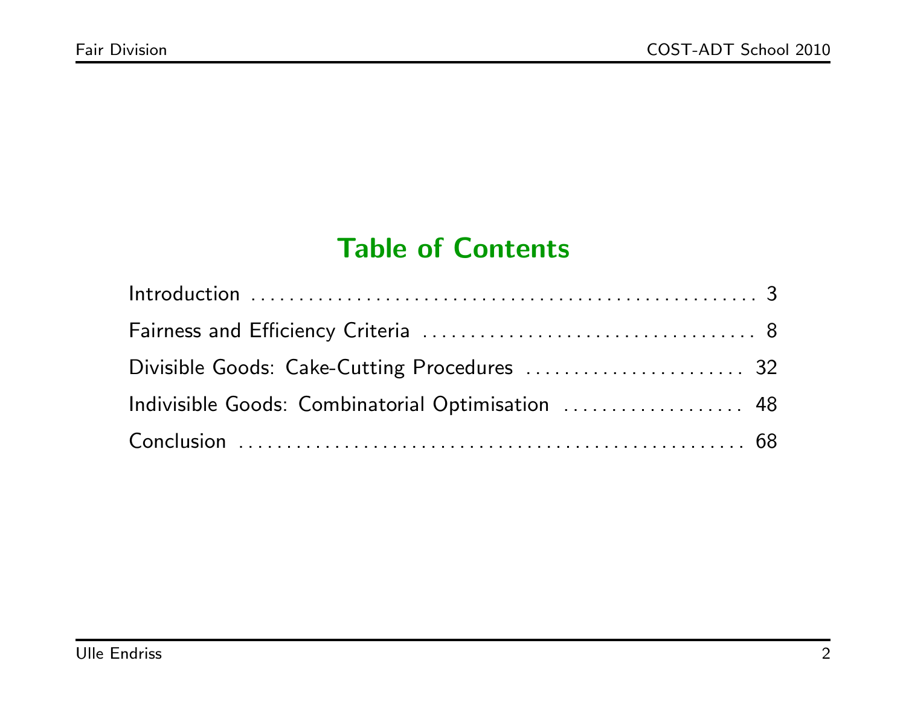# Table of Contents

Introduction ........................................................ 3

Fairness and Efficiency Criteria .................................... 8

Divisible Goods: Cake-Cutting Procedures ........................ 32

Indivisible Goods: Combinatorial Optimisation ................... 48

Conclusion .......................................................... 68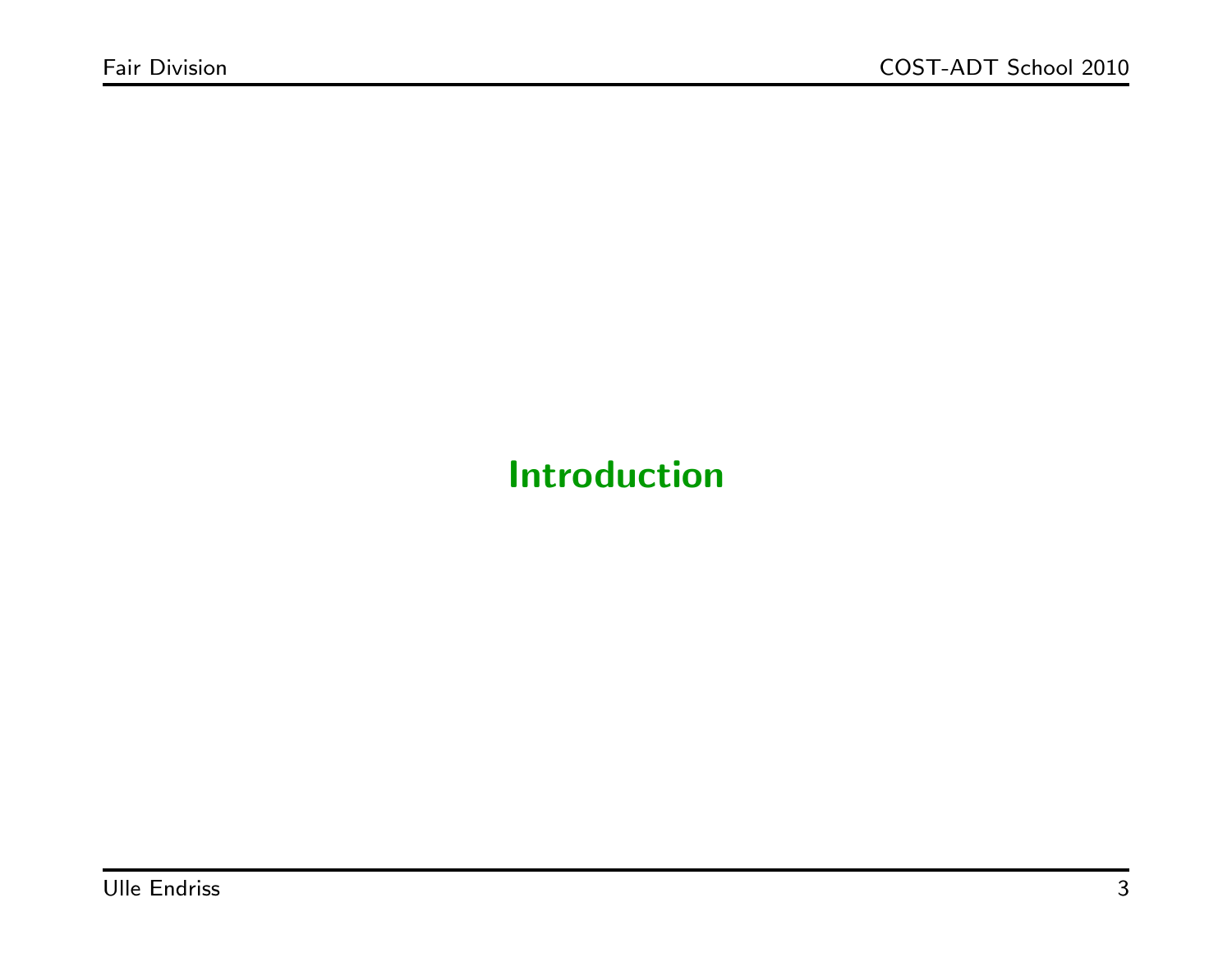# Introduction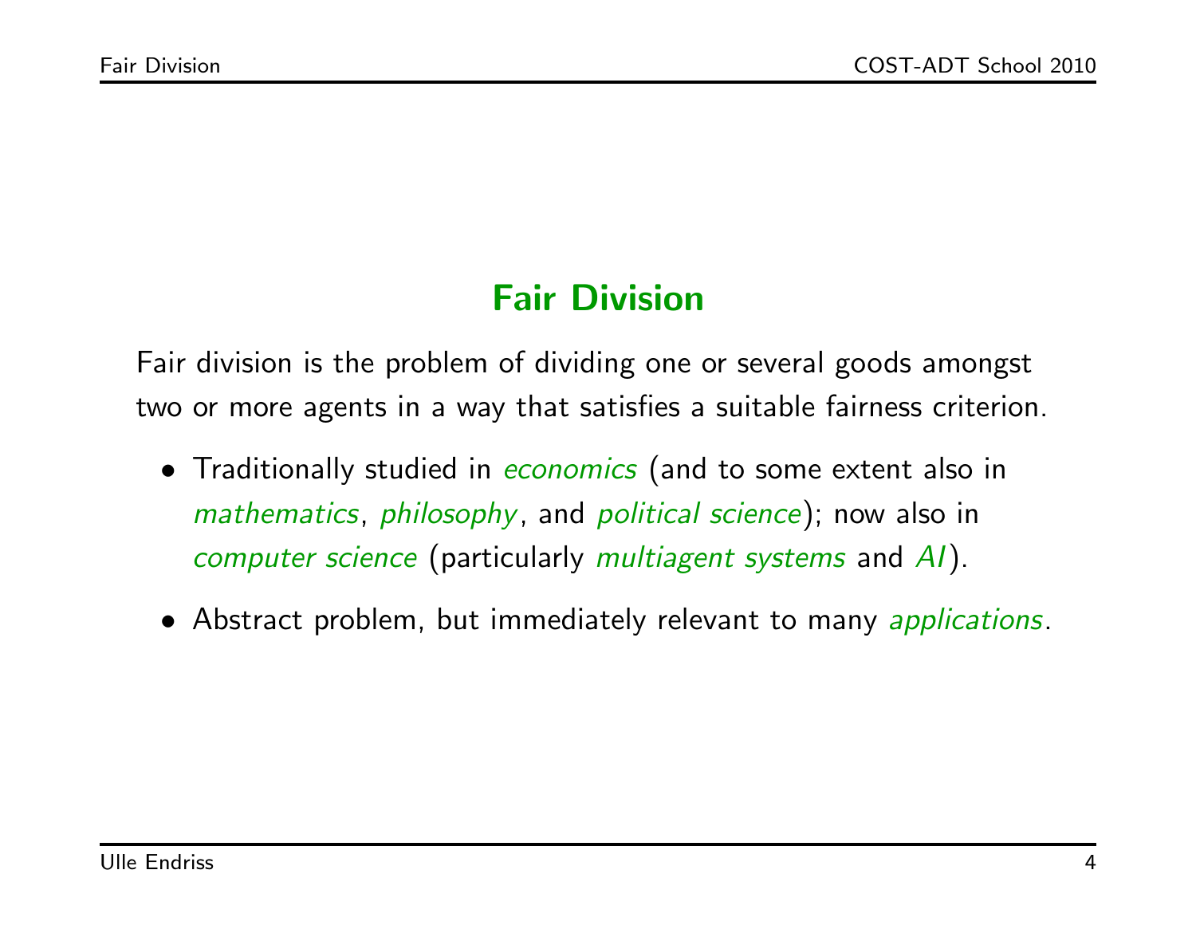## Fair Division

Fair division is the problem of dividing one or several goods amongst two or more agents in a way that satisfies a suitable fairness criterion.

- Traditionally studied in *economics* (and to some extent also in *mathematics*, *philosophy*, and *political science*); now also in *computer science* (particularly *multiagent systems* and *AI*).
- Abstract problem, but immediately relevant to many *applications*.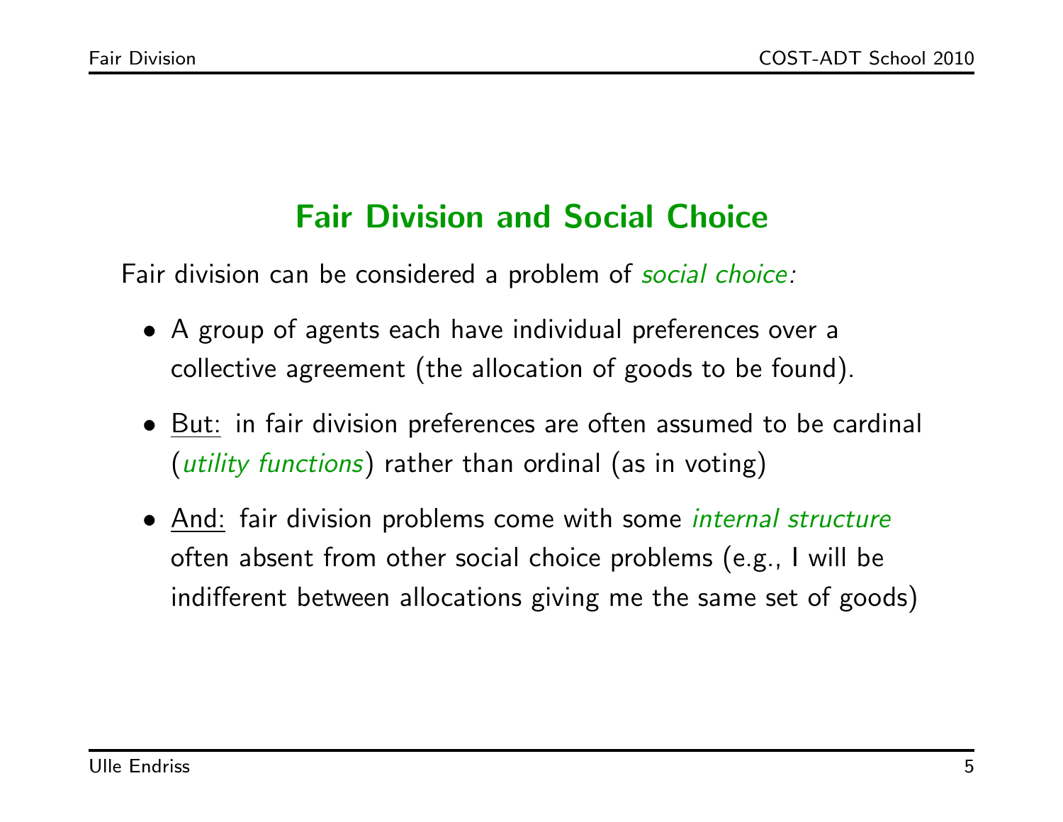## Fair Division and Social Choice

Fair division can be considered a problem of *social choice:*

- A group of agents each have individual preferences over a collective agreement (the allocation of goods to be found).
- But: in fair division preferences are often assumed to be cardinal (*utility functions*) rather than ordinal (as in voting)
- And: fair division problems come with some *internal structure* often absent from other social choice problems (e.g., I will be indifferent between allocations giving me the same set of goods)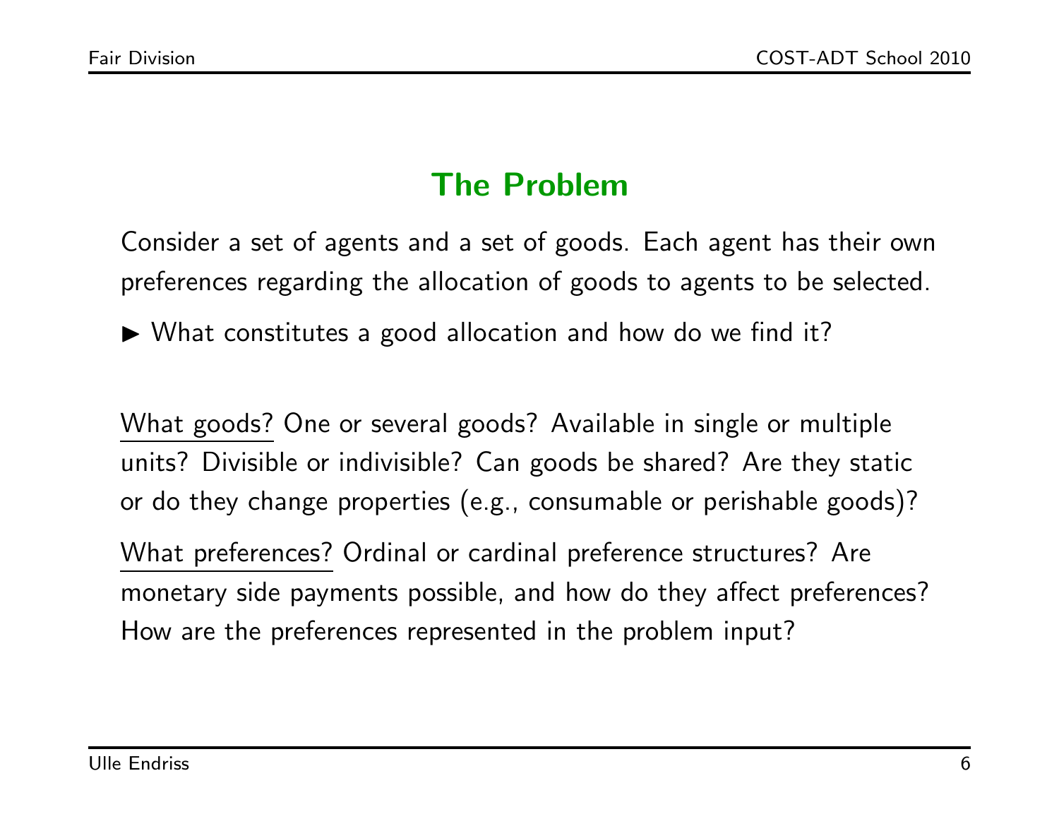## The Problem

Consider a set of agents and a set of goods. Each agent has their own preferences regarding the allocation of goods to agents to be selected.

▶ What constitutes a good allocation and how do we find it?

What goods? One or several goods? Available in single or multiple units? Divisible or indivisible? Can goods be shared? Are they static or do they change properties (e.g., consumable or perishable goods)?

What preferences? Ordinal or cardinal preference structures? Are monetary side payments possible, and how do they affect preferences? How are the preferences represented in the problem input?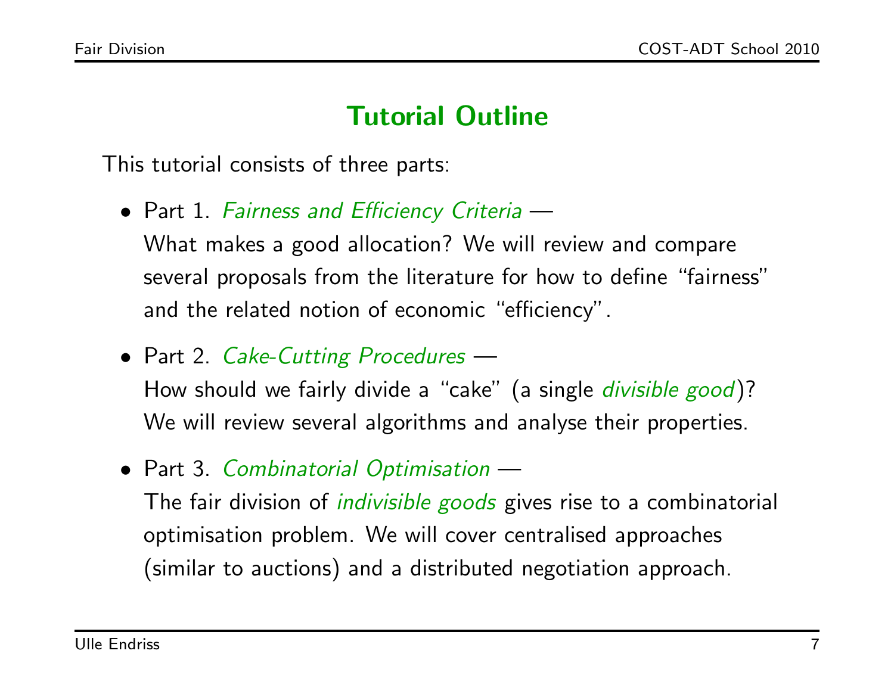## Tutorial Outline

This tutorial consists of three parts:

- Part 1. *Fairness and Efficiency Criteria* —
  What makes a good allocation? We will review and compare several proposals from the literature for how to define "fairness" and the related notion of economic "efficiency".

- Part 2. *Cake-Cutting Procedures* —
  How should we fairly divide a "cake" (a single *divisible good*)? We will review several algorithms and analyse their properties.

- Part 3. *Combinatorial Optimisation* —
  The fair division of *indivisible goods* gives rise to a combinatorial optimisation problem. We will cover centralised approaches (similar to auctions) and a distributed negotiation approach.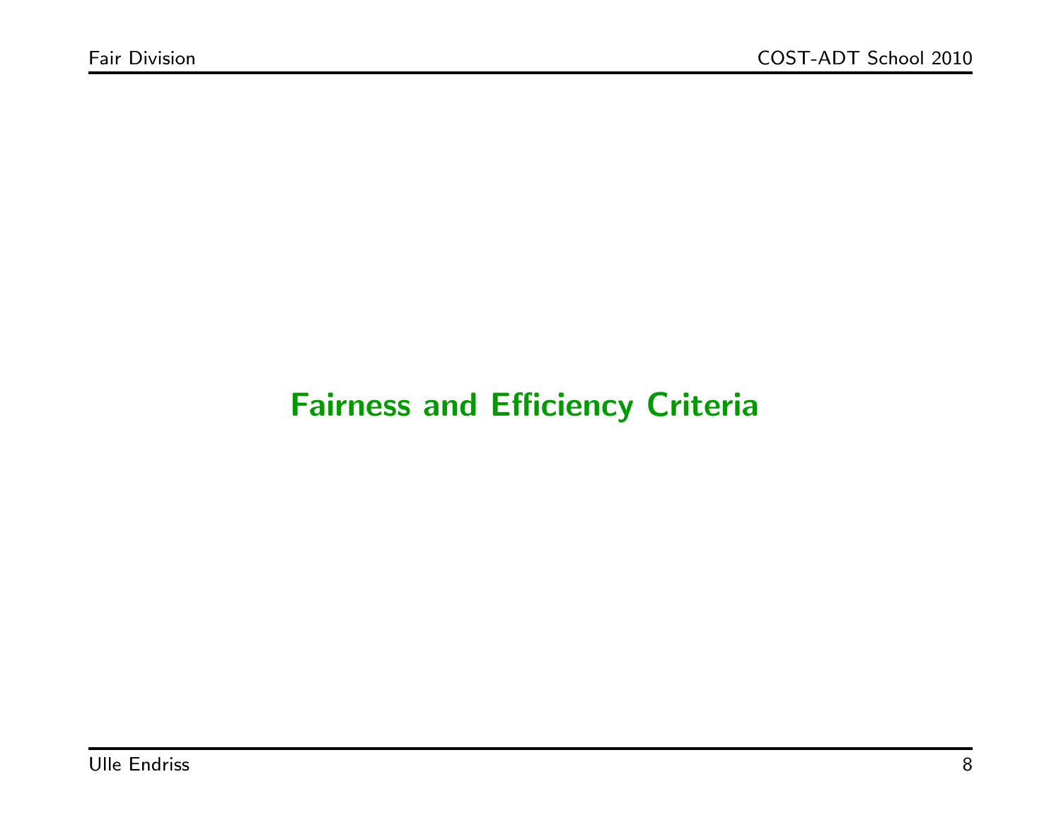# Fairness and Efficiency Criteria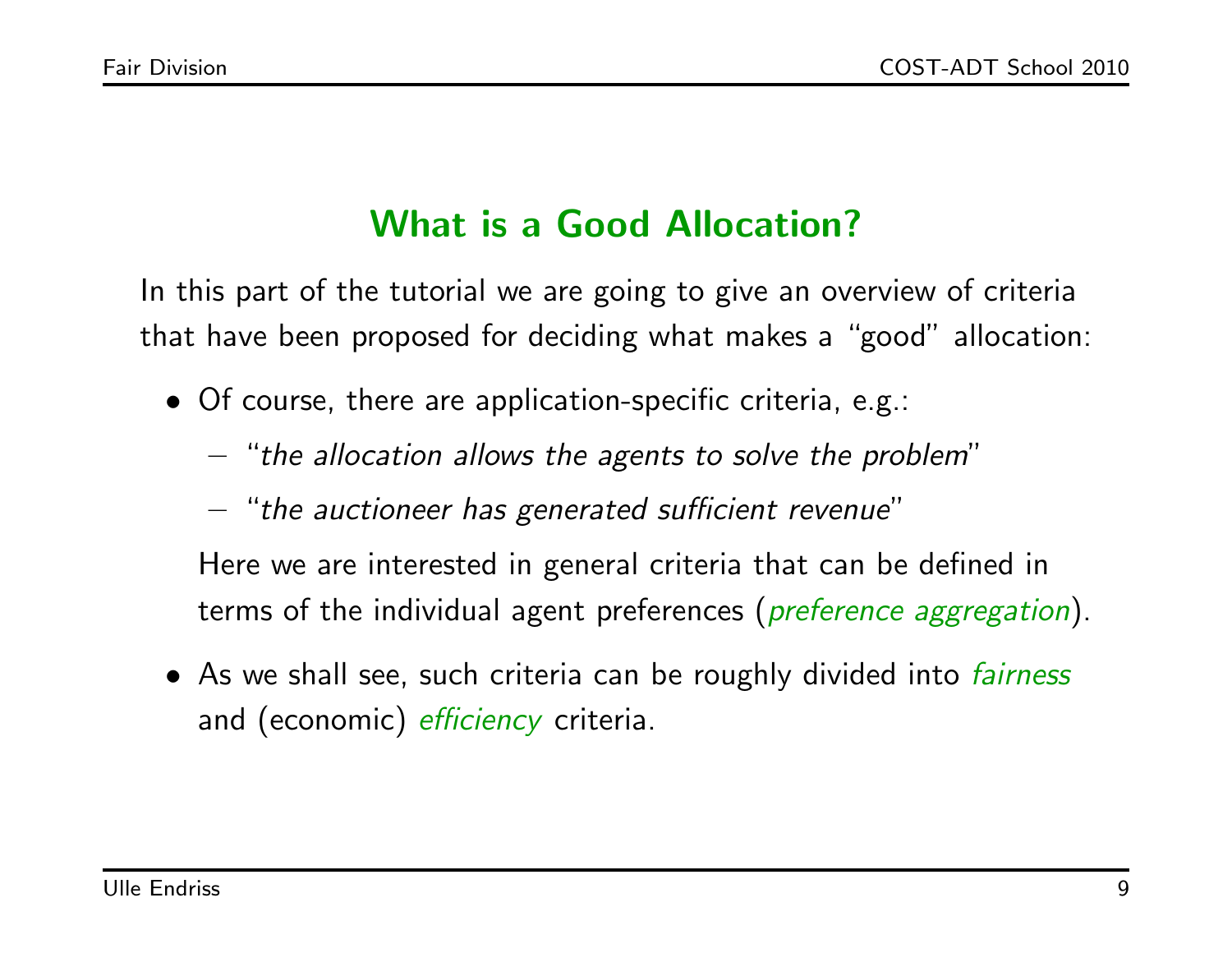## What is a Good Allocation?

In this part of the tutorial we are going to give an overview of criteria that have been proposed for deciding what makes a "good" allocation:

- Of course, there are application-specific criteria, e.g.:
  - "*the allocation allows the agents to solve the problem*"
  - "*the auctioneer has generated sufficient revenue*"

  Here we are interested in general criteria that can be defined in terms of the individual agent preferences (*preference aggregation*).

- As we shall see, such criteria can be roughly divided into *fairness* and (economic) *efficiency* criteria.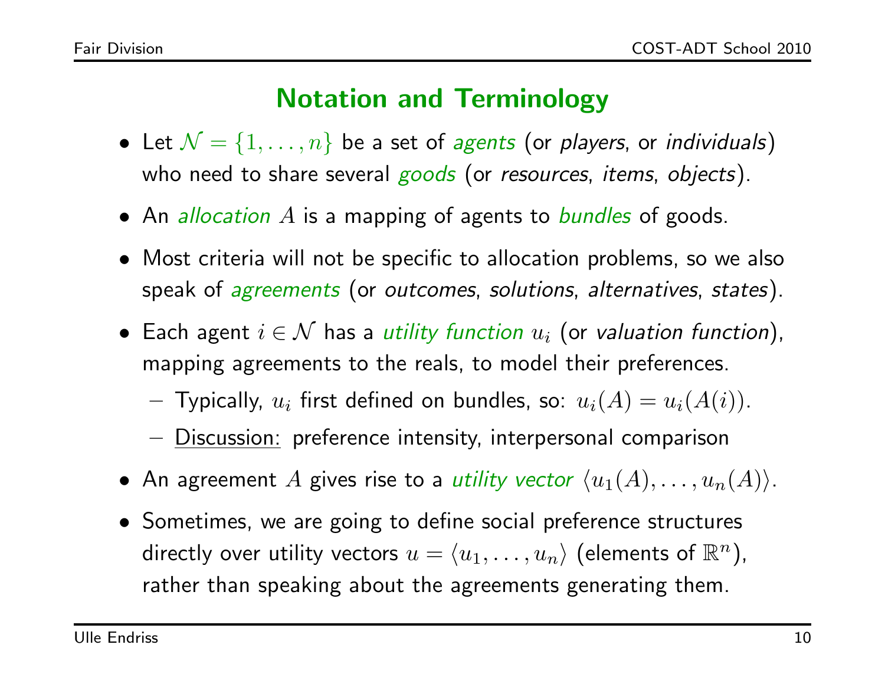# Notation and Terminology

- Let $\mathcal{N} = \{1, \ldots, n\}$ be a set of *agents* (or *players*, or *individuals*) who need to share several *goods* (or *resources*, *items*, *objects*).
- An *allocation* $A$ is a mapping of agents to *bundles* of goods.
- Most criteria will not be specific to allocation problems, so we also speak of *agreements* (or *outcomes*, *solutions*, *alternatives*, *states*).
- Each agent $i \in \mathcal{N}$ has a *utility function* $u_i$ (or *valuation function*), mapping agreements to the reals, to model their preferences.
  - Typically, $u_i$ first defined on bundles, so: $u_i(A) = u_i(A(i))$.
  - Discussion: preference intensity, interpersonal comparison
- An agreement $A$ gives rise to a *utility vector* $\langle u_1(A), \ldots, u_n(A) \rangle$.
- Sometimes, we are going to define social preference structures directly over utility vectors $u = \langle u_1, \ldots, u_n \rangle$ (elements of $\mathbb{R}^n$), rather than speaking about the agreements generating them.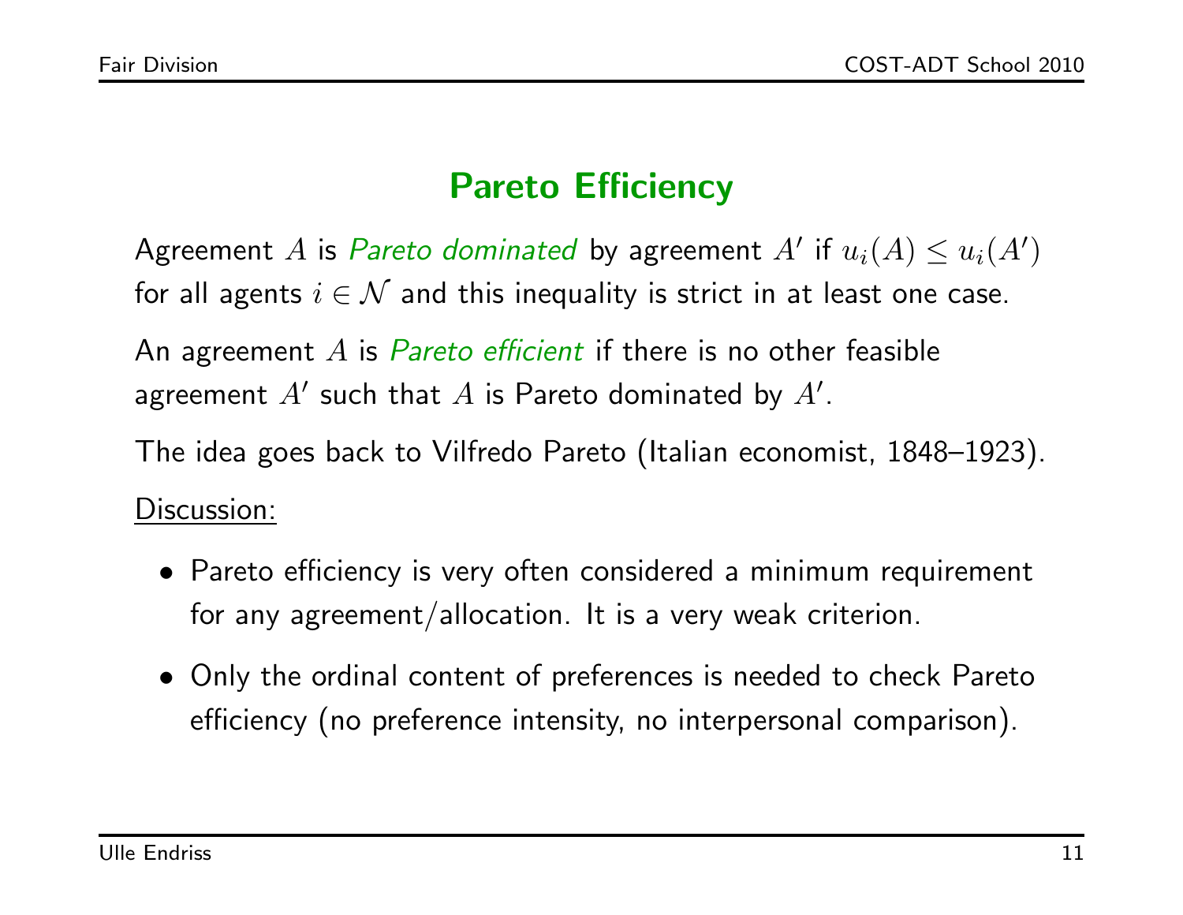# Pareto Efficiency

Agreement $A$ is *Pareto dominated* by agreement $A'$ if $u_i(A) \leq u_i(A')$ for all agents $i \in \mathcal{N}$ and this inequality is strict in at least one case.

An agreement $A$ is *Pareto efficient* if there is no other feasible agreement $A'$ such that $A$ is Pareto dominated by $A'$.

The idea goes back to Vilfredo Pareto (Italian economist, 1848–1923).

Discussion:

- Pareto efficiency is very often considered a minimum requirement for any agreement/allocation. It is a very weak criterion.
- Only the ordinal content of preferences is needed to check Pareto efficiency (no preference intensity, no interpersonal comparison).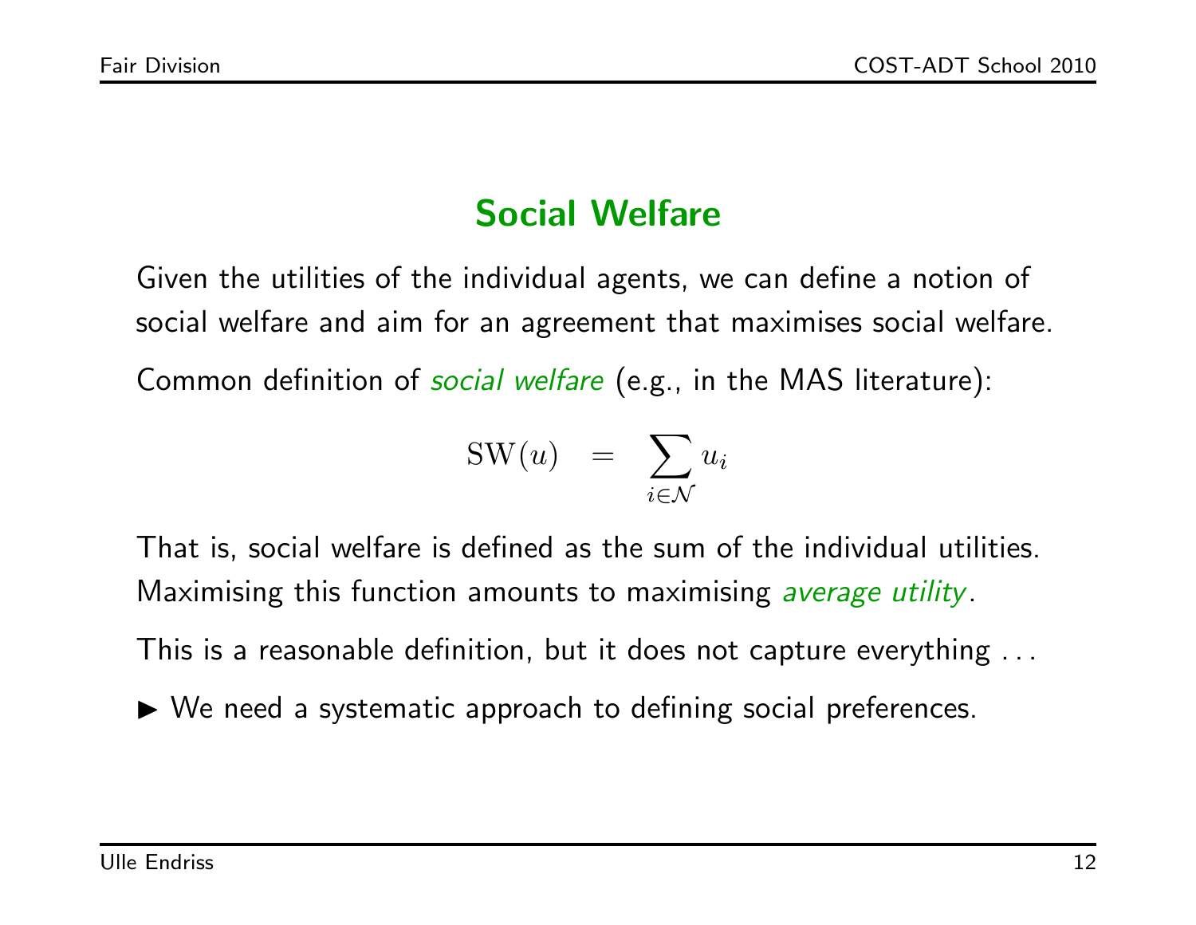## Social Welfare

Given the utilities of the individual agents, we can define a notion of social welfare and aim for an agreement that maximises social welfare.

Common definition of *social welfare* (e.g., in the MAS literature):

$$\mathrm{SW}(u) \quad = \quad \sum_{i \in \mathcal{N}} u_i$$

That is, social welfare is defined as the sum of the individual utilities. Maximising this function amounts to maximising *average utility*.

This is a reasonable definition, but it does not capture everything ...

▶ We need a systematic approach to defining social preferences.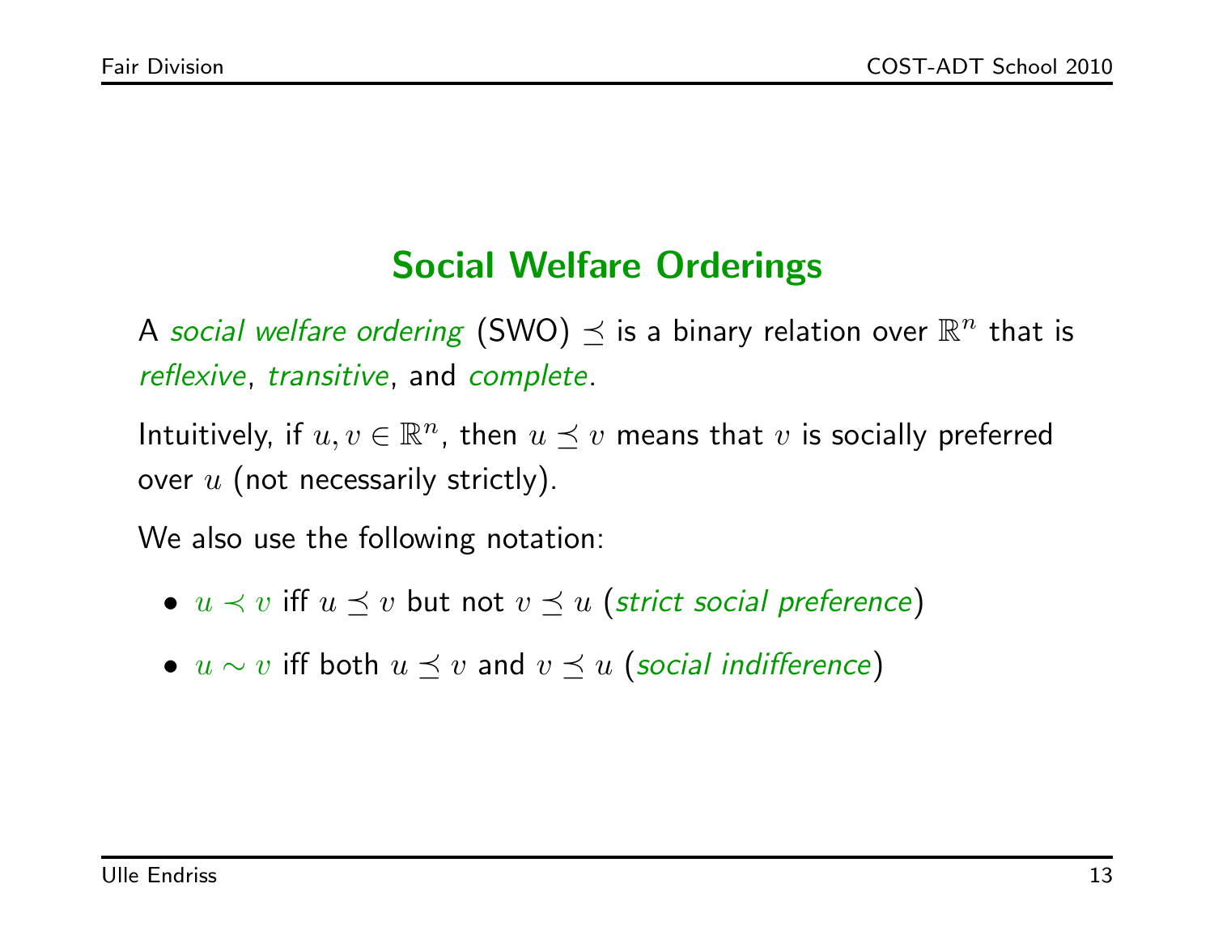## Social Welfare Orderings

A *social welfare ordering* (SWO) $\preceq$ is a binary relation over $\mathbb{R}^n$ that is *reflexive*, *transitive*, and *complete*.

Intuitively, if $u, v \in \mathbb{R}^n$, then $u \preceq v$ means that $v$ is socially preferred over $u$ (not necessarily strictly).

We also use the following notation:

- $u \prec v$ iff $u \preceq v$ but not $v \preceq u$ (*strict social preference*)
- $u \sim v$ iff both $u \preceq v$ and $v \preceq u$ (*social indifference*)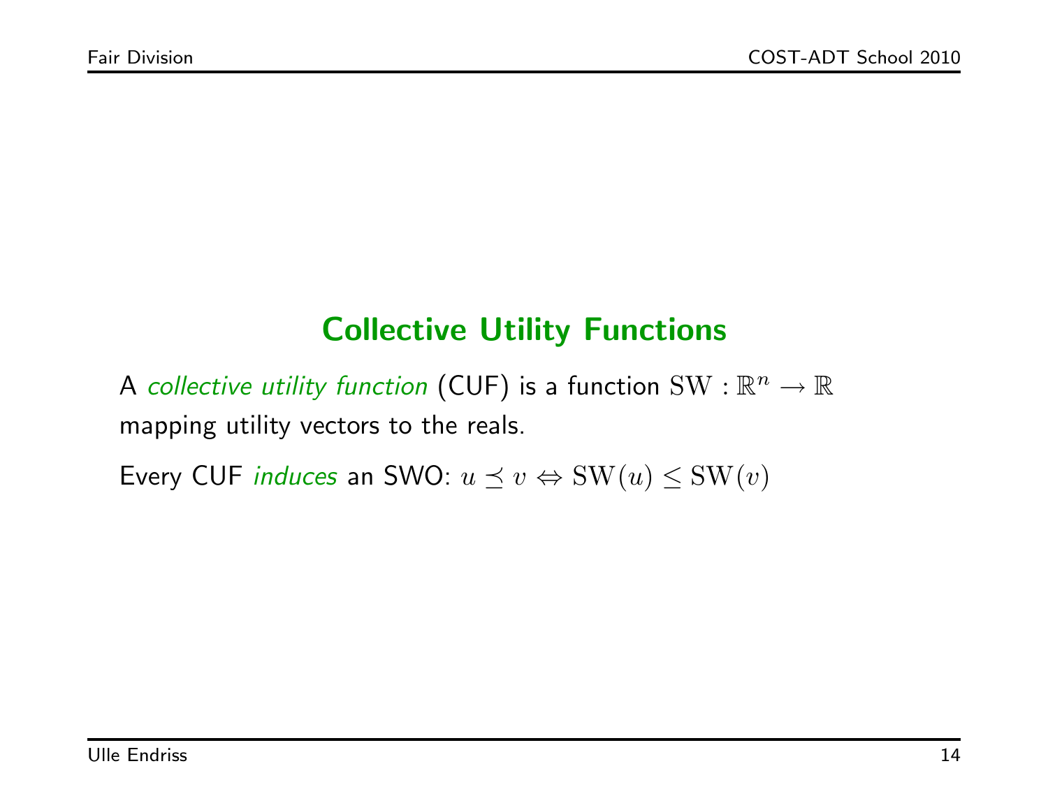## Collective Utility Functions

A *collective utility function* (CUF) is a function $\mathrm{SW} : \mathbb{R}^n \to \mathbb{R}$ mapping utility vectors to the reals.

Every CUF *induces* an SWO: $u \preceq v \Leftrightarrow \mathrm{SW}(u) \leq \mathrm{SW}(v)$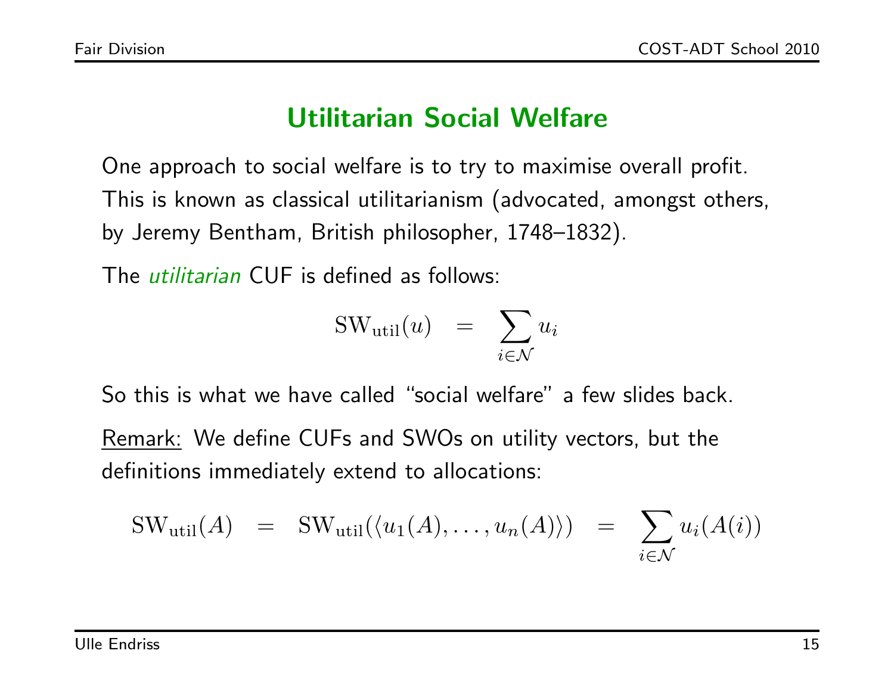# Utilitarian Social Welfare

One approach to social welfare is to try to maximise overall profit. This is known as classical utilitarianism (advocated, amongst others, by Jeremy Bentham, British philosopher, 1748–1832).

The *utilitarian* CUF is defined as follows:

$$\mathrm{SW}_{\mathrm{util}}(u) \quad = \quad \sum_{i \in \mathcal{N}} u_i$$

So this is what we have called "social welfare" a few slides back.

Remark: We define CUFs and SWOs on utility vectors, but the definitions immediately extend to allocations:

$$\mathrm{SW}_{\mathrm{util}}(A) \quad = \quad \mathrm{SW}_{\mathrm{util}}(\langle u_1(A), \ldots, u_n(A) \rangle) \quad = \quad \sum_{i \in \mathcal{N}} u_i(A(i))$$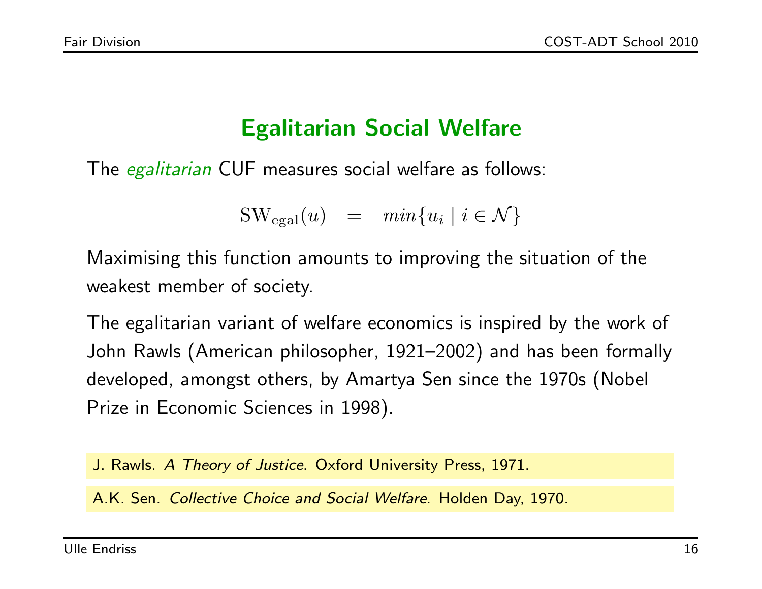## Egalitarian Social Welfare

The *egalitarian* CUF measures social welfare as follows:

$$\mathrm{SW}_{\mathrm{egal}}(u) \quad = \quad min\{u_i \mid i \in \mathcal{N}\}$$

Maximising this function amounts to improving the situation of the weakest member of society.

The egalitarian variant of welfare economics is inspired by the work of John Rawls (American philosopher, 1921–2002) and has been formally developed, amongst others, by Amartya Sen since the 1970s (Nobel Prize in Economic Sciences in 1998).

J. Rawls. *A Theory of Justice*. Oxford University Press, 1971.

A.K. Sen. *Collective Choice and Social Welfare*. Holden Day, 1970.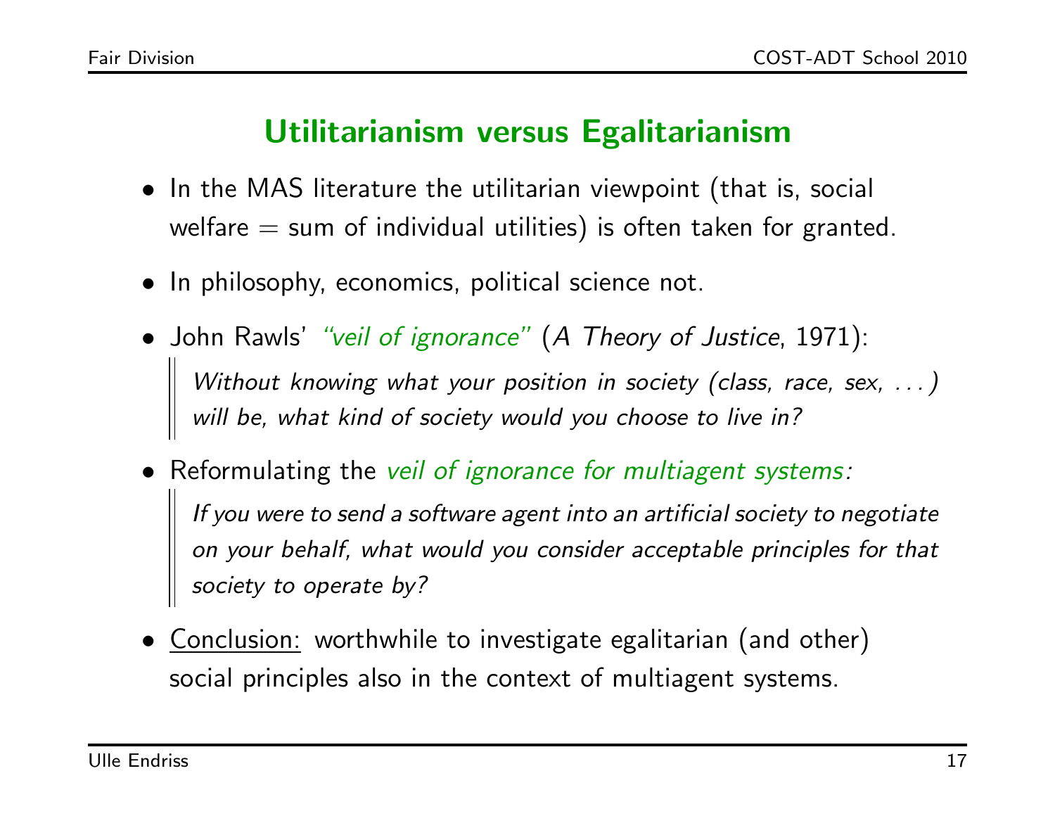## Utilitarianism versus Egalitarianism

- In the MAS literature the utilitarian viewpoint (that is, social welfare = sum of individual utilities) is often taken for granted.
- In philosophy, economics, political science not.
- John Rawls' *"veil of ignorance"* (*A Theory of Justice*, 1971):

  > *Without knowing what your position in society (class, race, sex, ...) will be, what kind of society would you choose to live in?*

- Reformulating the *veil of ignorance for multiagent systems:*

  > *If you were to send a software agent into an artificial society to negotiate on your behalf, what would you consider acceptable principles for that society to operate by?*

- Conclusion: worthwhile to investigate egalitarian (and other) social principles also in the context of multiagent systems.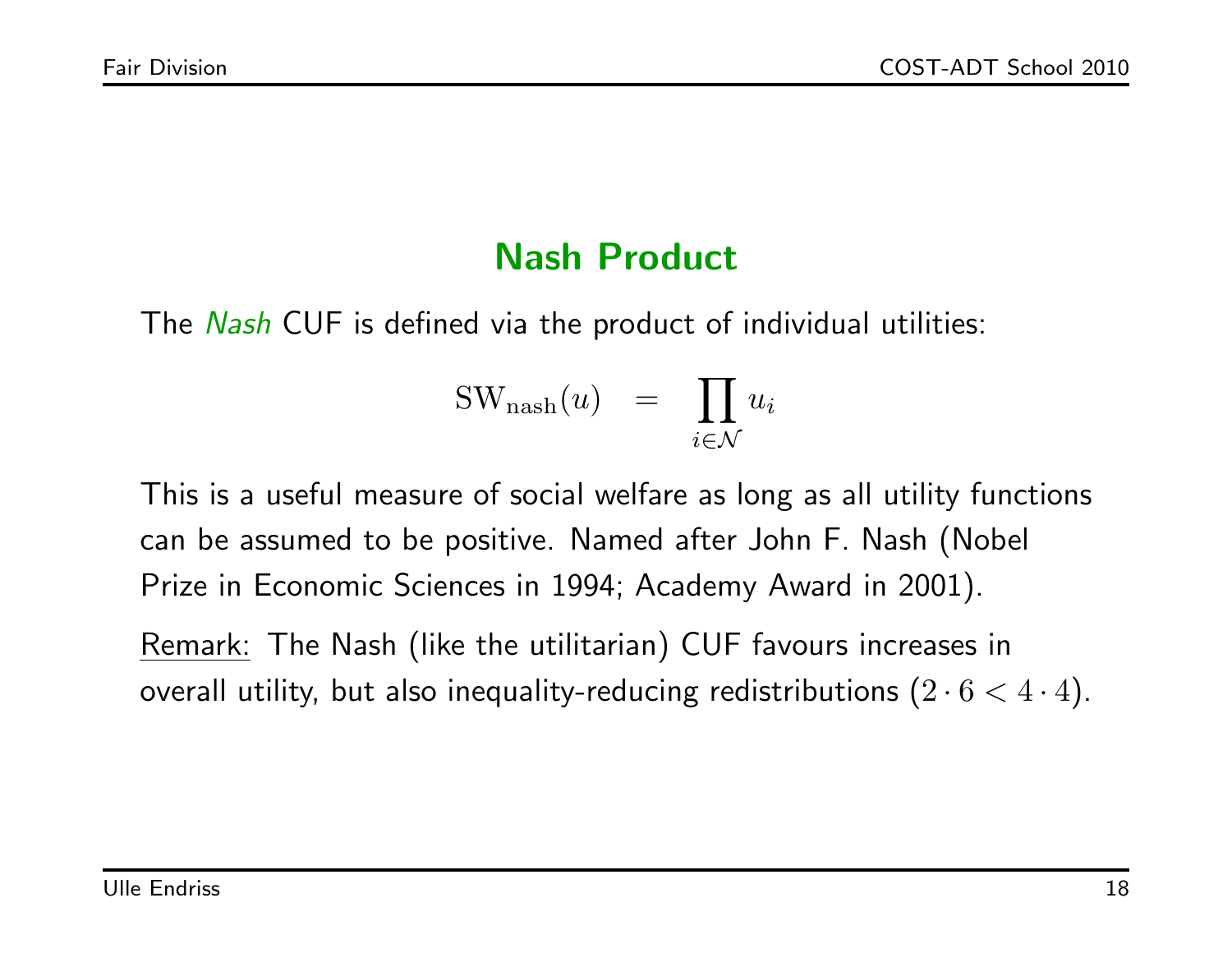## Nash Product

The *Nash* CUF is defined via the product of individual utilities:

$$\mathrm{SW}_{\mathrm{nash}}(u) \quad = \quad \prod_{i \in \mathcal{N}} u_i$$

This is a useful measure of social welfare as long as all utility functions can be assumed to be positive. Named after John F. Nash (Nobel Prize in Economic Sciences in 1994; Academy Award in 2001).

Remark: The Nash (like the utilitarian) CUF favours increases in overall utility, but also inequality-reducing redistributions ($2 \cdot 6 < 4 \cdot 4$).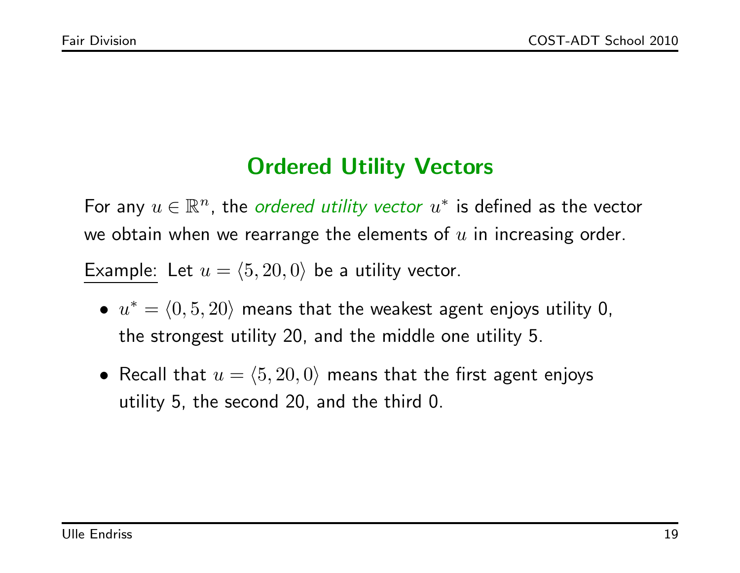## Ordered Utility Vectors

For any $u \in \mathbb{R}^n$, the *ordered utility vector* $u^*$ is defined as the vector we obtain when we rearrange the elements of $u$ in increasing order.

Example: Let $u = \langle 5, 20, 0 \rangle$ be a utility vector.

- $u^* = \langle 0, 5, 20 \rangle$ means that the weakest agent enjoys utility 0, the strongest utility 20, and the middle one utility 5.
- Recall that $u = \langle 5, 20, 0 \rangle$ means that the first agent enjoys utility 5, the second 20, and the third 0.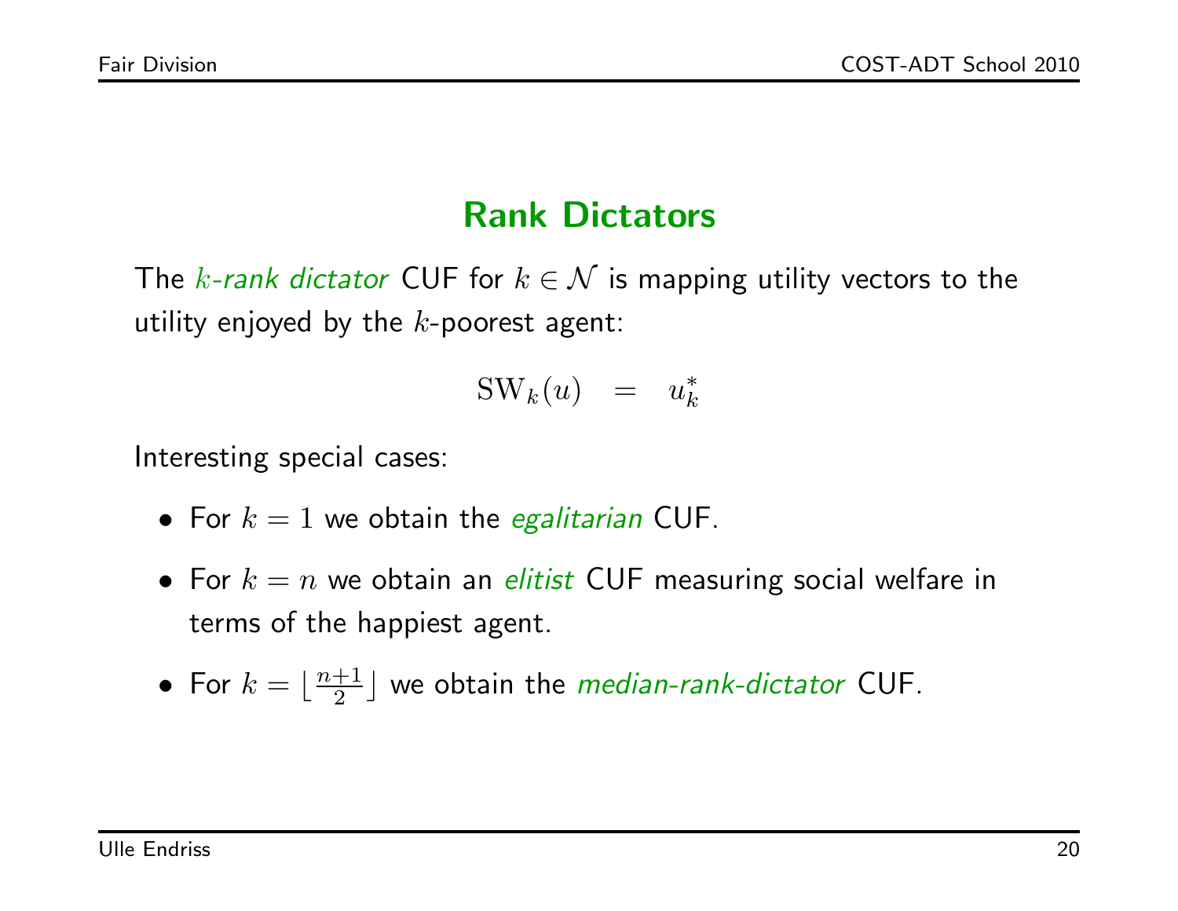## Rank Dictators

The *$k$-rank dictator* CUF for $k \in \mathcal{N}$ is mapping utility vectors to the utility enjoyed by the $k$-poorest agent:

$$\mathrm{SW}_k(u) \quad = \quad u_k^*$$

Interesting special cases:

- For $k = 1$ we obtain the *egalitarian* CUF.
- For $k = n$ we obtain an *elitist* CUF measuring social welfare in terms of the happiest agent.
- For $k = \lfloor \frac{n+1}{2} \rfloor$ we obtain the *median-rank-dictator* CUF.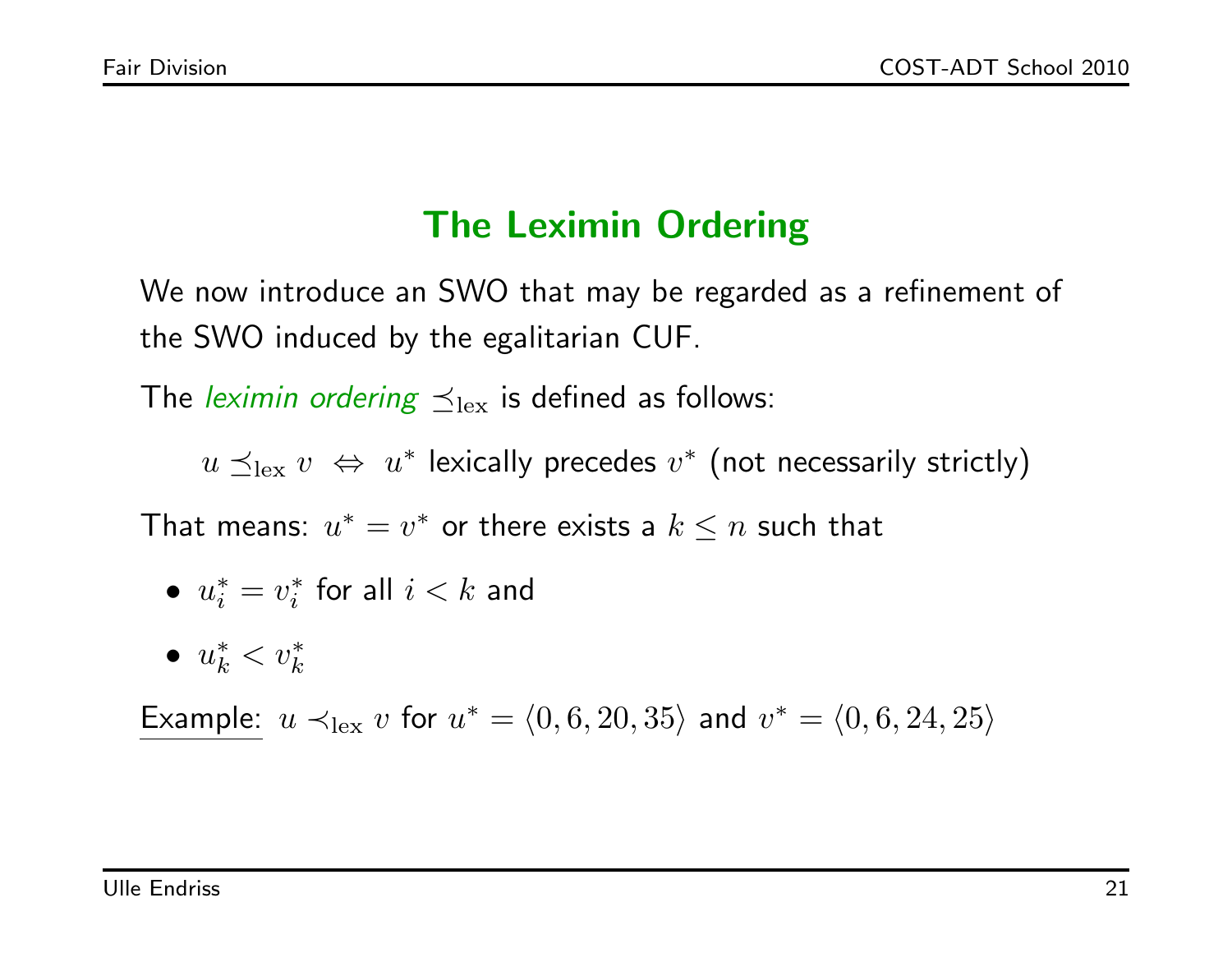## The Leximin Ordering

We now introduce an SWO that may be regarded as a refinement of the SWO induced by the egalitarian CUF.

The *leximin ordering* $\preceq_{\text{lex}}$ is defined as follows:

$$u \preceq_{\text{lex}} v \;\Leftrightarrow\; u^* \text{ lexically precedes } v^* \text{ (not necessarily strictly)}$$

That means: $u^* = v^*$ or there exists a $k \leq n$ such that

- $u_i^* = v_i^*$ for all $i < k$ and
- $u_k^* < v_k^*$

Example: $u \prec_{\text{lex}} v$ for $u^* = \langle 0, 6, 20, 35 \rangle$ and $v^* = \langle 0, 6, 24, 25 \rangle$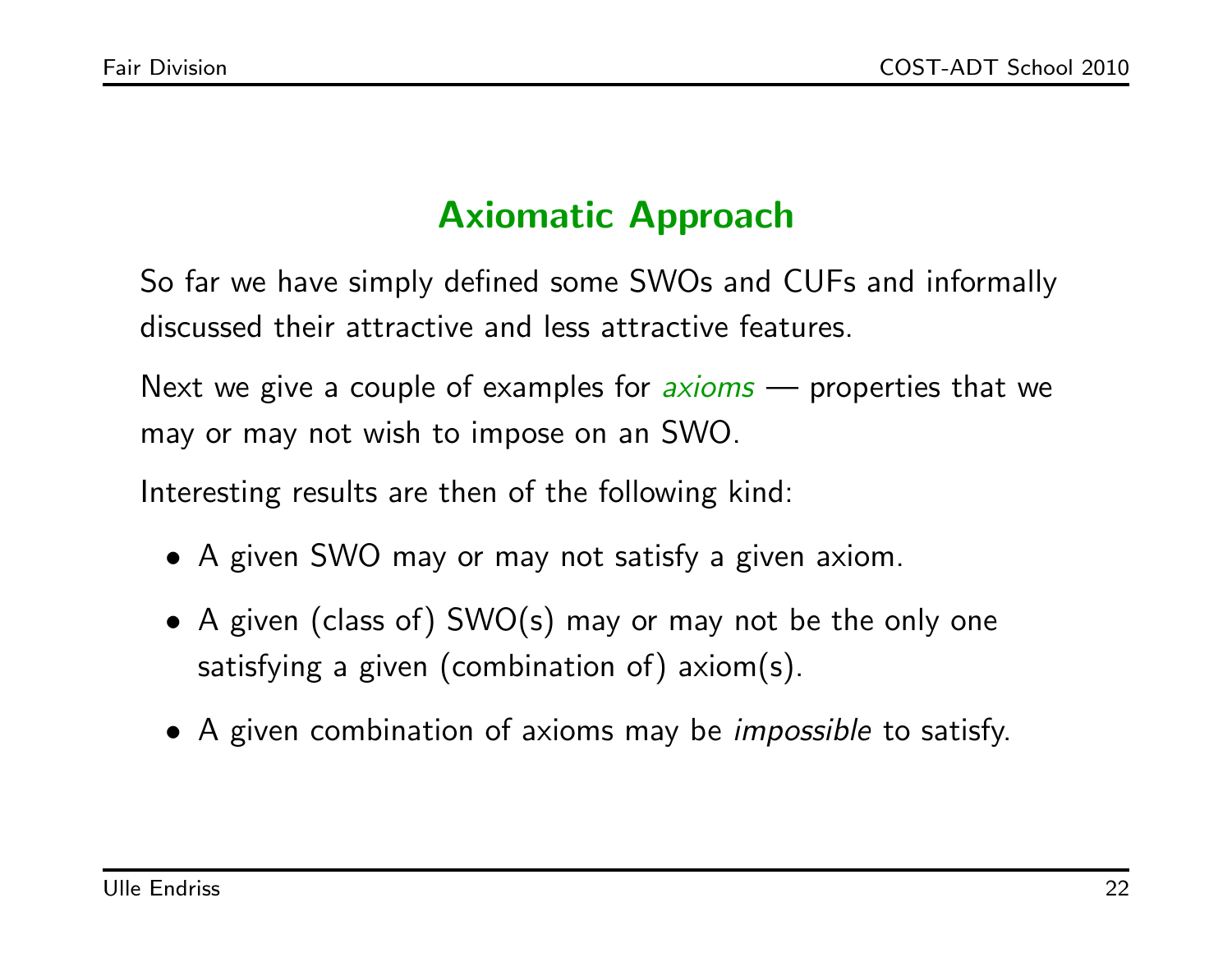## Axiomatic Approach

So far we have simply defined some SWOs and CUFs and informally discussed their attractive and less attractive features.

Next we give a couple of examples for *axioms* — properties that we may or may not wish to impose on an SWO.

Interesting results are then of the following kind:

- A given SWO may or may not satisfy a given axiom.
- A given (class of) SWO(s) may or may not be the only one satisfying a given (combination of) axiom(s).
- A given combination of axioms may be *impossible* to satisfy.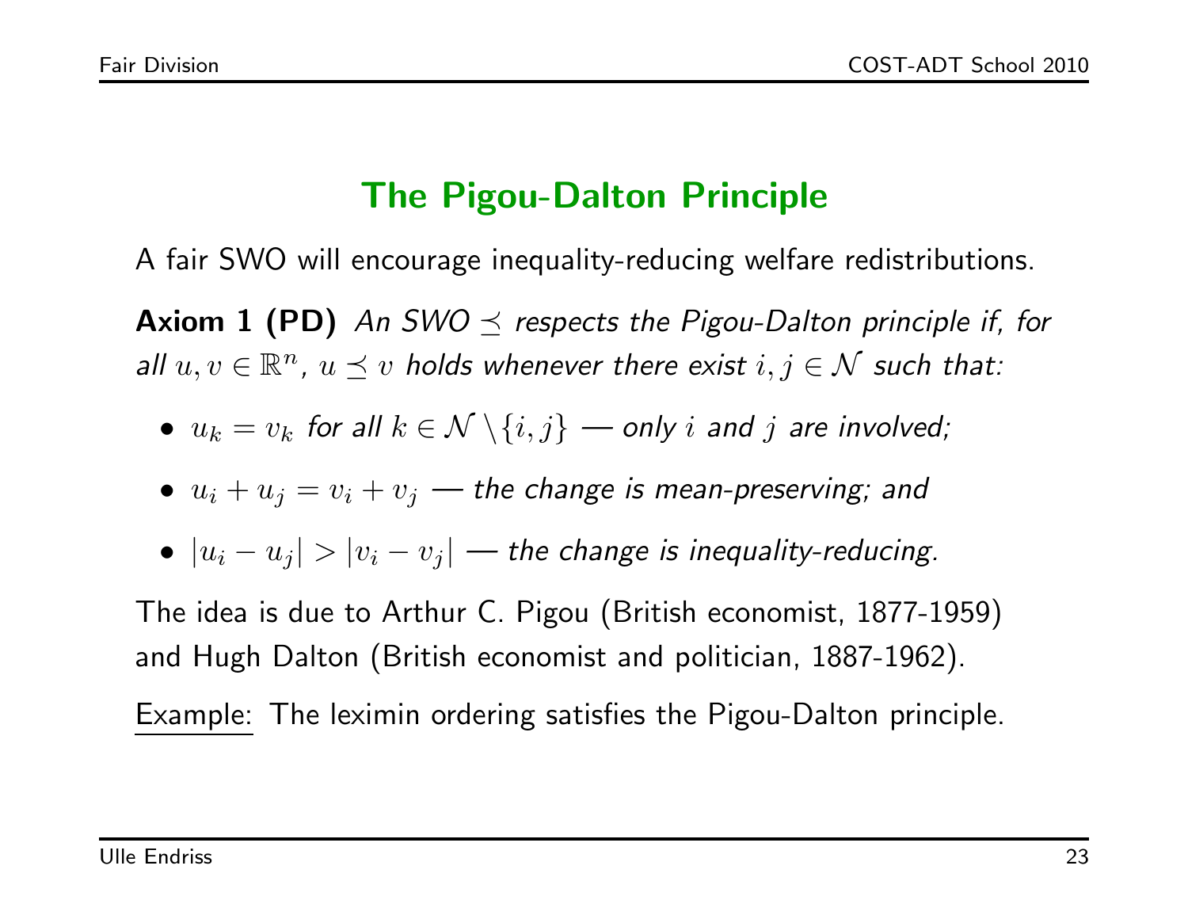## The Pigou-Dalton Principle

A fair SWO will encourage inequality-reducing welfare redistributions.

**Axiom 1 (PD)** *An SWO $\preceq$ respects the Pigou-Dalton principle if, for all $u, v \in \mathbb{R}^n$, $u \preceq v$ holds whenever there exist $i, j \in \mathcal{N}$ such that:*

- $u_k = v_k$ *for all* $k \in \mathcal{N} \setminus \{i, j\}$ *— only* $i$ *and* $j$ *are involved;*
- $u_i + u_j = v_i + v_j$ *— the change is mean-preserving; and*
- $|u_i - u_j| > |v_i - v_j|$ *— the change is inequality-reducing.*

The idea is due to Arthur C. Pigou (British economist, 1877-1959) and Hugh Dalton (British economist and politician, 1887-1962).

Example: The leximin ordering satisfies the Pigou-Dalton principle.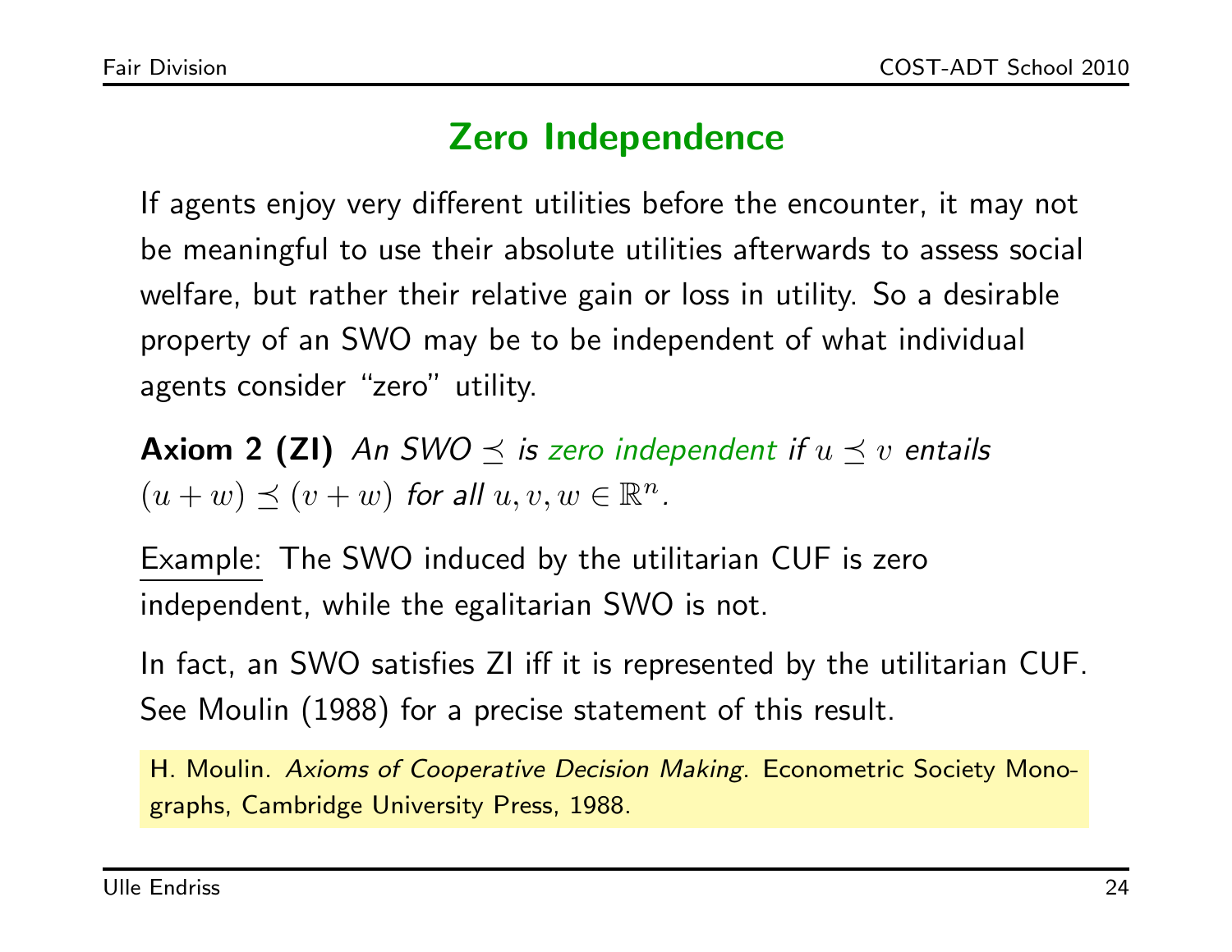# Zero Independence

If agents enjoy very different utilities before the encounter, it may not be meaningful to use their absolute utilities afterwards to assess social welfare, but rather their relative gain or loss in utility. So a desirable property of an SWO may be to be independent of what individual agents consider "zero" utility.

**Axiom 2 (ZI)** *An SWO $\preceq$ is zero independent if $u \preceq v$ entails $(u + w) \preceq (v + w)$ for all $u, v, w \in \mathbb{R}^n$.*

Example: The SWO induced by the utilitarian CUF is zero independent, while the egalitarian SWO is not.

In fact, an SWO satisfies ZI iff it is represented by the utilitarian CUF. See Moulin (1988) for a precise statement of this result.

H. Moulin. *Axioms of Cooperative Decision Making*. Econometric Society Monographs, Cambridge University Press, 1988.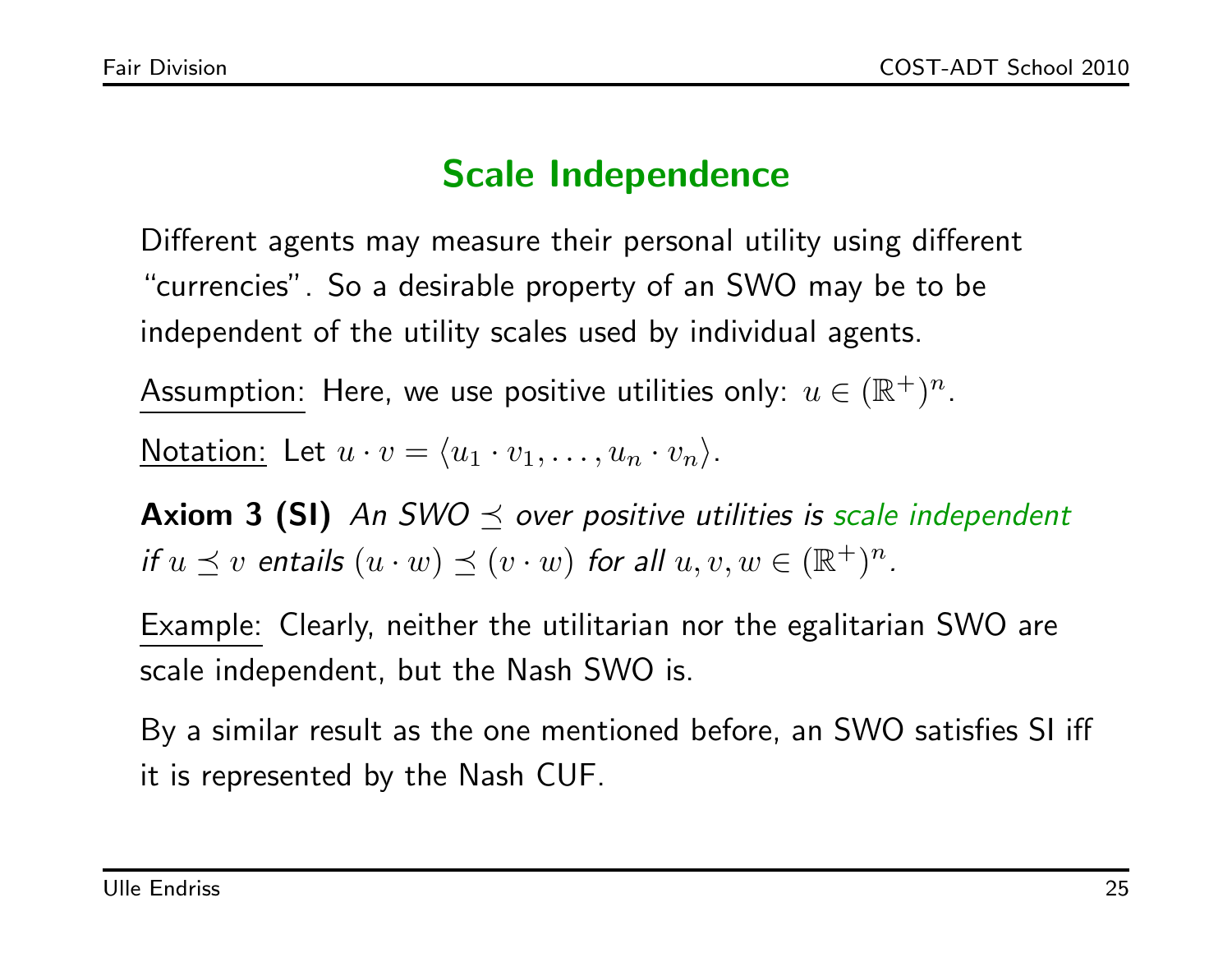# Scale Independence

Different agents may measure their personal utility using different "currencies". So a desirable property of an SWO may be to be independent of the utility scales used by individual agents.

Assumption: Here, we use positive utilities only: $u \in (\mathbb{R}^+)^n$.

Notation: Let $u \cdot v = \langle u_1 \cdot v_1, \ldots, u_n \cdot v_n \rangle$.

**Axiom 3 (SI)** *An SWO $\preceq$ over positive utilities is scale independent if $u \preceq v$ entails $(u \cdot w) \preceq (v \cdot w)$ for all $u, v, w \in (\mathbb{R}^+)^n$.*

Example: Clearly, neither the utilitarian nor the egalitarian SWO are scale independent, but the Nash SWO is.

By a similar result as the one mentioned before, an SWO satisfies SI iff it is represented by the Nash CUF.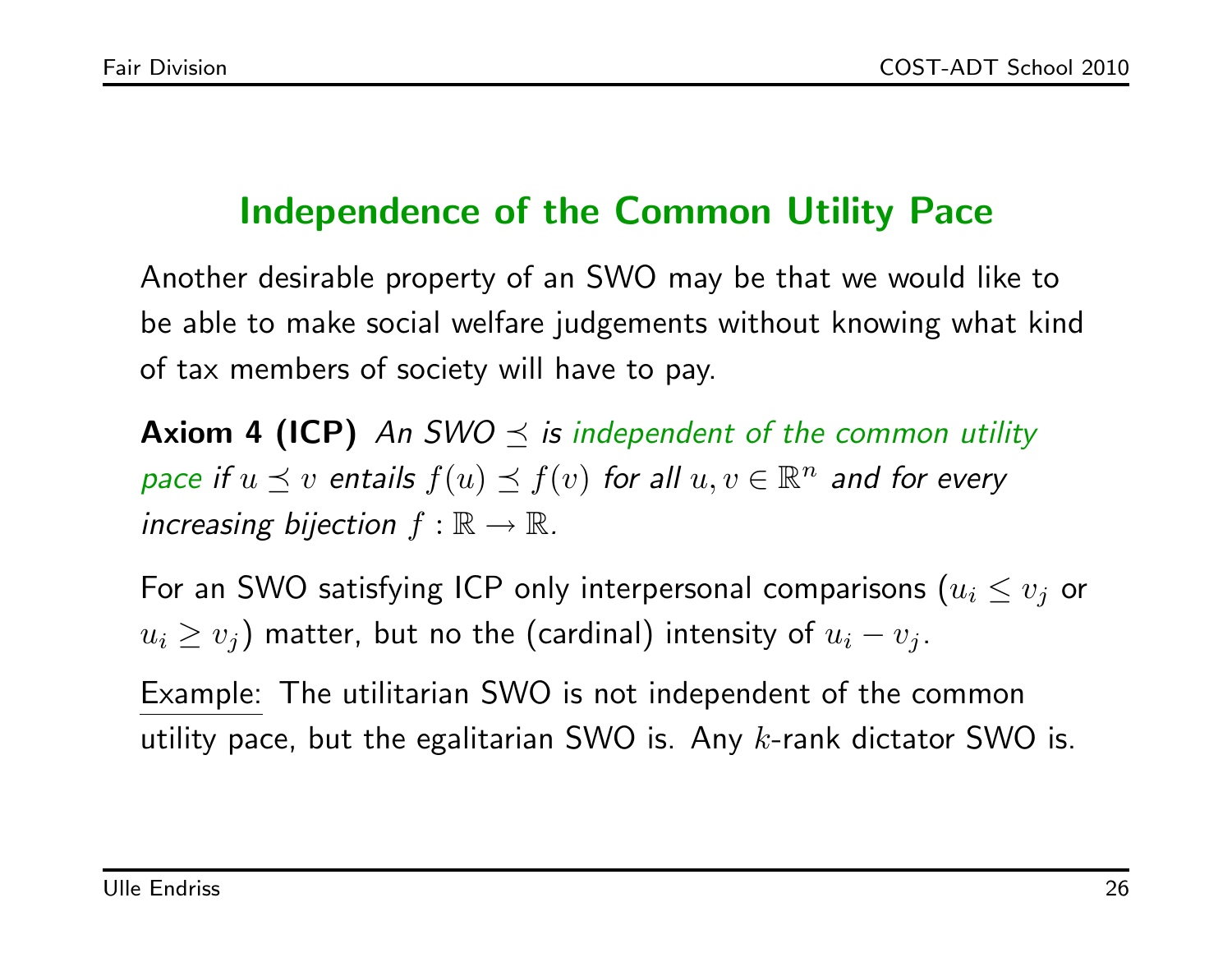## Independence of the Common Utility Pace

Another desirable property of an SWO may be that we would like to be able to make social welfare judgements without knowing what kind of tax members of society will have to pay.

**Axiom 4 (ICP)** *An SWO $\preceq$ is independent of the common utility pace if $u \preceq v$ entails $f(u) \preceq f(v)$ for all $u, v \in \mathbb{R}^n$ and for every increasing bijection $f : \mathbb{R} \to \mathbb{R}$.*

For an SWO satisfying ICP only interpersonal comparisons ($u_i \leq v_j$ or $u_i \geq v_j$) matter, but no the (cardinal) intensity of $u_i - v_j$.

Example: The utilitarian SWO is not independent of the common utility pace, but the egalitarian SWO is. Any $k$-rank dictator SWO is.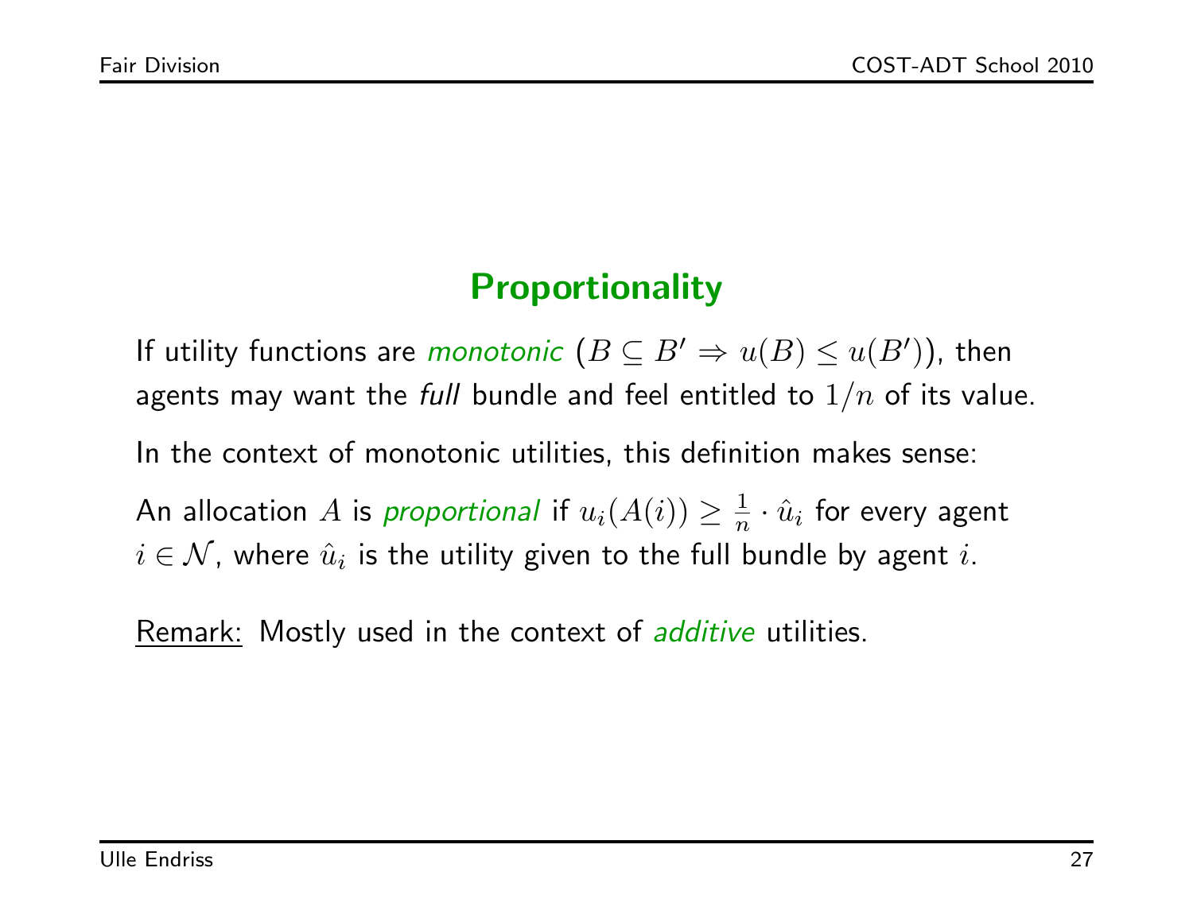## Proportionality

If utility functions are *monotonic* ($B \subseteq B' \Rightarrow u(B) \leq u(B')$), then agents may want the *full* bundle and feel entitled to $1/n$ of its value.

In the context of monotonic utilities, this definition makes sense:

An allocation $A$ is *proportional* if $u_i(A(i)) \geq \frac{1}{n} \cdot \hat{u}_i$ for every agent $i \in \mathcal{N}$, where $\hat{u}_i$ is the utility given to the full bundle by agent $i$.

<u>Remark:</u> Mostly used in the context of *additive* utilities.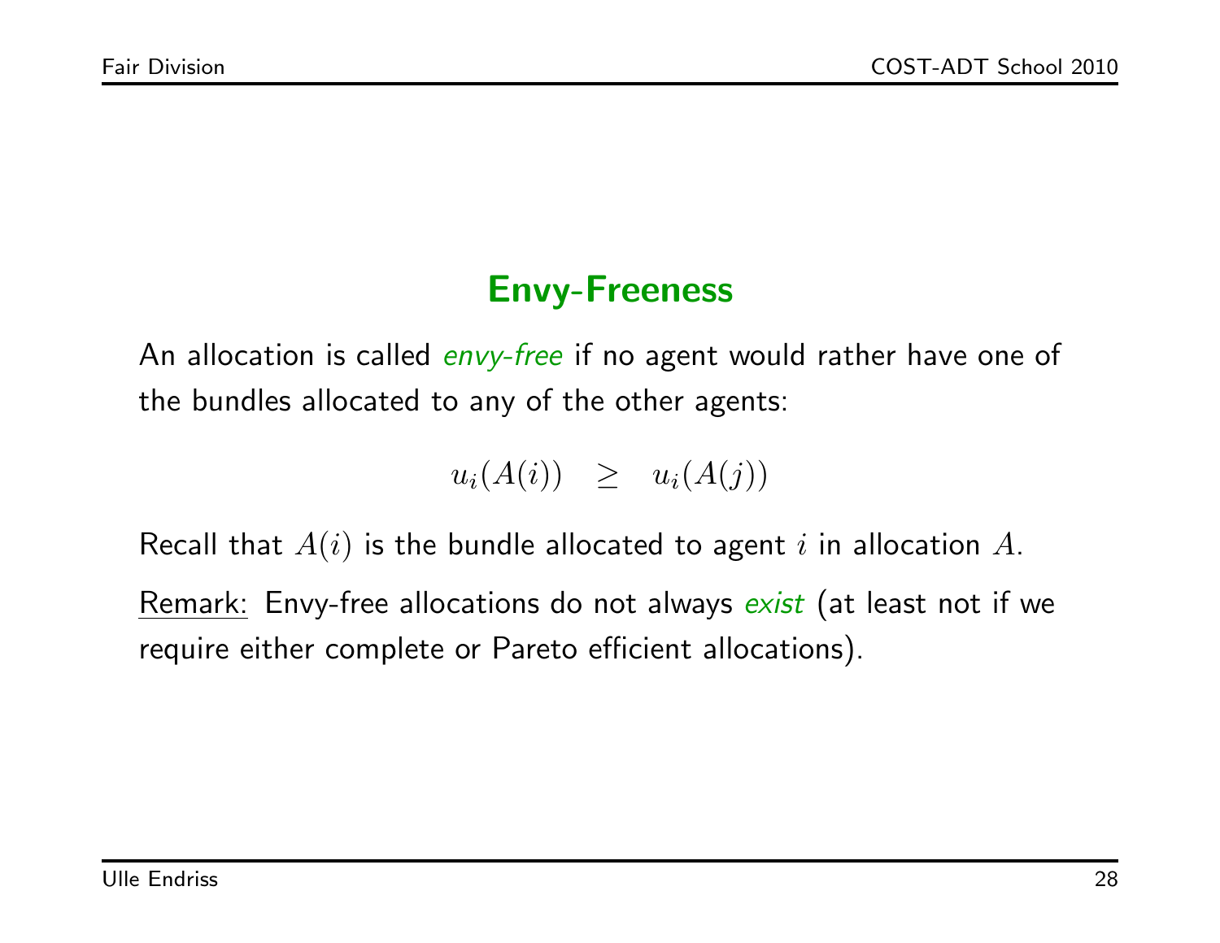## Envy-Freeness

An allocation is called *envy-free* if no agent would rather have one of the bundles allocated to any of the other agents:

$$u_i(A(i)) \quad \geq \quad u_i(A(j))$$

Recall that $A(i)$ is the bundle allocated to agent $i$ in allocation $A$.

Remark: Envy-free allocations do not always *exist* (at least not if we require either complete or Pareto efficient allocations).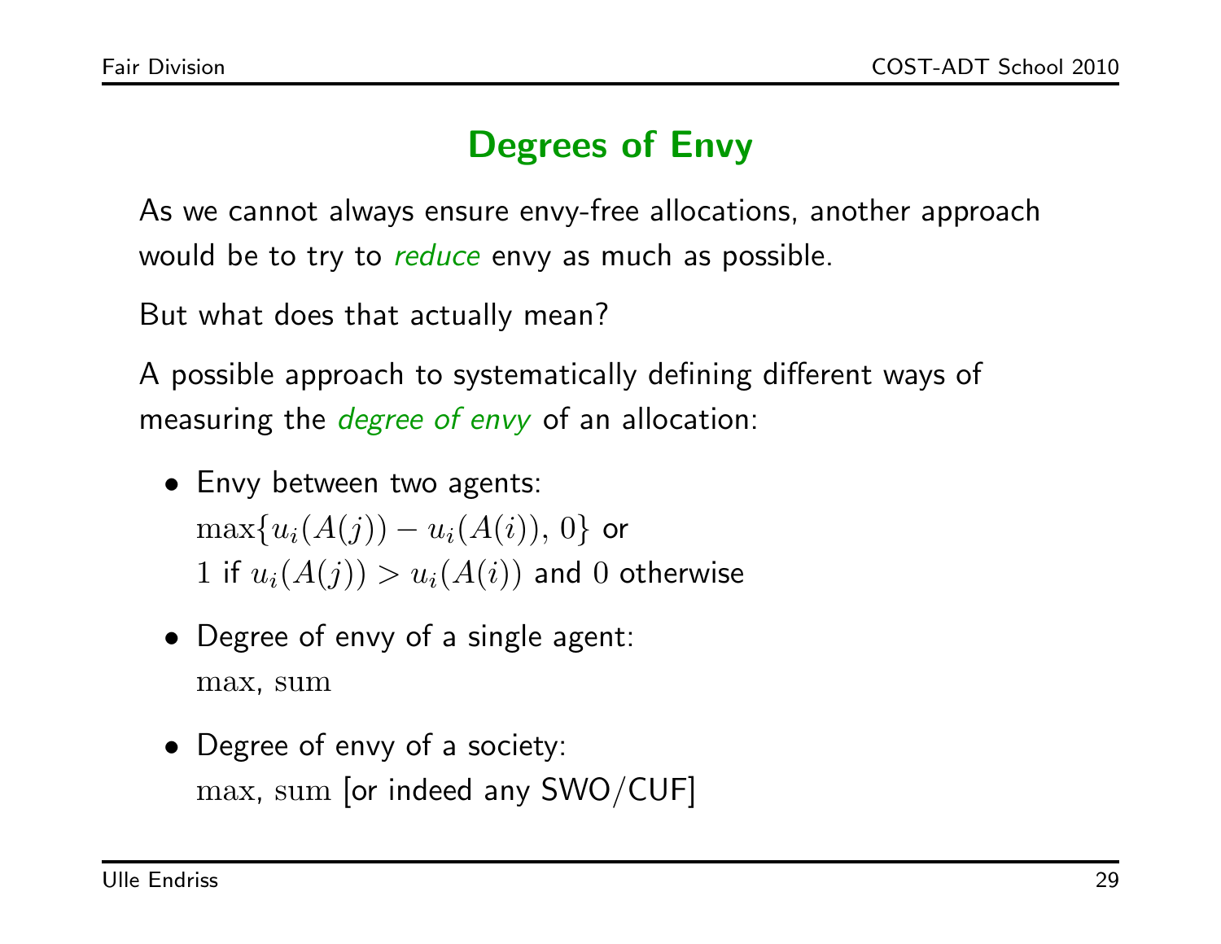# Degrees of Envy

As we cannot always ensure envy-free allocations, another approach would be to try to *reduce* envy as much as possible.

But what does that actually mean?

A possible approach to systematically defining different ways of measuring the *degree of envy* of an allocation:

- Envy between two agents:
  $\max\{u_i(A(j)) - u_i(A(i)), 0\}$ or
  $1$ if $u_i(A(j)) > u_i(A(i))$ and $0$ otherwise
- Degree of envy of a single agent:
  $\max$, $\text{sum}$
- Degree of envy of a society:
  $\max$, $\text{sum}$ [or indeed any SWO/CUF]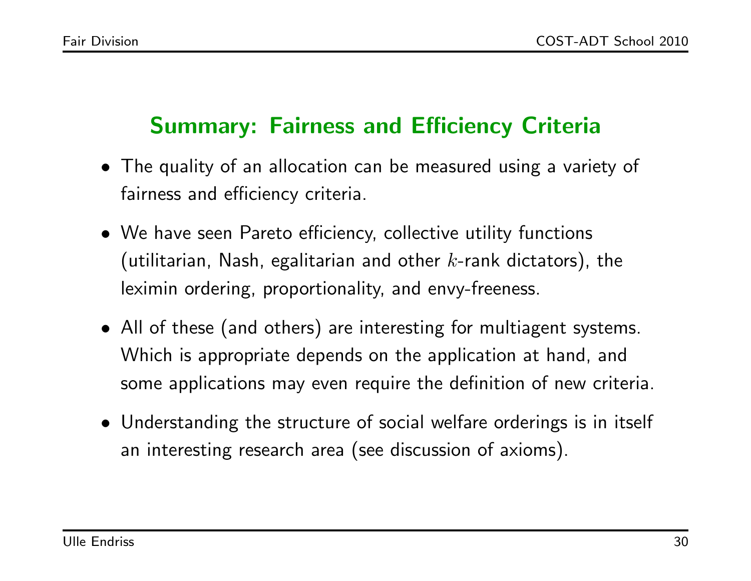## Summary: Fairness and Efficiency Criteria

- The quality of an allocation can be measured using a variety of fairness and efficiency criteria.
- We have seen Pareto efficiency, collective utility functions (utilitarian, Nash, egalitarian and other $k$-rank dictators), the leximin ordering, proportionality, and envy-freeness.
- All of these (and others) are interesting for multiagent systems. Which is appropriate depends on the application at hand, and some applications may even require the definition of new criteria.
- Understanding the structure of social welfare orderings is in itself an interesting research area (see discussion of axioms).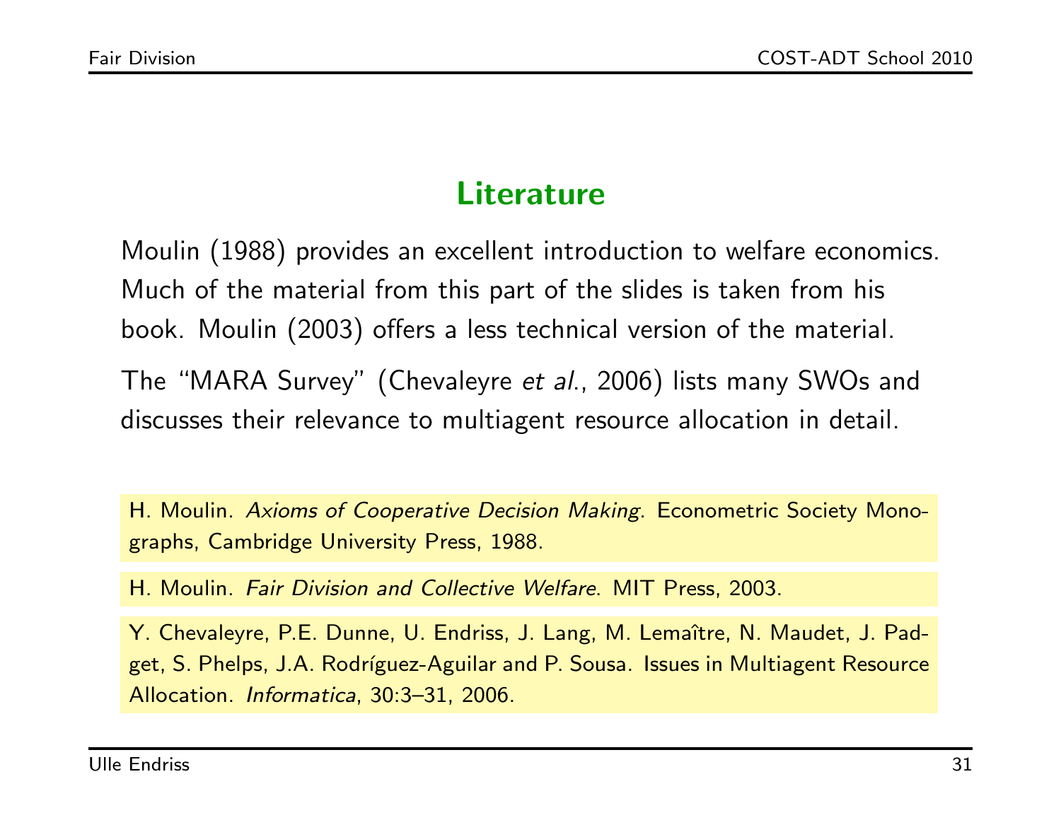## Literature

Moulin (1988) provides an excellent introduction to welfare economics. Much of the material from this part of the slides is taken from his book. Moulin (2003) offers a less technical version of the material.

The "MARA Survey" (Chevaleyre *et al.*, 2006) lists many SWOs and discusses their relevance to multiagent resource allocation in detail.

H. Moulin. *Axioms of Cooperative Decision Making*. Econometric Society Monographs, Cambridge University Press, 1988.

H. Moulin. *Fair Division and Collective Welfare*. MIT Press, 2003.

Y. Chevaleyre, P.E. Dunne, U. Endriss, J. Lang, M. Lemaître, N. Maudet, J. Padget, S. Phelps, J.A. Rodríguez-Aguilar and P. Sousa. Issues in Multiagent Resource Allocation. *Informatica*, 30:3–31, 2006.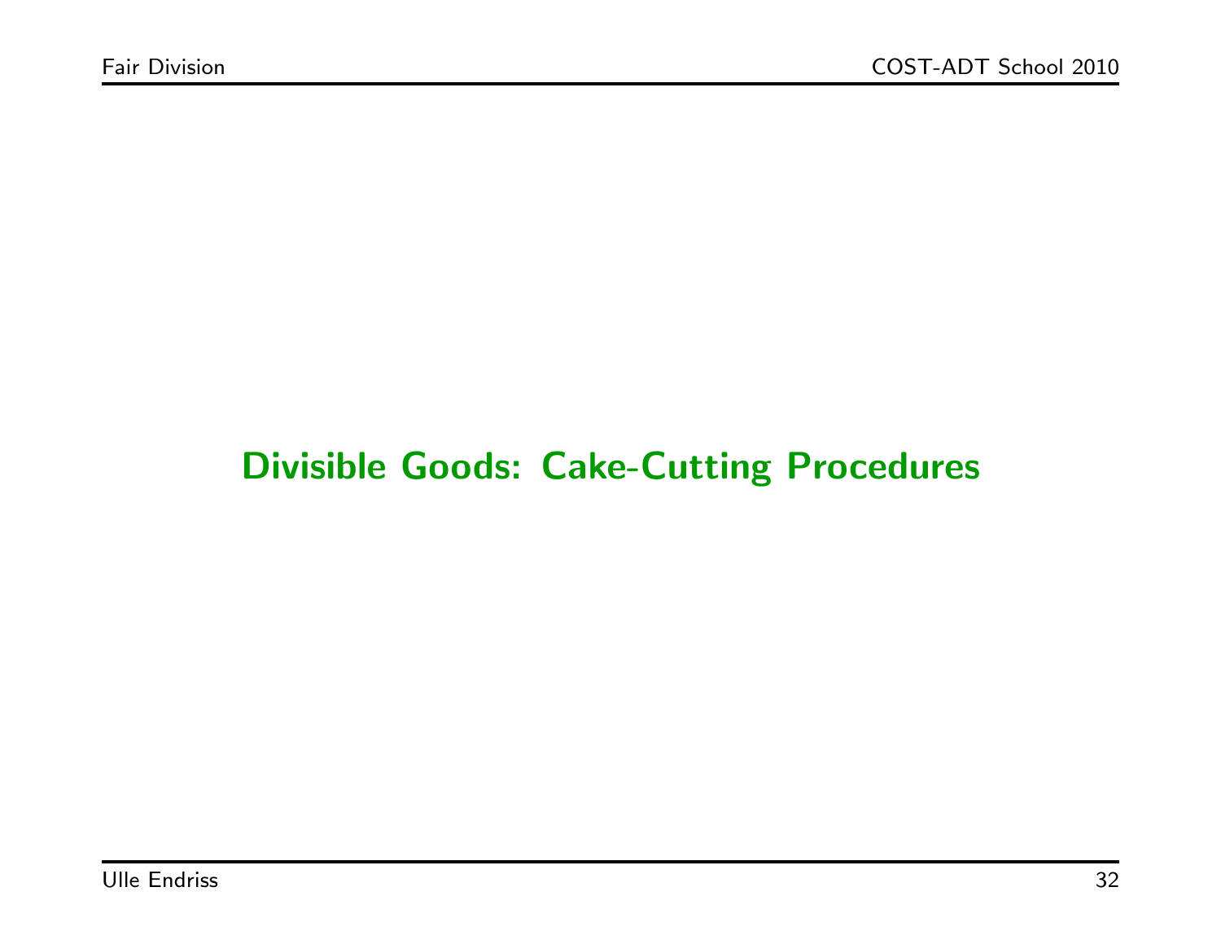# Divisible Goods: Cake-Cutting Procedures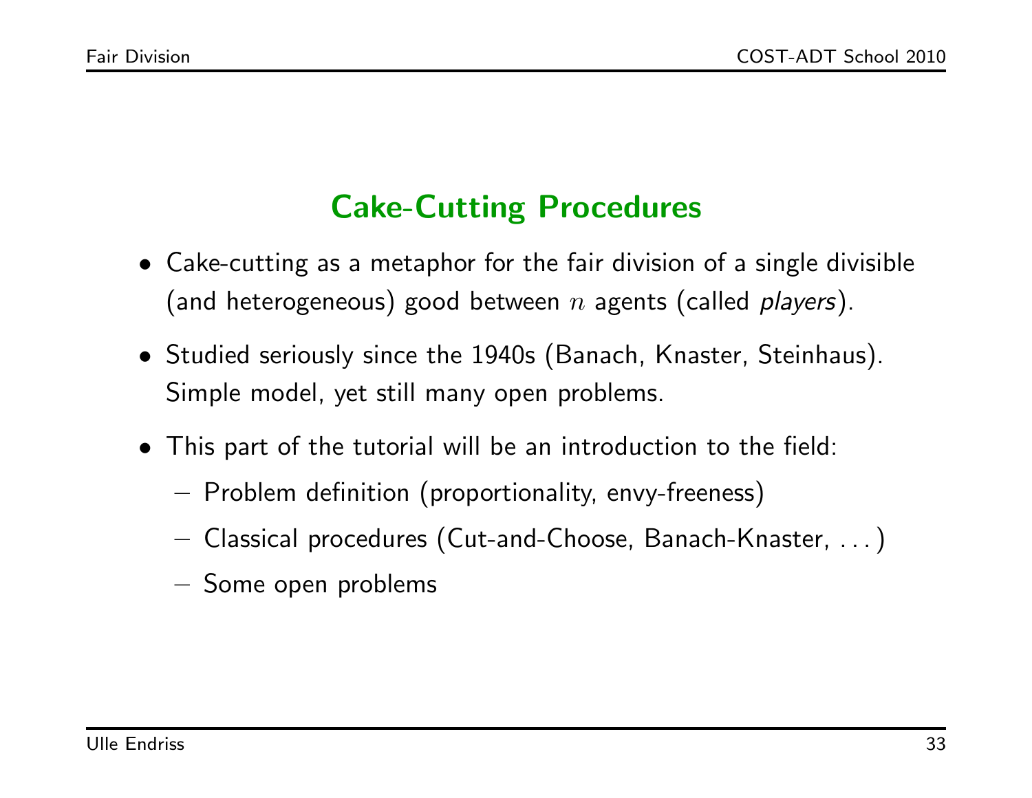## Cake-Cutting Procedures

- Cake-cutting as a metaphor for the fair division of a single divisible (and heterogeneous) good between $n$ agents (called *players*).
- Studied seriously since the 1940s (Banach, Knaster, Steinhaus). Simple model, yet still many open problems.
- This part of the tutorial will be an introduction to the field:
  - Problem definition (proportionality, envy-freeness)
  - Classical procedures (Cut-and-Choose, Banach-Knaster, . . . )
  - Some open problems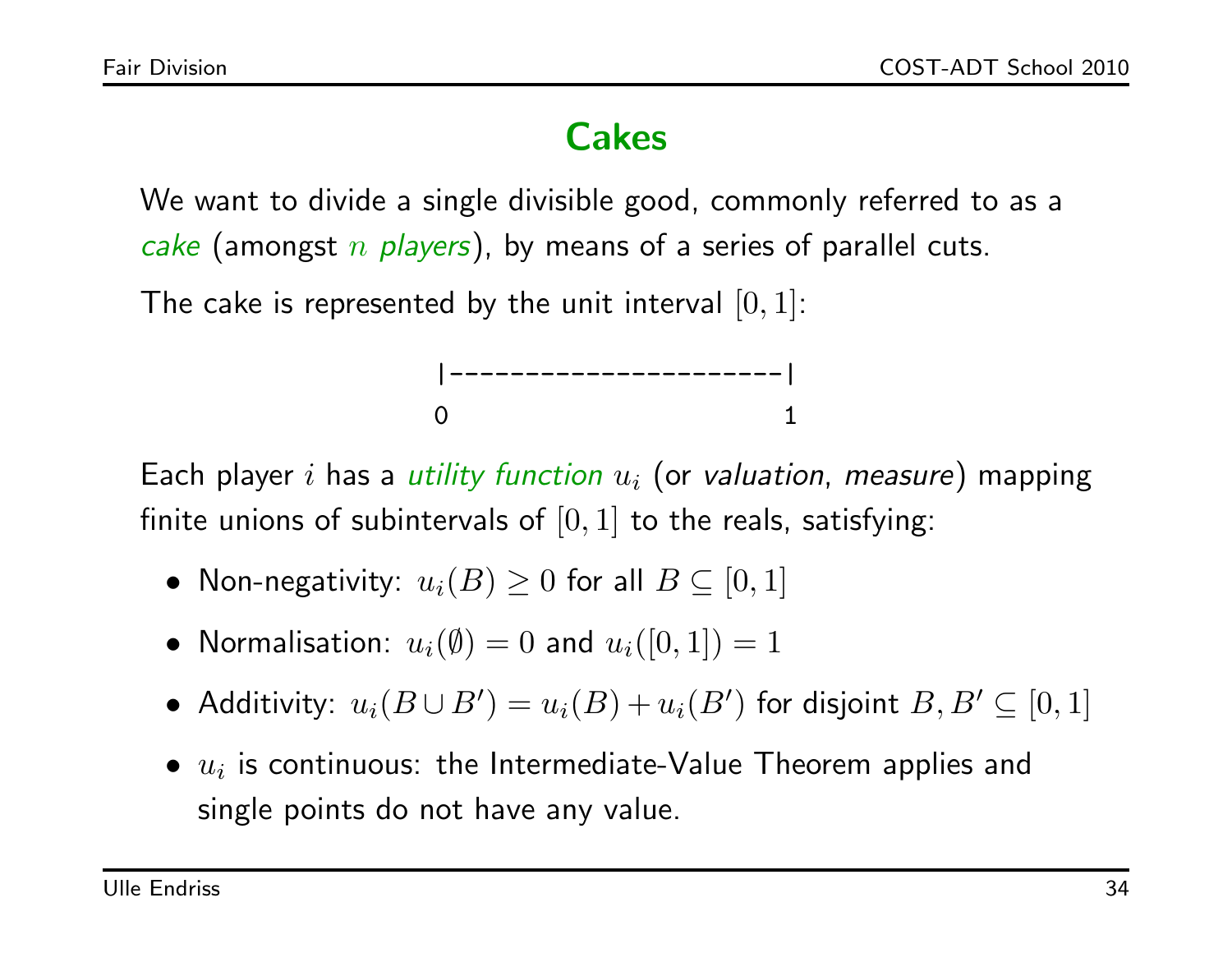# Cakes

We want to divide a single divisible good, commonly referred to as a *cake* (amongst $n$ *players*), by means of a series of parallel cuts.

The cake is represented by the unit interval $[0, 1]$:

```
|---------------------|
0                     1
```

Each player $i$ has a *utility function* $u_i$ (or *valuation*, *measure*) mapping finite unions of subintervals of $[0, 1]$ to the reals, satisfying:

- Non-negativity: $u_i(B) \geq 0$ for all $B \subseteq [0, 1]$
- Normalisation: $u_i(\emptyset) = 0$ and $u_i([0, 1]) = 1$
- Additivity: $u_i(B \cup B') = u_i(B) + u_i(B')$ for disjoint $B, B' \subseteq [0, 1]$
- $u_i$ is continuous: the Intermediate-Value Theorem applies and single points do not have any value.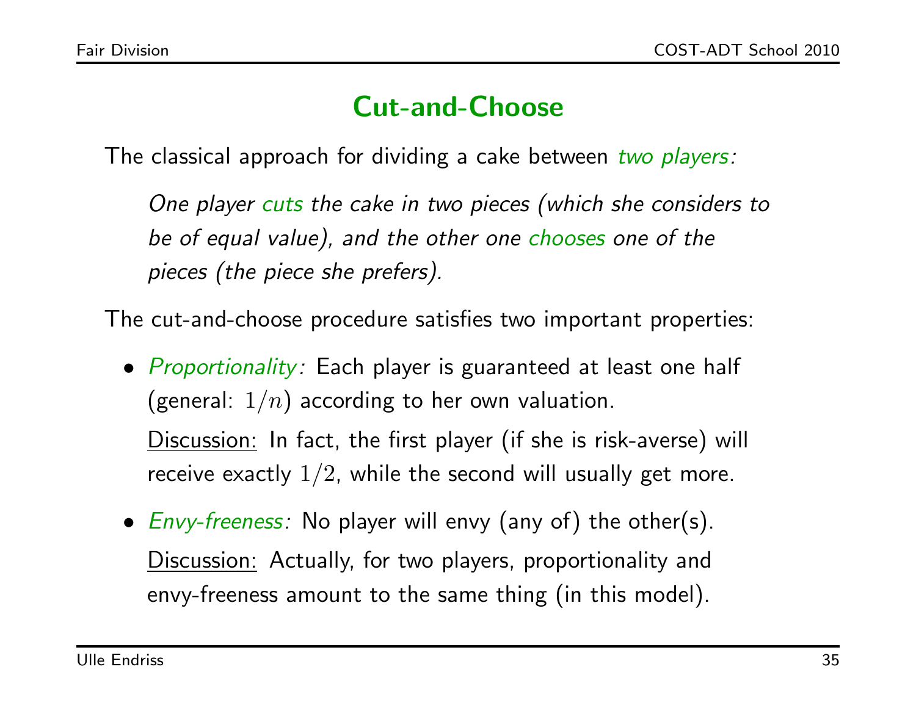# Cut-and-Choose

The classical approach for dividing a cake between *two players:*

> *One player cuts the cake in two pieces (which she considers to be of equal value), and the other one chooses one of the pieces (the piece she prefers).*

The cut-and-choose procedure satisfies two important properties:

- *Proportionality:* Each player is guaranteed at least one half (general: $1/n$) according to her own valuation.

  Discussion: In fact, the first player (if she is risk-averse) will receive exactly $1/2$, while the second will usually get more.

- *Envy-freeness:* No player will envy (any of) the other(s).

  Discussion: Actually, for two players, proportionality and envy-freeness amount to the same thing (in this model).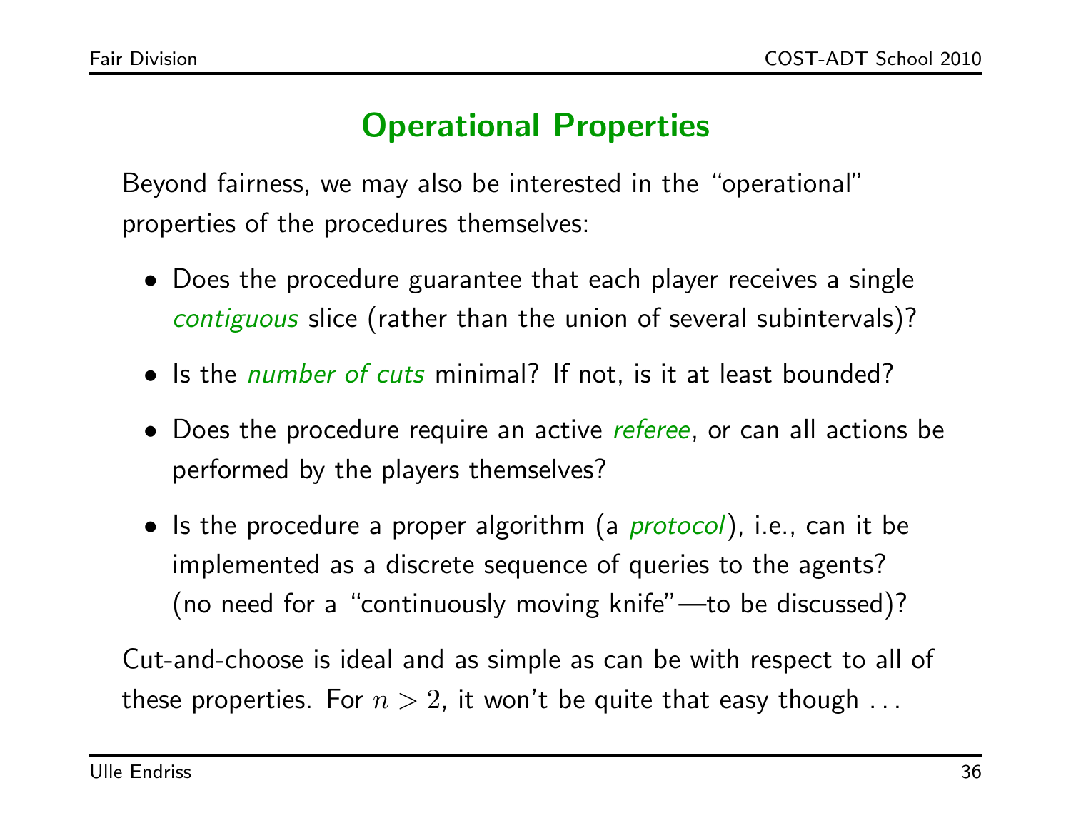# Operational Properties

Beyond fairness, we may also be interested in the "operational" properties of the procedures themselves:

- Does the procedure guarantee that each player receives a single *contiguous* slice (rather than the union of several subintervals)?
- Is the *number of cuts* minimal? If not, is it at least bounded?
- Does the procedure require an active *referee*, or can all actions be performed by the players themselves?
- Is the procedure a proper algorithm (a *protocol*), i.e., can it be implemented as a discrete sequence of queries to the agents? (no need for a "continuously moving knife"—to be discussed)?

Cut-and-choose is ideal and as simple as can be with respect to all of these properties. For $n > 2$, it won't be quite that easy though ...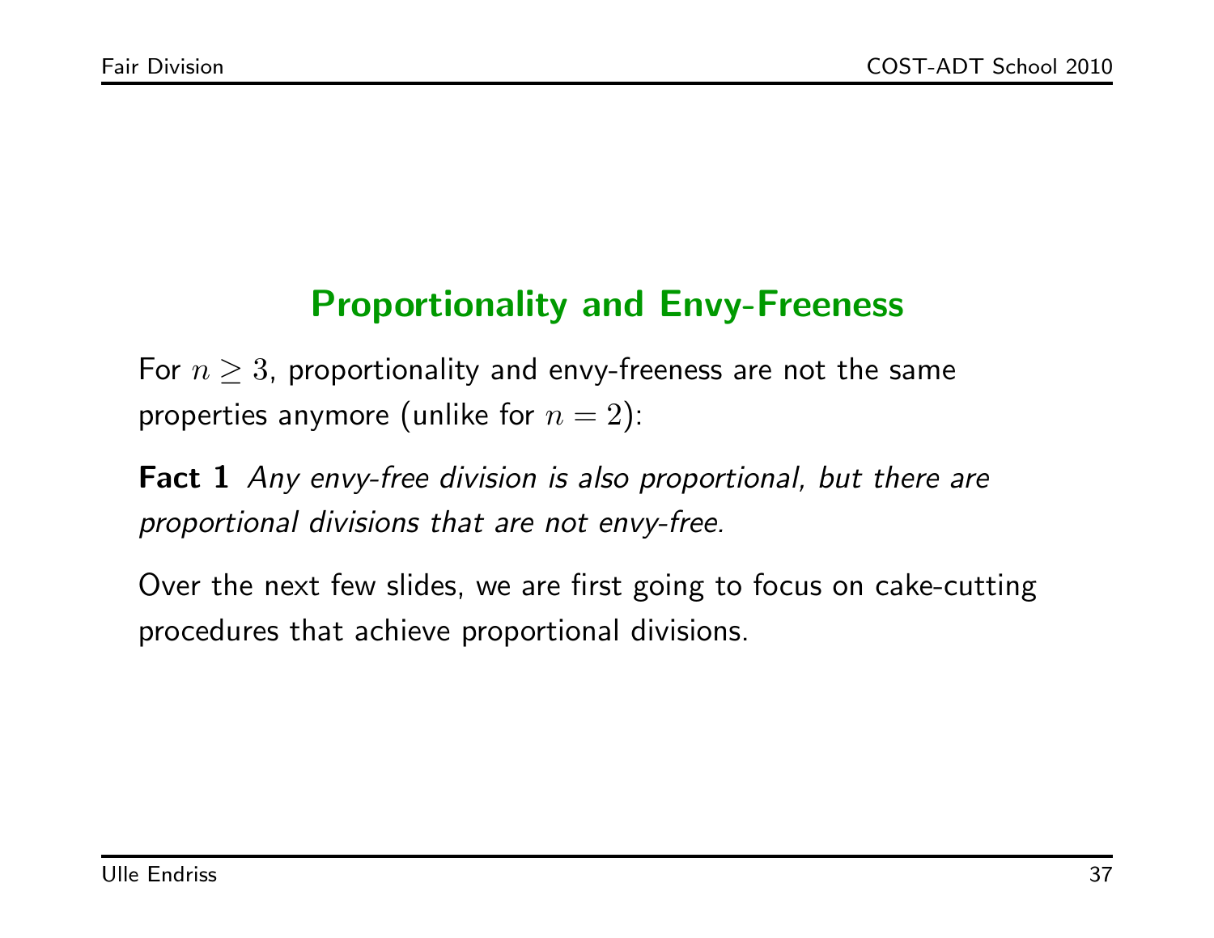## Proportionality and Envy-Freeness

For $n \geq 3$, proportionality and envy-freeness are not the same properties anymore (unlike for $n = 2$):

**Fact 1** *Any envy-free division is also proportional, but there are proportional divisions that are not envy-free.*

Over the next few slides, we are first going to focus on cake-cutting procedures that achieve proportional divisions.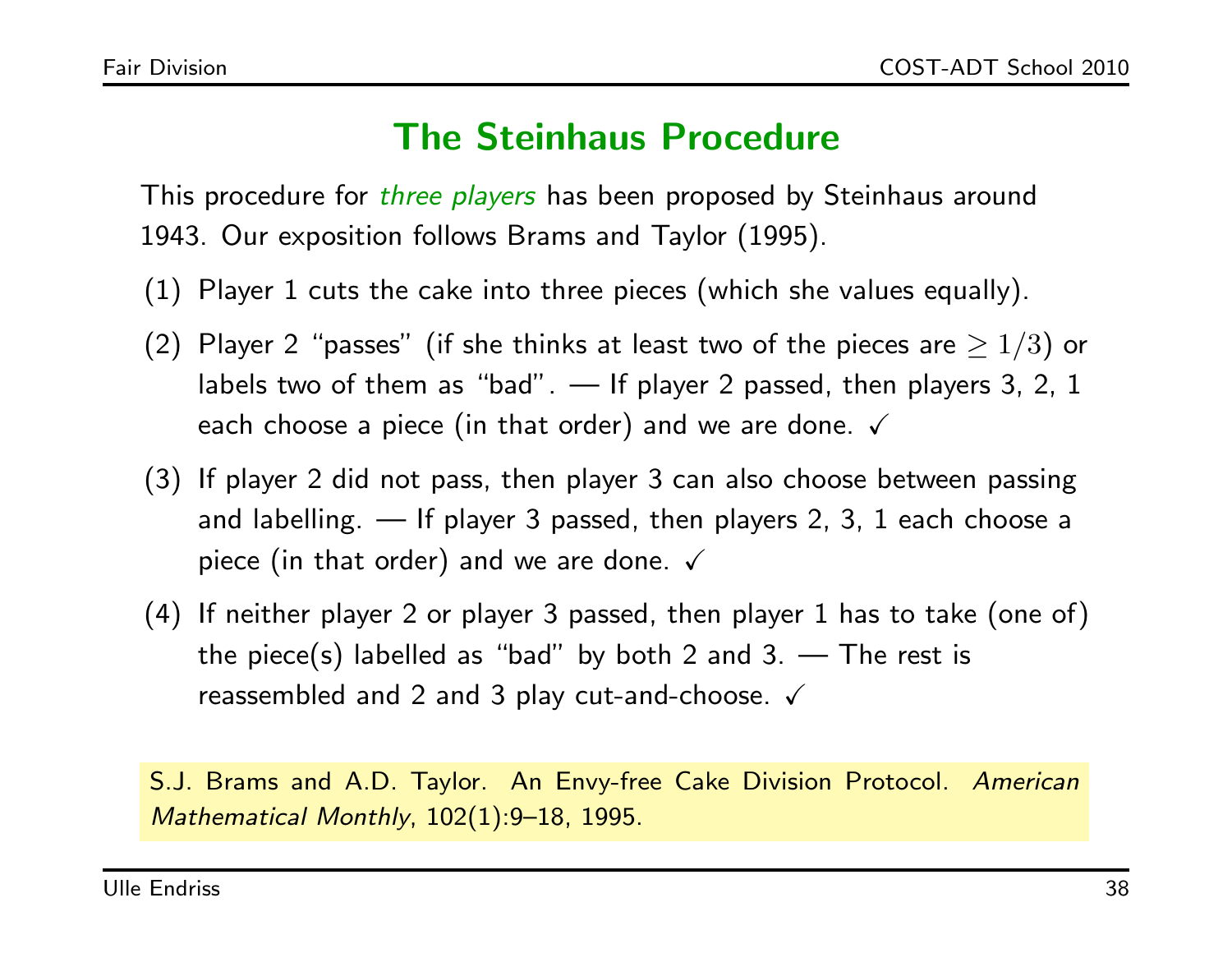# The Steinhaus Procedure

This procedure for *three players* has been proposed by Steinhaus around 1943. Our exposition follows Brams and Taylor (1995).

(1) Player 1 cuts the cake into three pieces (which she values equally).

(2) Player 2 "passes" (if she thinks at least two of the pieces are $\geq 1/3$) or labels two of them as "bad". — If player 2 passed, then players 3, 2, 1 each choose a piece (in that order) and we are done. ✓

(3) If player 2 did not pass, then player 3 can also choose between passing and labelling. — If player 3 passed, then players 2, 3, 1 each choose a piece (in that order) and we are done. ✓

(4) If neither player 2 or player 3 passed, then player 1 has to take (one of) the piece(s) labelled as "bad" by both 2 and 3. — The rest is reassembled and 2 and 3 play cut-and-choose. ✓

S.J. Brams and A.D. Taylor. An Envy-free Cake Division Protocol. *American Mathematical Monthly*, 102(1):9–18, 1995.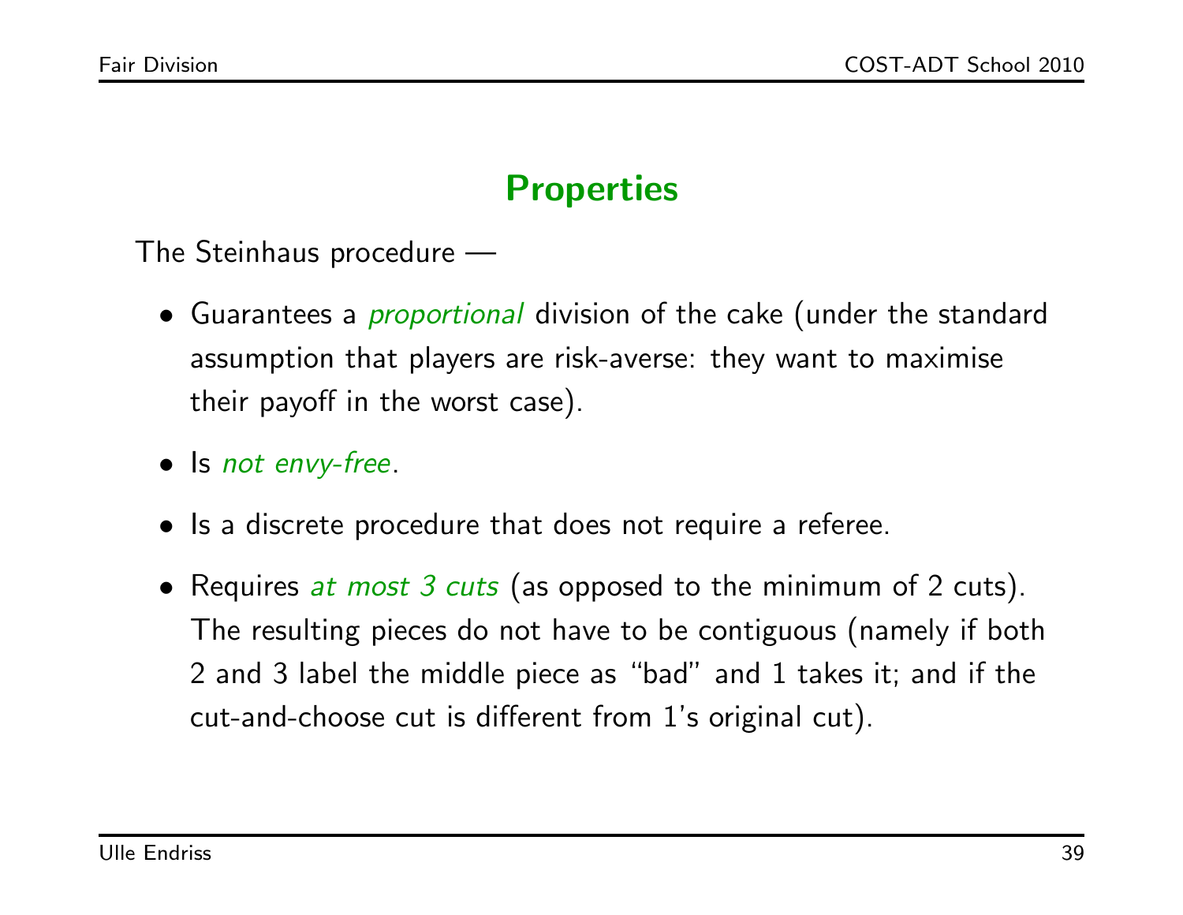## Properties

The Steinhaus procedure —

- Guarantees a *proportional* division of the cake (under the standard assumption that players are risk-averse: they want to maximise their payoff in the worst case).
- Is *not envy-free*.
- Is a discrete procedure that does not require a referee.
- Requires *at most 3 cuts* (as opposed to the minimum of 2 cuts). The resulting pieces do not have to be contiguous (namely if both 2 and 3 label the middle piece as "bad" and 1 takes it; and if the cut-and-choose cut is different from 1's original cut).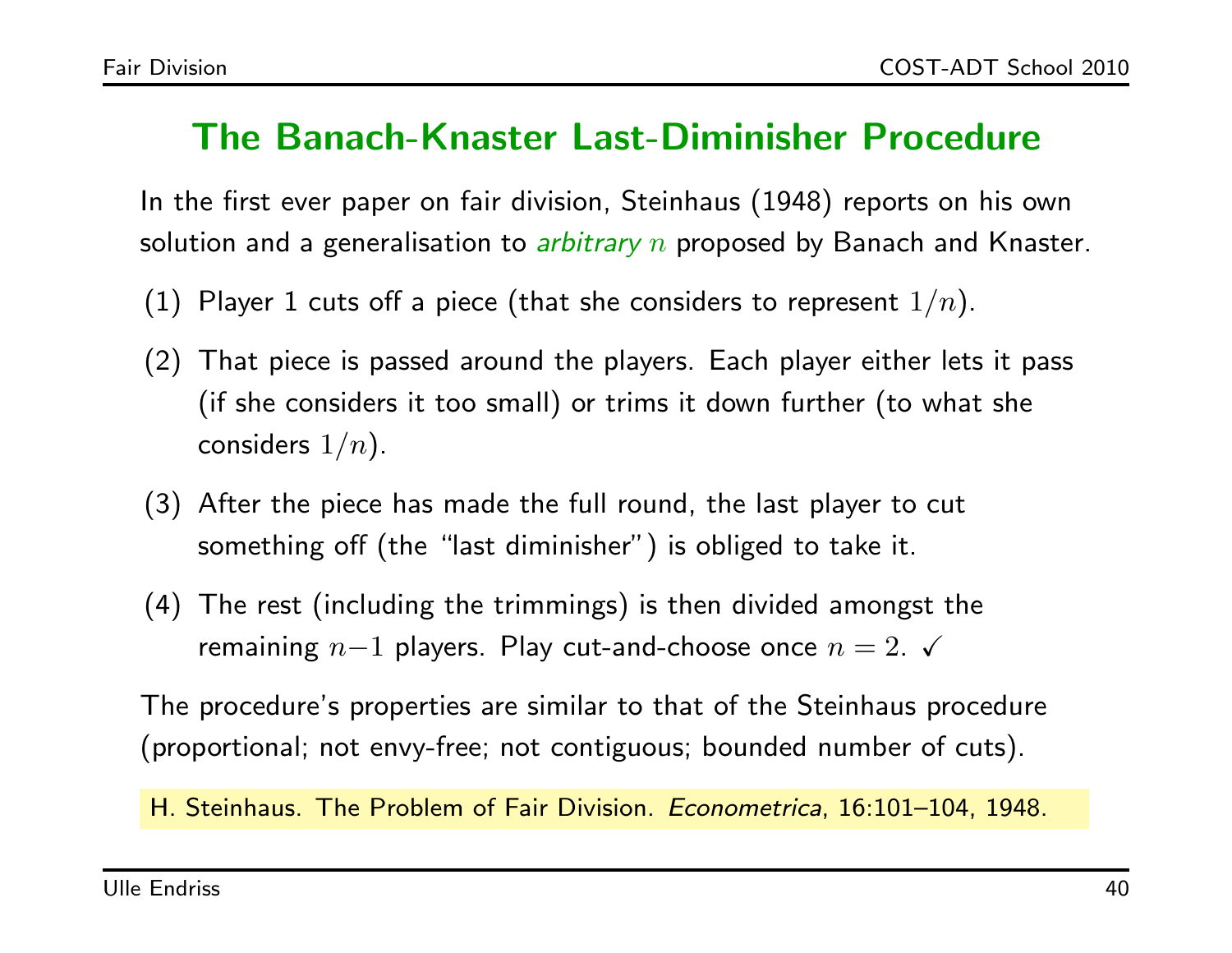## The Banach-Knaster Last-Diminisher Procedure

In the first ever paper on fair division, Steinhaus (1948) reports on his own solution and a generalisation to *arbitrary $n$* proposed by Banach and Knaster.

(1) Player 1 cuts off a piece (that she considers to represent $1/n$).

(2) That piece is passed around the players. Each player either lets it pass (if she considers it too small) or trims it down further (to what she considers $1/n$).

(3) After the piece has made the full round, the last player to cut something off (the "last diminisher") is obliged to take it.

(4) The rest (including the trimmings) is then divided amongst the remaining $n-1$ players. Play cut-and-choose once $n = 2$. ✓

The procedure's properties are similar to that of the Steinhaus procedure (proportional; not envy-free; not contiguous; bounded number of cuts).

H. Steinhaus. The Problem of Fair Division. *Econometrica*, 16:101–104, 1948.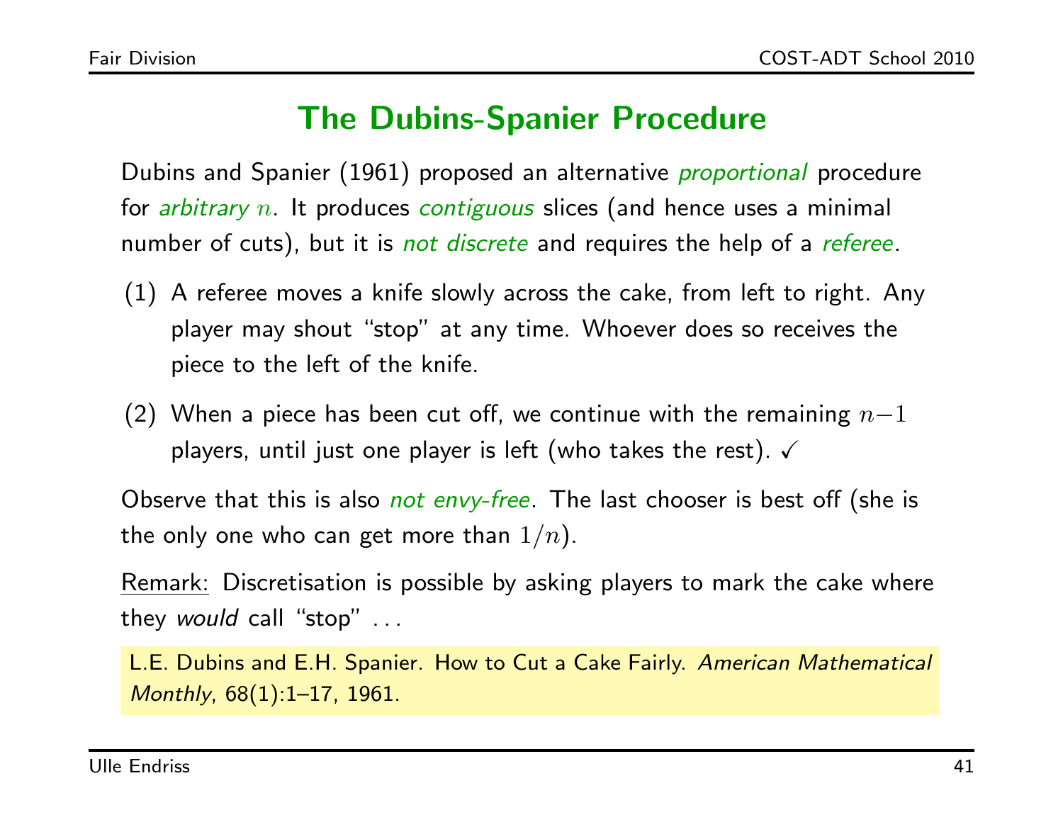# The Dubins-Spanier Procedure

Dubins and Spanier (1961) proposed an alternative *proportional* procedure for *arbitrary $n$*. It produces *contiguous* slices (and hence uses a minimal number of cuts), but it is *not discrete* and requires the help of a *referee*.

(1) A referee moves a knife slowly across the cake, from left to right. Any player may shout "stop" at any time. Whoever does so receives the piece to the left of the knife.

(2) When a piece has been cut off, we continue with the remaining $n-1$ players, until just one player is left (who takes the rest). ✓

Observe that this is also *not envy-free*. The last chooser is best off (she is the only one who can get more than $1/n$).

Remark: Discretisation is possible by asking players to mark the cake where they *would* call "stop" ...

L.E. Dubins and E.H. Spanier. How to Cut a Cake Fairly. *American Mathematical Monthly*, 68(1):1–17, 1961.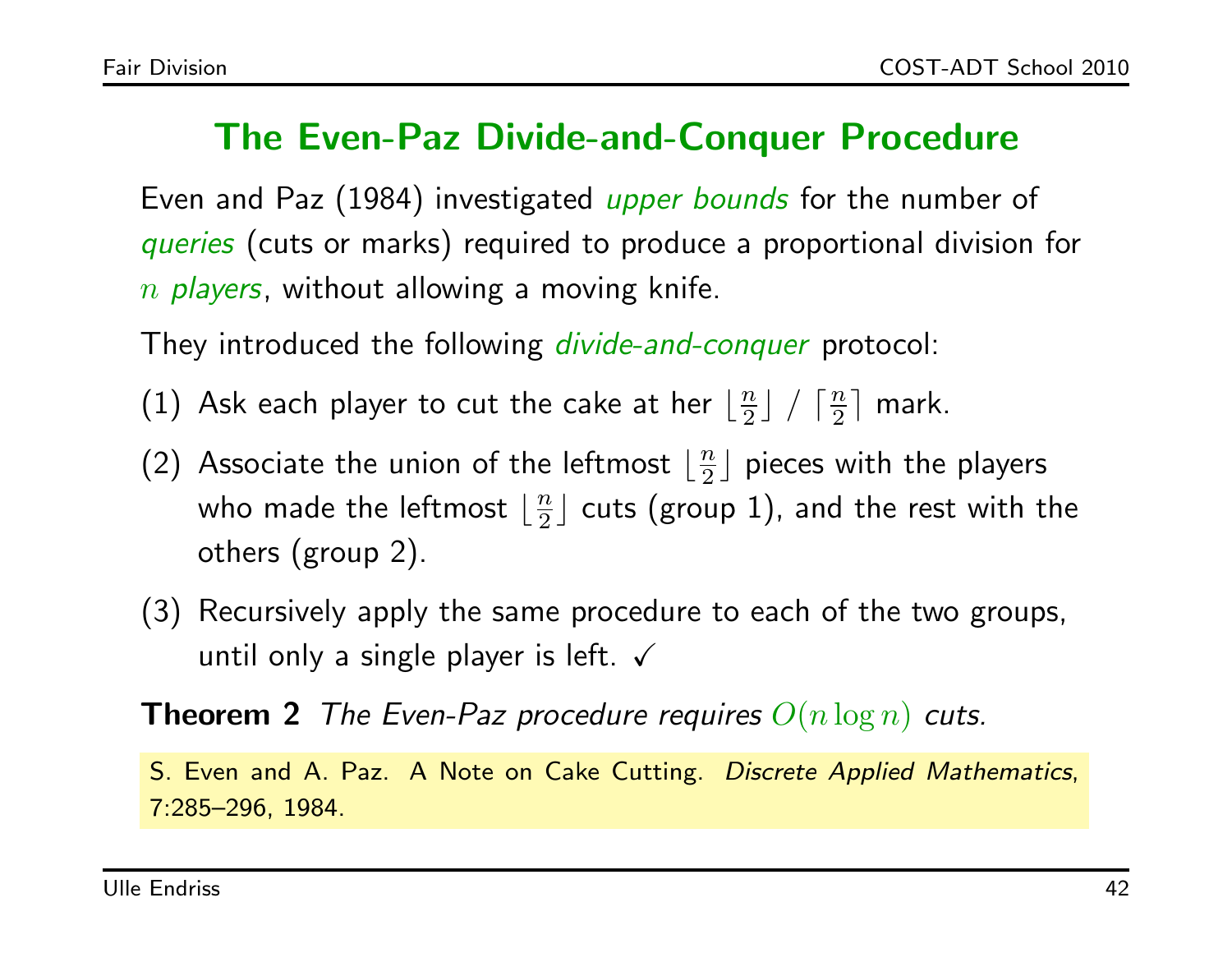# The Even-Paz Divide-and-Conquer Procedure

Even and Paz (1984) investigated *upper bounds* for the number of *queries* (cuts or marks) required to produce a proportional division for $n$ *players*, without allowing a moving knife.

They introduced the following *divide-and-conquer* protocol:

(1) Ask each player to cut the cake at her $\lfloor \frac{n}{2} \rfloor$ / $\lceil \frac{n}{2} \rceil$ mark.

(2) Associate the union of the leftmost $\lfloor \frac{n}{2} \rfloor$ pieces with the players who made the leftmost $\lfloor \frac{n}{2} \rfloor$ cuts (group 1), and the rest with the others (group 2).

(3) Recursively apply the same procedure to each of the two groups, until only a single player is left. ✓

**Theorem 2** *The Even-Paz procedure requires* $O(n \log n)$ *cuts.*

S. Even and A. Paz. A Note on Cake Cutting. *Discrete Applied Mathematics*, 7:285–296, 1984.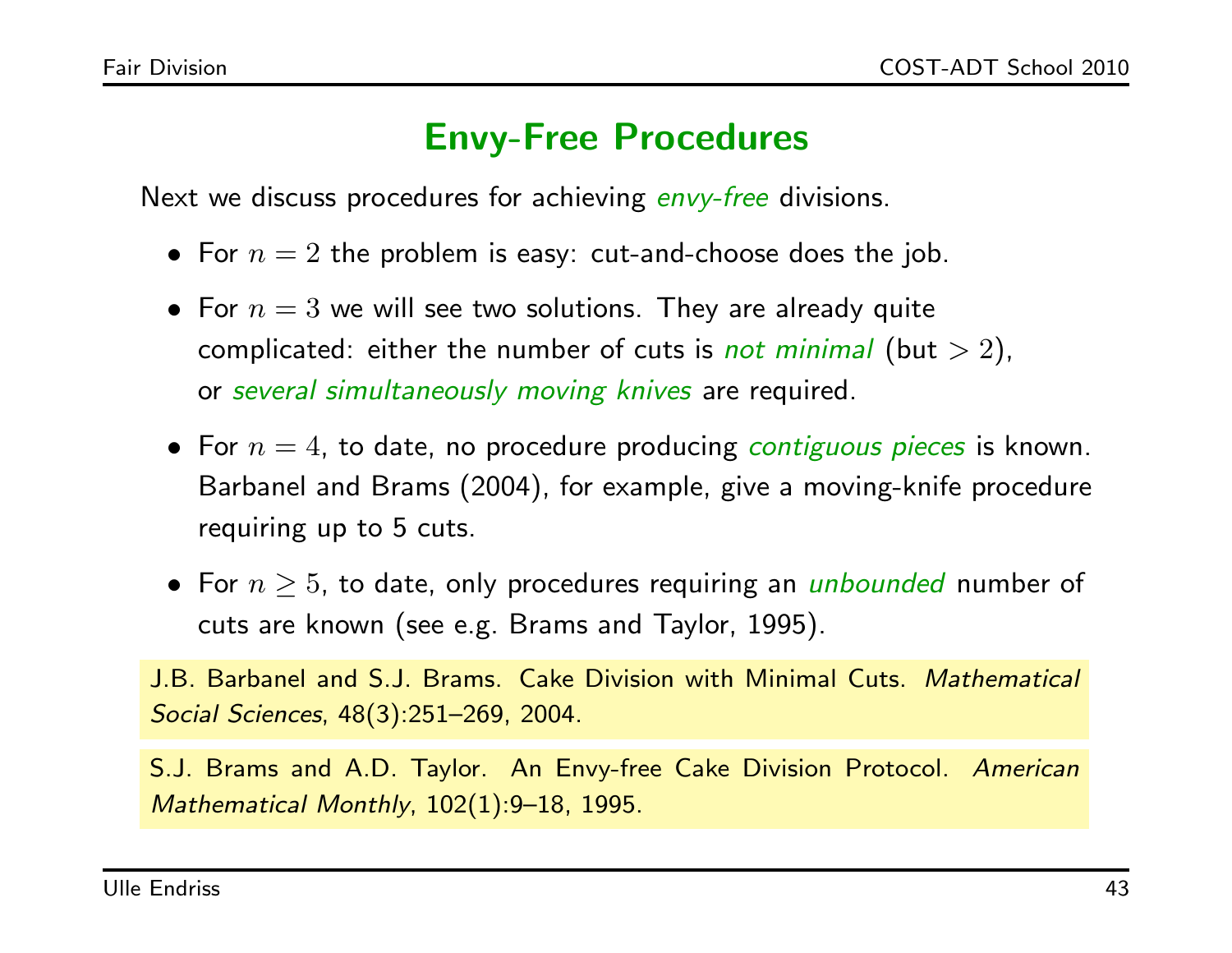# Envy-Free Procedures

Next we discuss procedures for achieving *envy-free* divisions.

- For $n = 2$ the problem is easy: cut-and-choose does the job.
- For $n = 3$ we will see two solutions. They are already quite complicated: either the number of cuts is *not minimal* (but $> 2$), or *several simultaneously moving knives* are required.
- For $n = 4$, to date, no procedure producing *contiguous pieces* is known. Barbanel and Brams (2004), for example, give a moving-knife procedure requiring up to 5 cuts.
- For $n \geq 5$, to date, only procedures requiring an *unbounded* number of cuts are known (see e.g. Brams and Taylor, 1995).

J.B. Barbanel and S.J. Brams. Cake Division with Minimal Cuts. *Mathematical Social Sciences*, 48(3):251–269, 2004.

S.J. Brams and A.D. Taylor. An Envy-free Cake Division Protocol. *American Mathematical Monthly*, 102(1):9–18, 1995.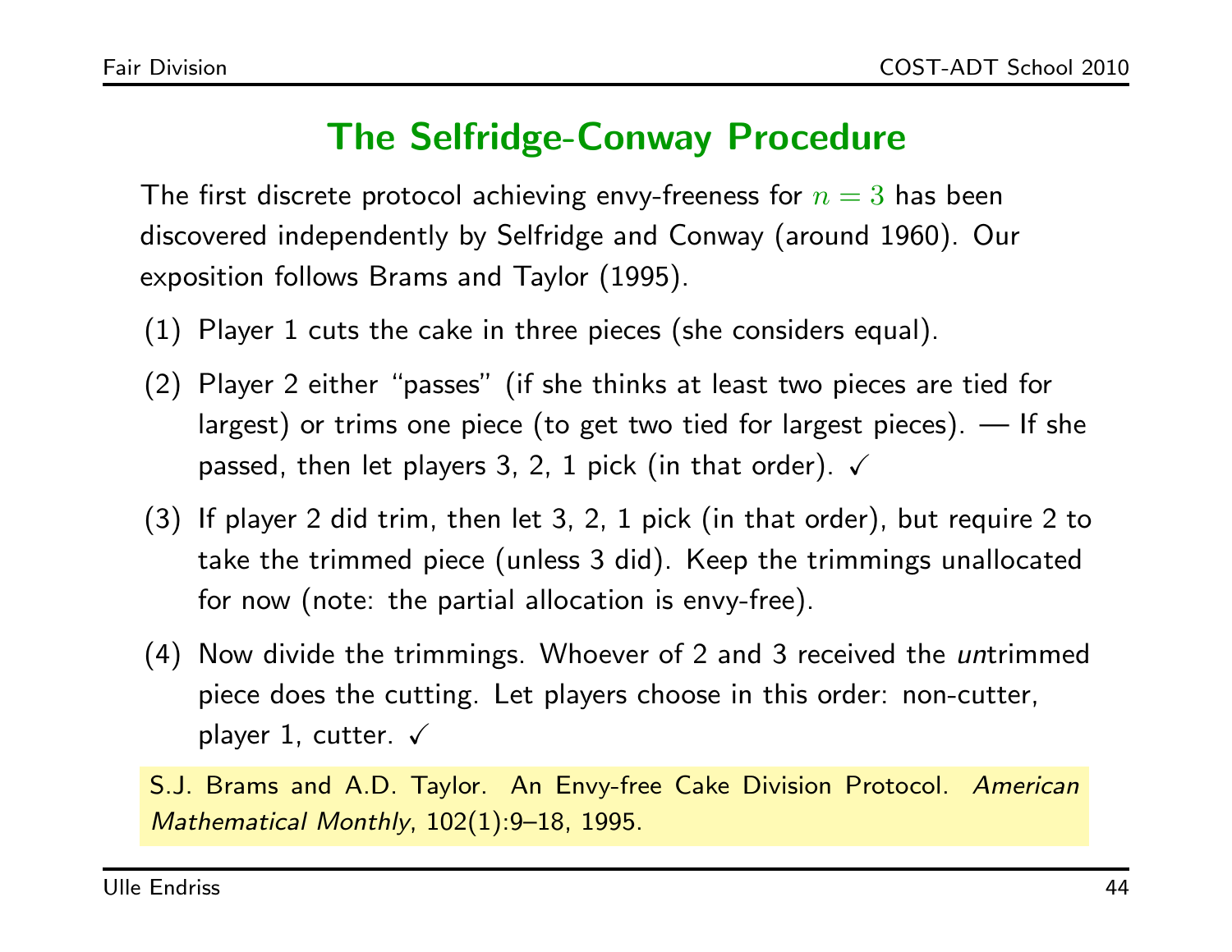# The Selfridge-Conway Procedure

The first discrete protocol achieving envy-freeness for $n = 3$ has been discovered independently by Selfridge and Conway (around 1960). Our exposition follows Brams and Taylor (1995).

(1) Player 1 cuts the cake in three pieces (she considers equal).

(2) Player 2 either "passes" (if she thinks at least two pieces are tied for largest) or trims one piece (to get two tied for largest pieces). — If she passed, then let players 3, 2, 1 pick (in that order). ✓

(3) If player 2 did trim, then let 3, 2, 1 pick (in that order), but require 2 to take the trimmed piece (unless 3 did). Keep the trimmings unallocated for now (note: the partial allocation is envy-free).

(4) Now divide the trimmings. Whoever of 2 and 3 received the *un*trimmed piece does the cutting. Let players choose in this order: non-cutter, player 1, cutter. ✓

S.J. Brams and A.D. Taylor. An Envy-free Cake Division Protocol. *American Mathematical Monthly*, 102(1):9–18, 1995.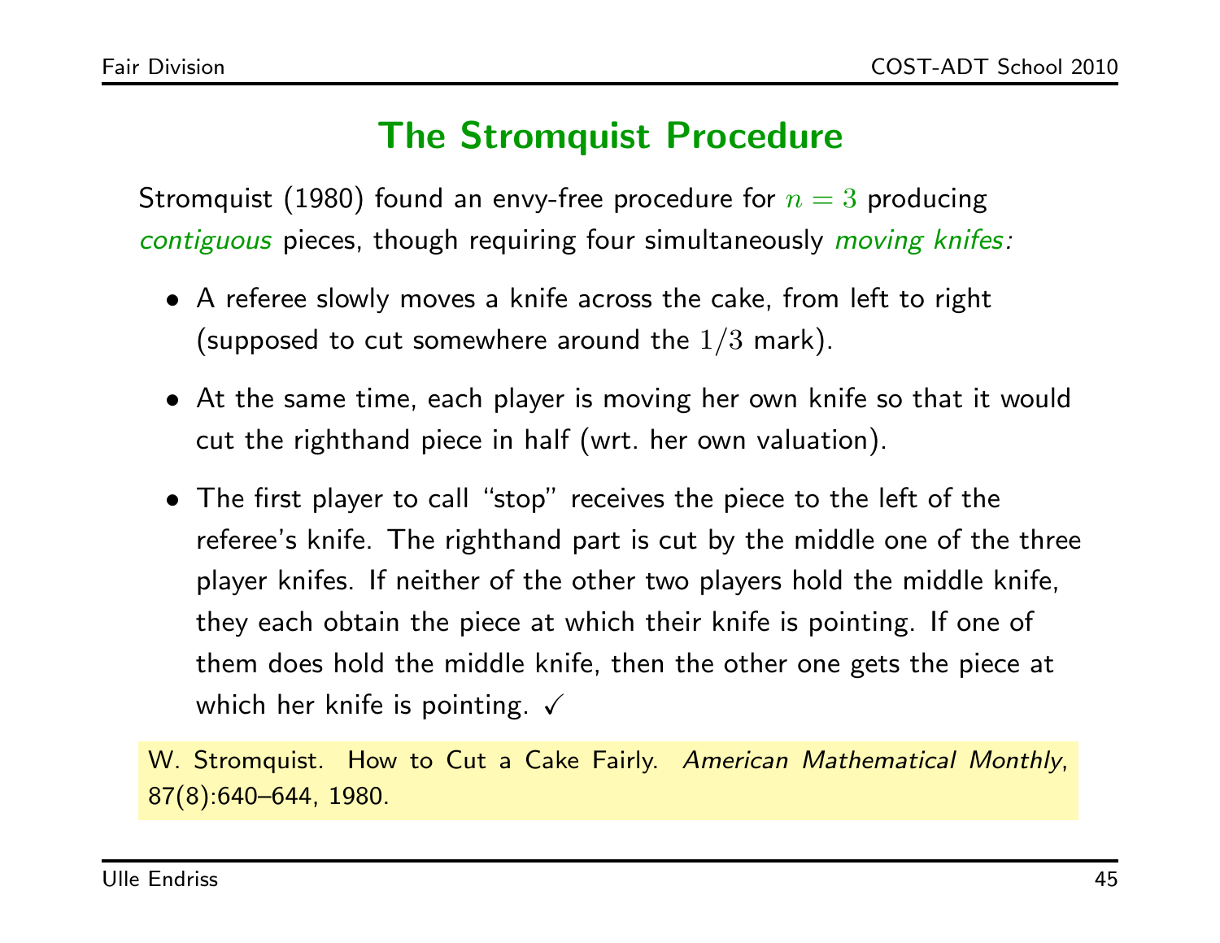# The Stromquist Procedure

Stromquist (1980) found an envy-free procedure for $n = 3$ producing *contiguous* pieces, though requiring four simultaneously *moving knifes:*

- A referee slowly moves a knife across the cake, from left to right (supposed to cut somewhere around the $1/3$ mark).
- At the same time, each player is moving her own knife so that it would cut the righthand piece in half (wrt. her own valuation).
- The first player to call "stop" receives the piece to the left of the referee's knife. The righthand part is cut by the middle one of the three player knifes. If neither of the other two players hold the middle knife, they each obtain the piece at which their knife is pointing. If one of them does hold the middle knife, then the other one gets the piece at which her knife is pointing. ✓

W. Stromquist. How to Cut a Cake Fairly. *American Mathematical Monthly*, 87(8):640–644, 1980.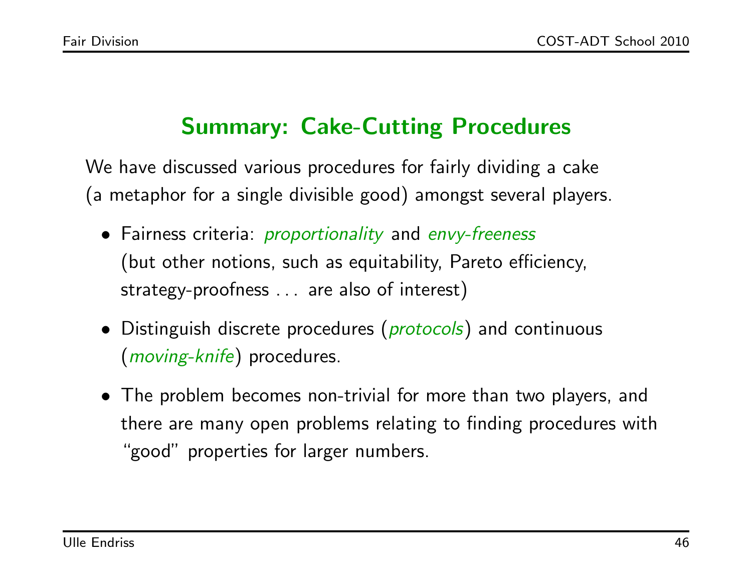## Summary: Cake-Cutting Procedures

We have discussed various procedures for fairly dividing a cake (a metaphor for a single divisible good) amongst several players.

- Fairness criteria: *proportionality* and *envy-freeness* (but other notions, such as equitability, Pareto efficiency, strategy-proofness ... are also of interest)
- Distinguish discrete procedures (*protocols*) and continuous (*moving-knife*) procedures.
- The problem becomes non-trivial for more than two players, and there are many open problems relating to finding procedures with "good" properties for larger numbers.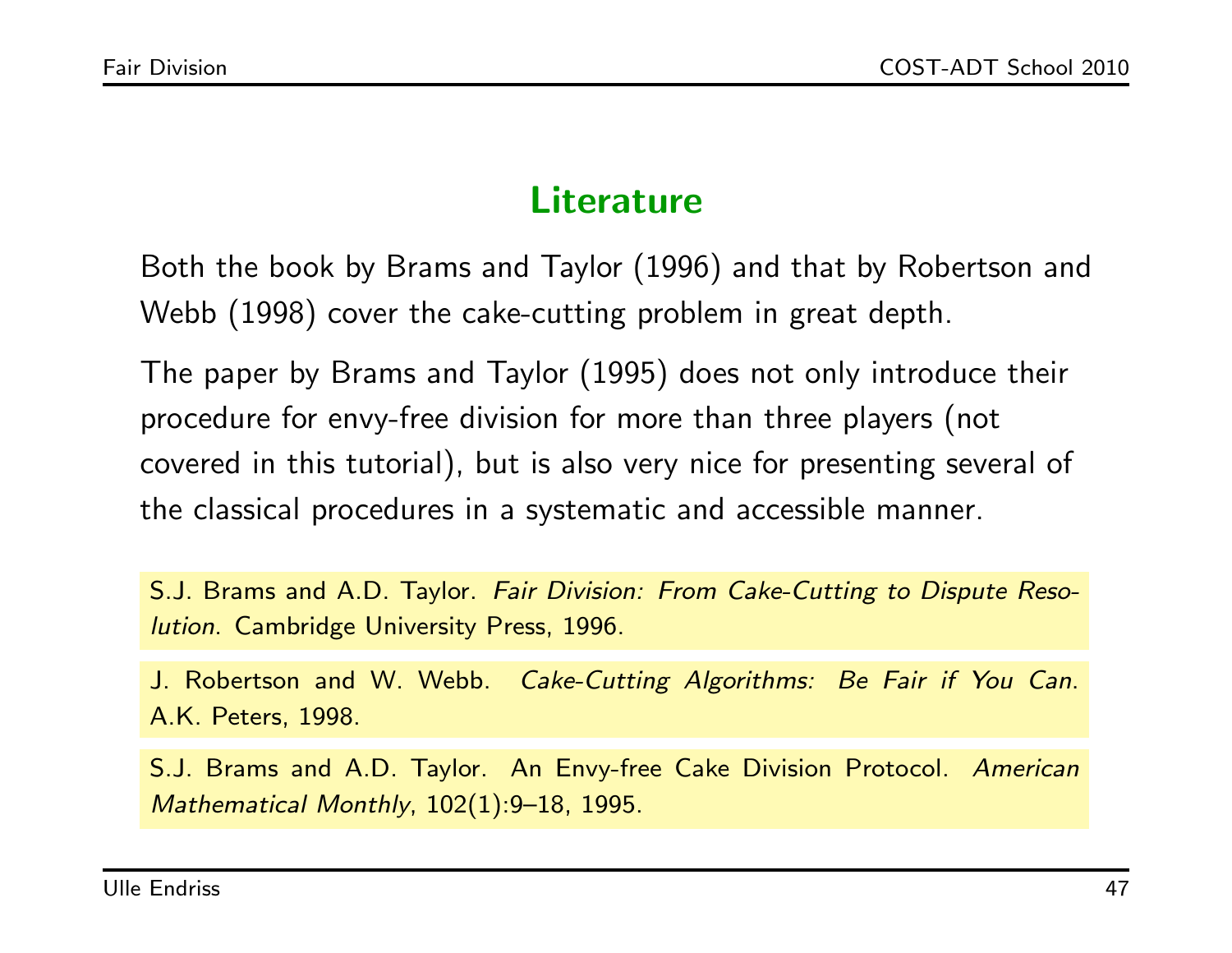## Literature

Both the book by Brams and Taylor (1996) and that by Robertson and Webb (1998) cover the cake-cutting problem in great depth.

The paper by Brams and Taylor (1995) does not only introduce their procedure for envy-free division for more than three players (not covered in this tutorial), but is also very nice for presenting several of the classical procedures in a systematic and accessible manner.

S.J. Brams and A.D. Taylor. *Fair Division: From Cake-Cutting to Dispute Resolution*. Cambridge University Press, 1996.

J. Robertson and W. Webb. *Cake-Cutting Algorithms: Be Fair if You Can*. A.K. Peters, 1998.

S.J. Brams and A.D. Taylor. An Envy-free Cake Division Protocol. *American Mathematical Monthly*, 102(1):9–18, 1995.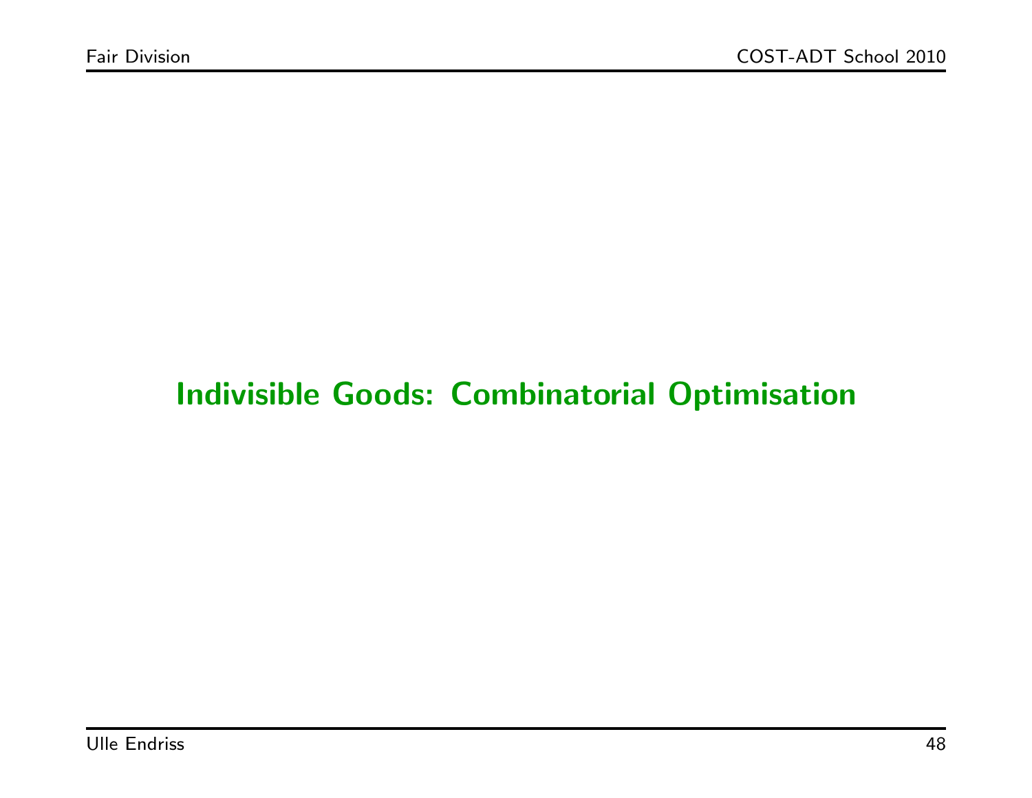# Indivisible Goods: Combinatorial Optimisation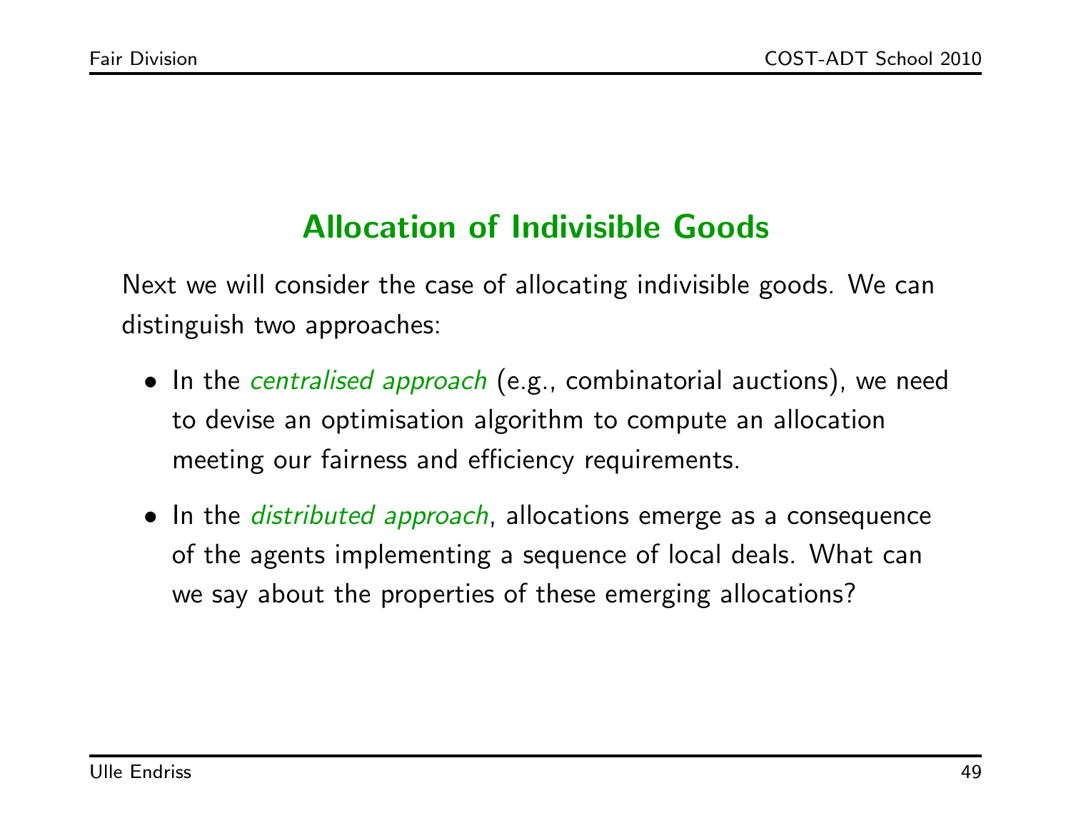## Allocation of Indivisible Goods

Next we will consider the case of allocating indivisible goods. We can distinguish two approaches:

- In the *centralised approach* (e.g., combinatorial auctions), we need to devise an optimisation algorithm to compute an allocation meeting our fairness and efficiency requirements.
- In the *distributed approach*, allocations emerge as a consequence of the agents implementing a sequence of local deals. What can we say about the properties of these emerging allocations?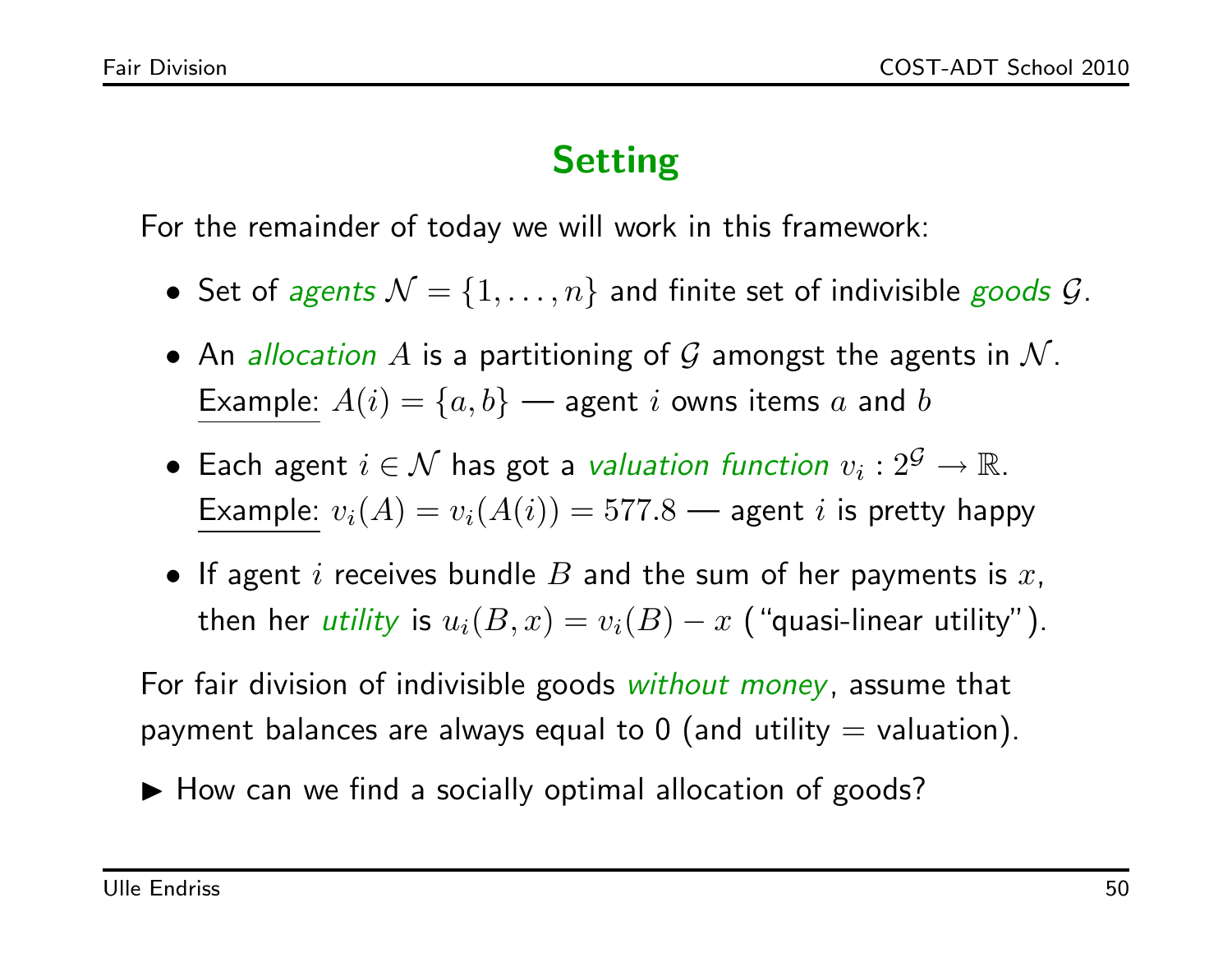## Setting

For the remainder of today we will work in this framework:

- Set of *agents* $\mathcal{N} = \{1, \ldots, n\}$ and finite set of indivisible *goods* $\mathcal{G}$.
- An *allocation* $A$ is a partitioning of $\mathcal{G}$ amongst the agents in $\mathcal{N}$.
  Example: $A(i) = \{a, b\}$ — agent $i$ owns items $a$ and $b$
- Each agent $i \in \mathcal{N}$ has got a *valuation function* $v_i : 2^{\mathcal{G}} \rightarrow \mathbb{R}$.
  Example: $v_i(A) = v_i(A(i)) = 577.8$ — agent $i$ is pretty happy
- If agent $i$ receives bundle $B$ and the sum of her payments is $x$, then her *utility* is $u_i(B, x) = v_i(B) - x$ ("quasi-linear utility").

For fair division of indivisible goods *without money*, assume that payment balances are always equal to 0 (and utility = valuation).

▶ How can we find a socially optimal allocation of goods?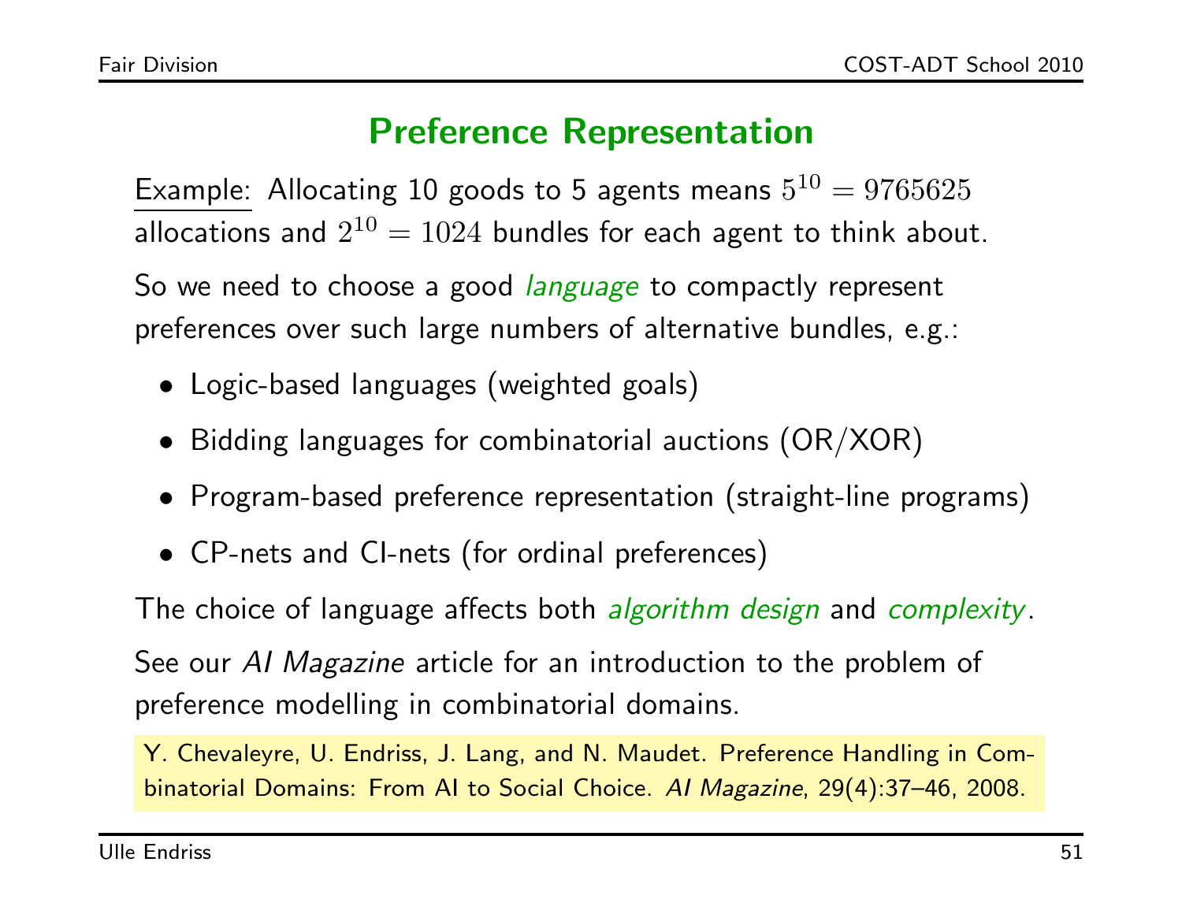## Preference Representation

Example: Allocating 10 goods to 5 agents means $5^{10} = 9765625$ allocations and $2^{10} = 1024$ bundles for each agent to think about.

So we need to choose a good *language* to compactly represent preferences over such large numbers of alternative bundles, e.g.:

- Logic-based languages (weighted goals)
- Bidding languages for combinatorial auctions (OR/XOR)
- Program-based preference representation (straight-line programs)
- CP-nets and CI-nets (for ordinal preferences)

The choice of language affects both *algorithm design* and *complexity*.

See our *AI Magazine* article for an introduction to the problem of preference modelling in combinatorial domains.

Y. Chevaleyre, U. Endriss, J. Lang, and N. Maudet. Preference Handling in Combinatorial Domains: From AI to Social Choice. *AI Magazine*, 29(4):37–46, 2008.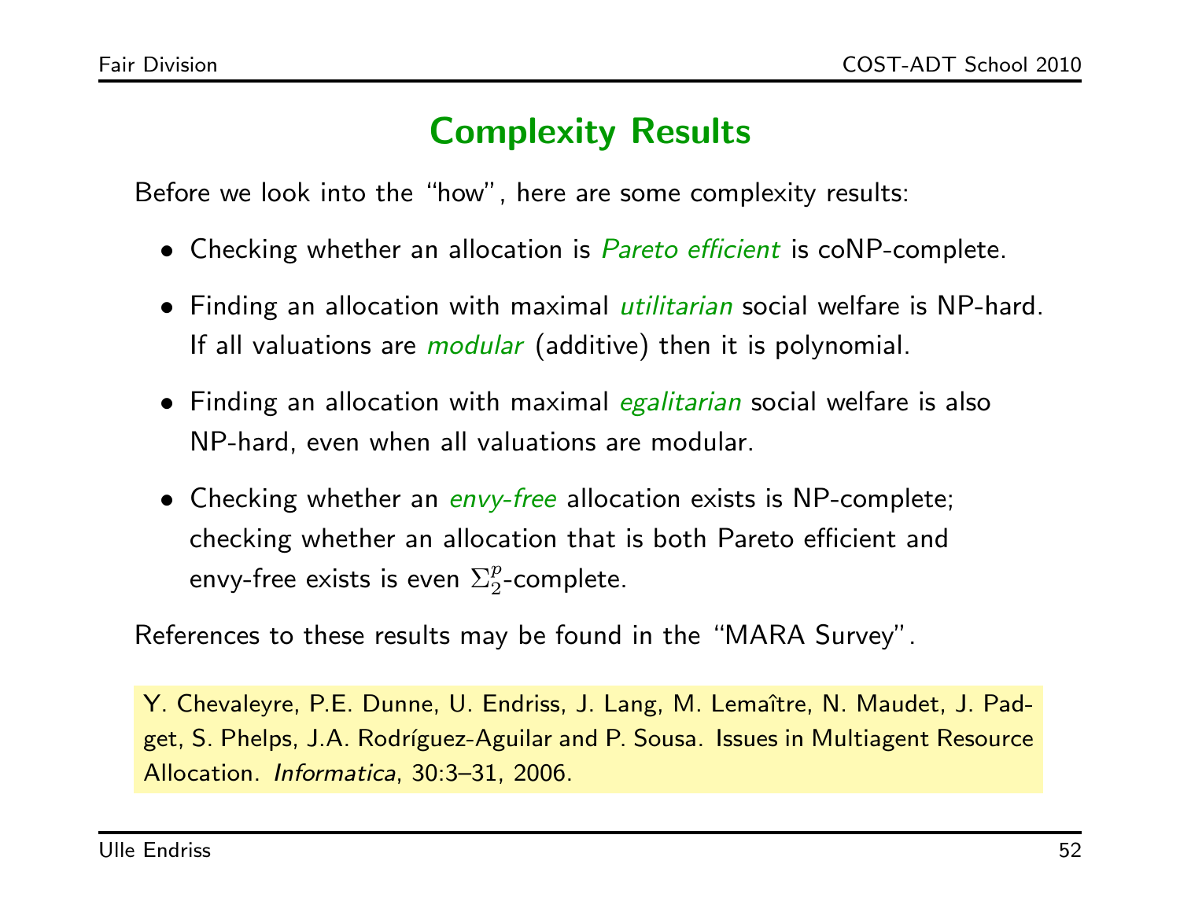## Complexity Results

Before we look into the "how", here are some complexity results:

- Checking whether an allocation is *Pareto efficient* is coNP-complete.
- Finding an allocation with maximal *utilitarian* social welfare is NP-hard. If all valuations are *modular* (additive) then it is polynomial.
- Finding an allocation with maximal *egalitarian* social welfare is also NP-hard, even when all valuations are modular.
- Checking whether an *envy-free* allocation exists is NP-complete; checking whether an allocation that is both Pareto efficient and envy-free exists is even $\Sigma_2^p$-complete.

References to these results may be found in the "MARA Survey".

Y. Chevaleyre, P.E. Dunne, U. Endriss, J. Lang, M. Lemaître, N. Maudet, J. Padget, S. Phelps, J.A. Rodríguez-Aguilar and P. Sousa. Issues in Multiagent Resource Allocation. *Informatica*, 30:3–31, 2006.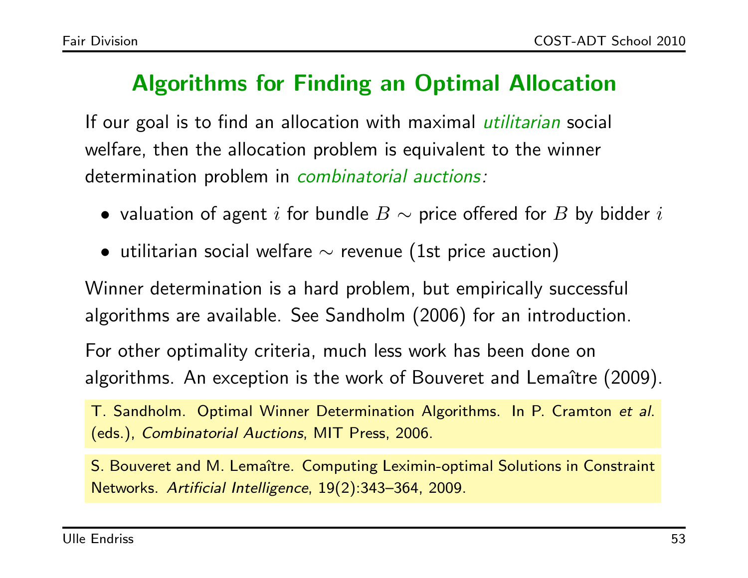# Algorithms for Finding an Optimal Allocation

If our goal is to find an allocation with maximal *utilitarian* social welfare, then the allocation problem is equivalent to the winner determination problem in *combinatorial auctions:*

- valuation of agent $i$ for bundle $B \sim$ price offered for $B$ by bidder $i$
- utilitarian social welfare $\sim$ revenue (1st price auction)

Winner determination is a hard problem, but empirically successful algorithms are available. See Sandholm (2006) for an introduction.

For other optimality criteria, much less work has been done on algorithms. An exception is the work of Bouveret and Lemaître (2009).

T. Sandholm. Optimal Winner Determination Algorithms. In P. Cramton *et al.* (eds.), *Combinatorial Auctions*, MIT Press, 2006.

S. Bouveret and M. Lemaître. Computing Leximin-optimal Solutions in Constraint Networks. *Artificial Intelligence*, 19(2):343–364, 2009.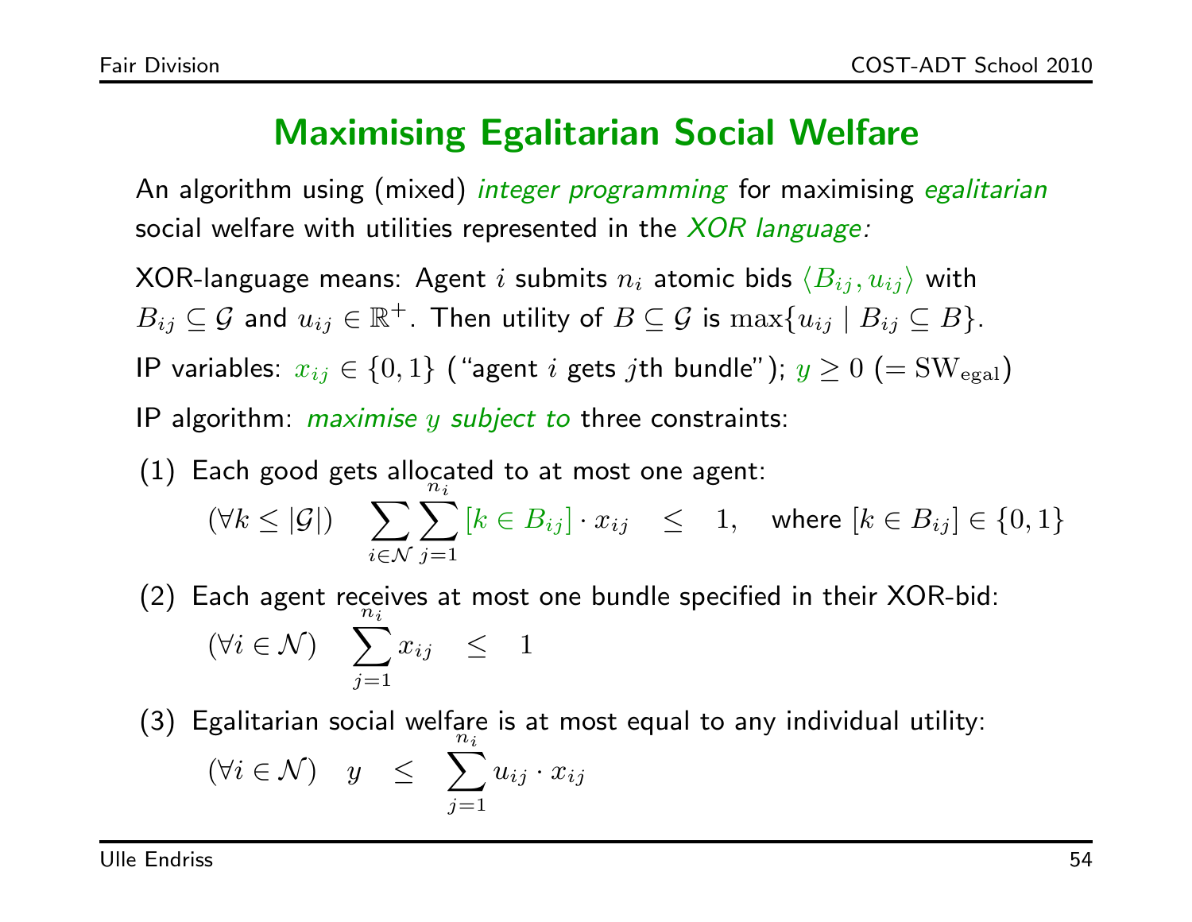# Maximising Egalitarian Social Welfare

An algorithm using (mixed) *integer programming* for maximising *egalitarian* social welfare with utilities represented in the *XOR language:*

XOR-language means: Agent $i$ submits $n_i$ atomic bids $\langle B_{ij}, u_{ij} \rangle$ with $B_{ij} \subseteq \mathcal{G}$ and $u_{ij} \in \mathbb{R}^+$. Then utility of $B \subseteq \mathcal{G}$ is $\max\{u_{ij} \mid B_{ij} \subseteq B\}$.

IP variables: $x_{ij} \in \{0, 1\}$ ("agent $i$ gets $j$th bundle"); $y \geq 0$ ($= \mathrm{SW}_{\mathrm{egal}}$)

IP algorithm: *maximise $y$ subject to* three constraints:

(1) Each good gets allocated to at most one agent:

$$(\forall k \leq |\mathcal{G}|) \quad \sum_{i \in \mathcal{N}} \sum_{j=1}^{n_i} [k \in B_{ij}] \cdot x_{ij} \quad \leq \quad 1, \quad \text{where } [k \in B_{ij}] \in \{0, 1\}$$

(2) Each agent receives at most one bundle specified in their XOR-bid:

$$(\forall i \in \mathcal{N}) \quad \sum_{j=1}^{n_i} x_{ij} \quad \leq \quad 1$$

(3) Egalitarian social welfare is at most equal to any individual utility:

$$(\forall i \in \mathcal{N}) \quad y \quad \leq \quad \sum_{j=1}^{n_i} u_{ij} \cdot x_{ij}$$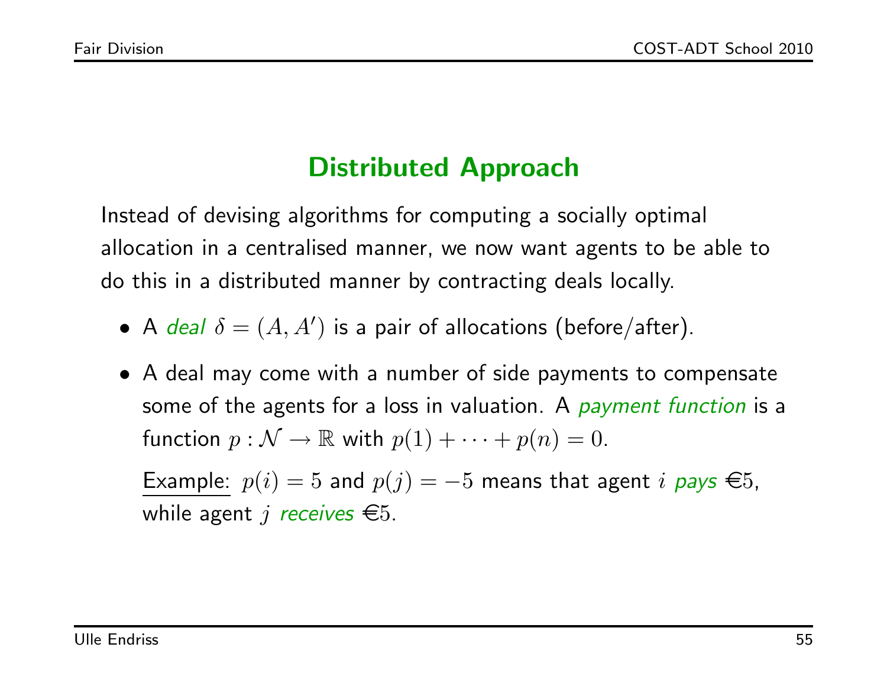## Distributed Approach

Instead of devising algorithms for computing a socially optimal allocation in a centralised manner, we now want agents to be able to do this in a distributed manner by contracting deals locally.

- A *deal* $\delta = (A, A')$ is a pair of allocations (before/after).
- A deal may come with a number of side payments to compensate some of the agents for a loss in valuation. A *payment function* is a function $p : \mathcal{N} \to \mathbb{R}$ with $p(1) + \cdots + p(n) = 0$.

  Example: $p(i) = 5$ and $p(j) = -5$ means that agent $i$ *pays* €5, while agent $j$ *receives* €5.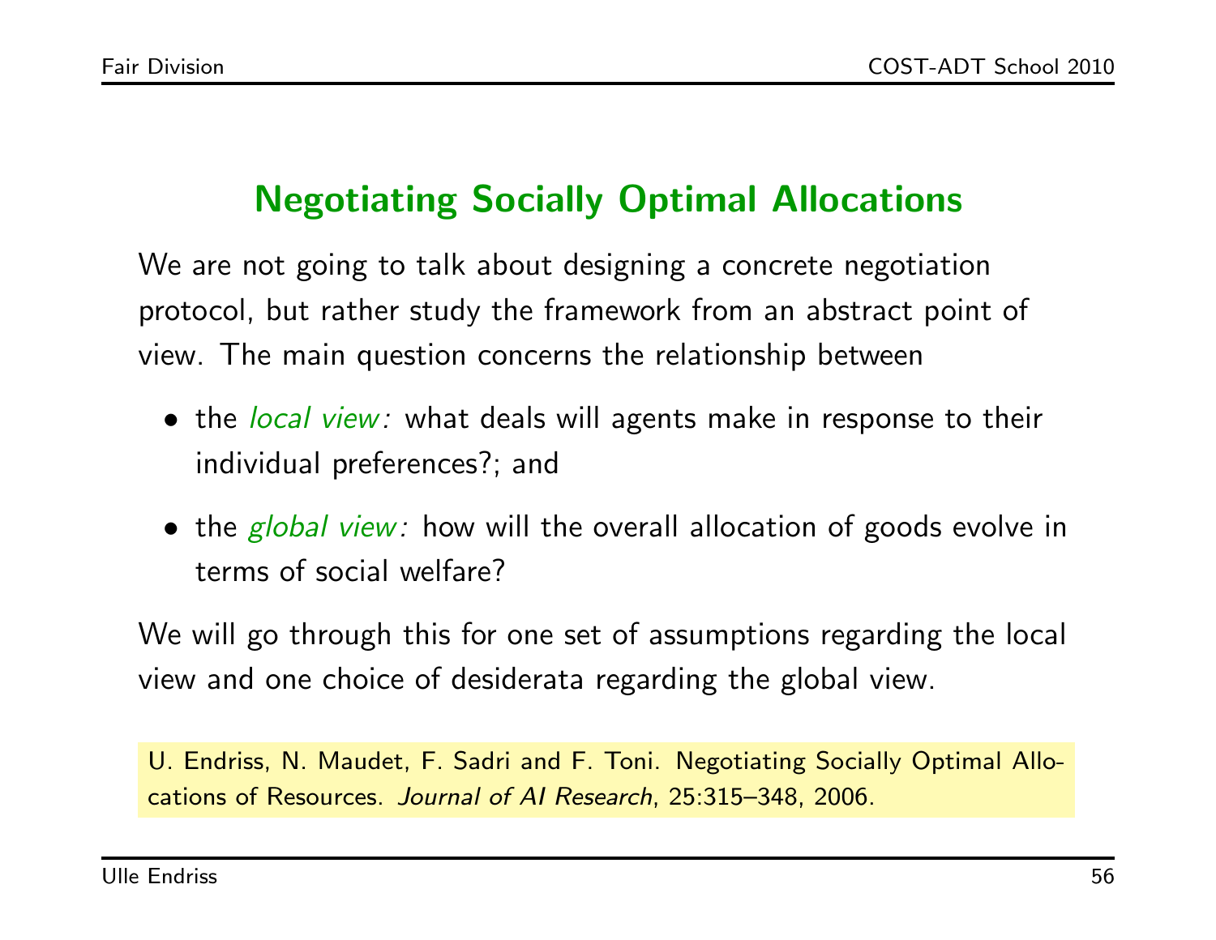## Negotiating Socially Optimal Allocations

We are not going to talk about designing a concrete negotiation protocol, but rather study the framework from an abstract point of view. The main question concerns the relationship between

- the *local view:* what deals will agents make in response to their individual preferences?; and
- the *global view:* how will the overall allocation of goods evolve in terms of social welfare?

We will go through this for one set of assumptions regarding the local view and one choice of desiderata regarding the global view.

U. Endriss, N. Maudet, F. Sadri and F. Toni. Negotiating Socially Optimal Allocations of Resources. *Journal of AI Research*, 25:315–348, 2006.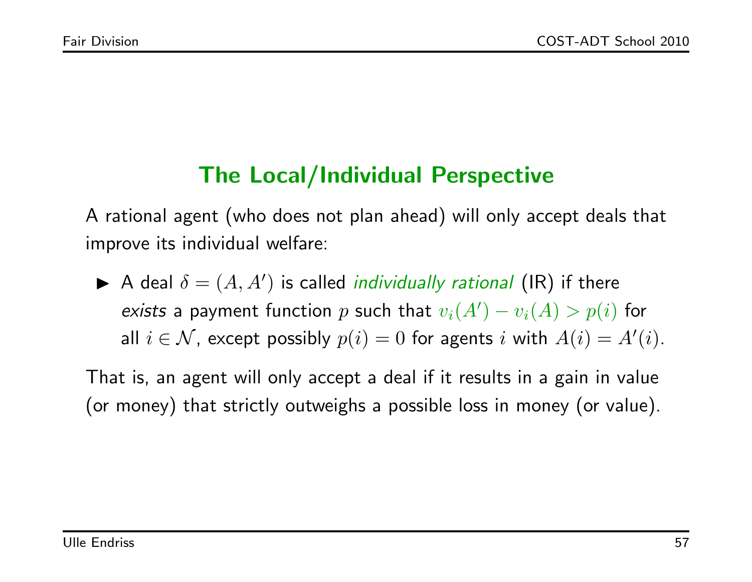## The Local/Individual Perspective

A rational agent (who does not plan ahead) will only accept deals that improve its individual welfare:

- A deal $\delta = (A, A')$ is called *individually rational* (IR) if there *exists* a payment function $p$ such that $v_i(A') - v_i(A) > p(i)$ for all $i \in \mathcal{N}$, except possibly $p(i) = 0$ for agents $i$ with $A(i) = A'(i)$.

That is, an agent will only accept a deal if it results in a gain in value (or money) that strictly outweighs a possible loss in money (or value).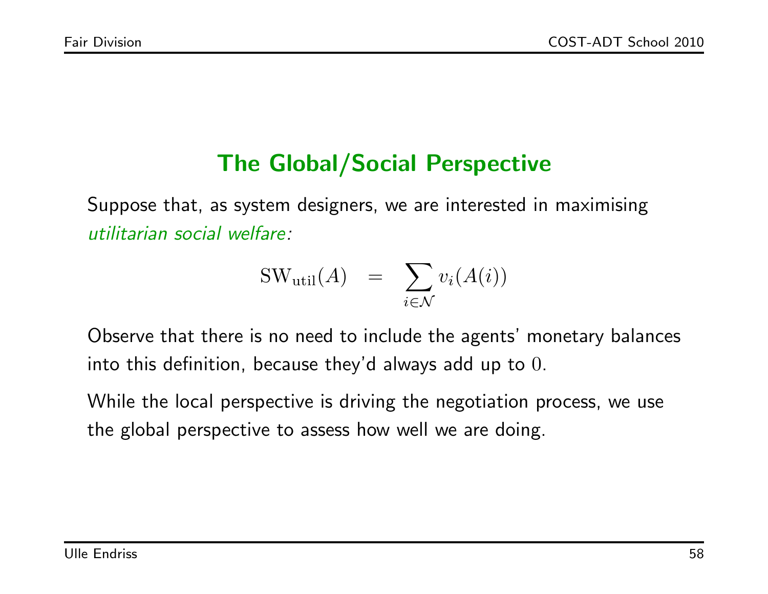## The Global/Social Perspective

Suppose that, as system designers, we are interested in maximising *utilitarian social welfare:*

$$\mathrm{SW}_{\mathrm{util}}(A) \quad = \quad \sum_{i \in \mathcal{N}} v_i(A(i))$$

Observe that there is no need to include the agents' monetary balances into this definition, because they'd always add up to $0$.

While the local perspective is driving the negotiation process, we use the global perspective to assess how well we are doing.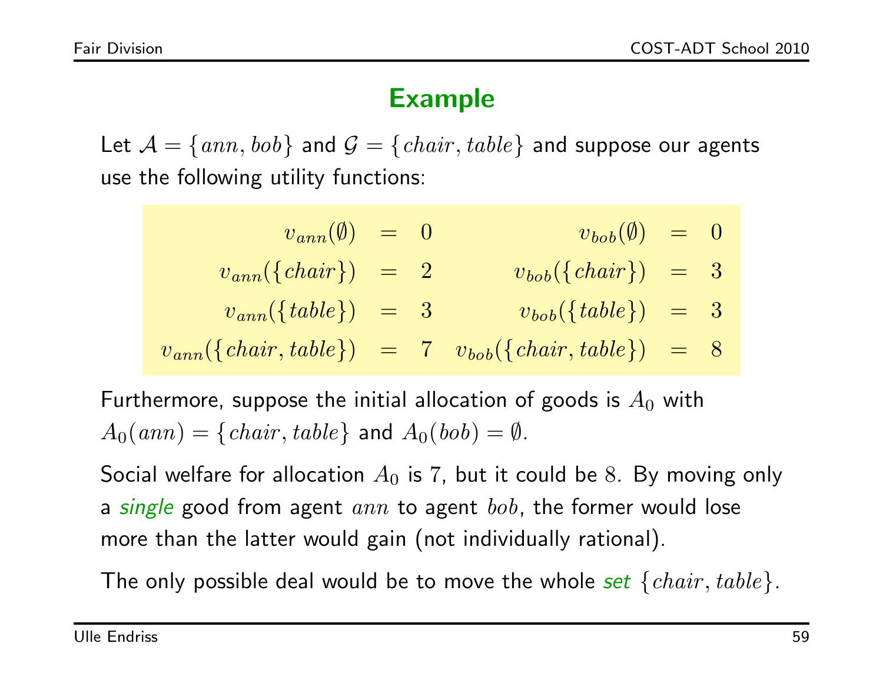## Example

Let $\mathcal{A} = \{ann, bob\}$ and $\mathcal{G} = \{chair, table\}$ and suppose our agents use the following utility functions:

$$
\begin{array}{rclrcl}
v_{ann}(\emptyset) & = & 0 & v_{bob}(\emptyset) & = & 0 \\
v_{ann}(\{chair\}) & = & 2 & v_{bob}(\{chair\}) & = & 3 \\
v_{ann}(\{table\}) & = & 3 & v_{bob}(\{table\}) & = & 3 \\
v_{ann}(\{chair, table\}) & = & 7 & v_{bob}(\{chair, table\}) & = & 8
\end{array}
$$

Furthermore, suppose the initial allocation of goods is $A_0$ with $A_0(ann) = \{chair, table\}$ and $A_0(bob) = \emptyset$.

Social welfare for allocation $A_0$ is $7$, but it could be $8$. By moving only a *single* good from agent $ann$ to agent $bob$, the former would lose more than the latter would gain (not individually rational).

The only possible deal would be to move the whole *set* $\{chair, table\}$.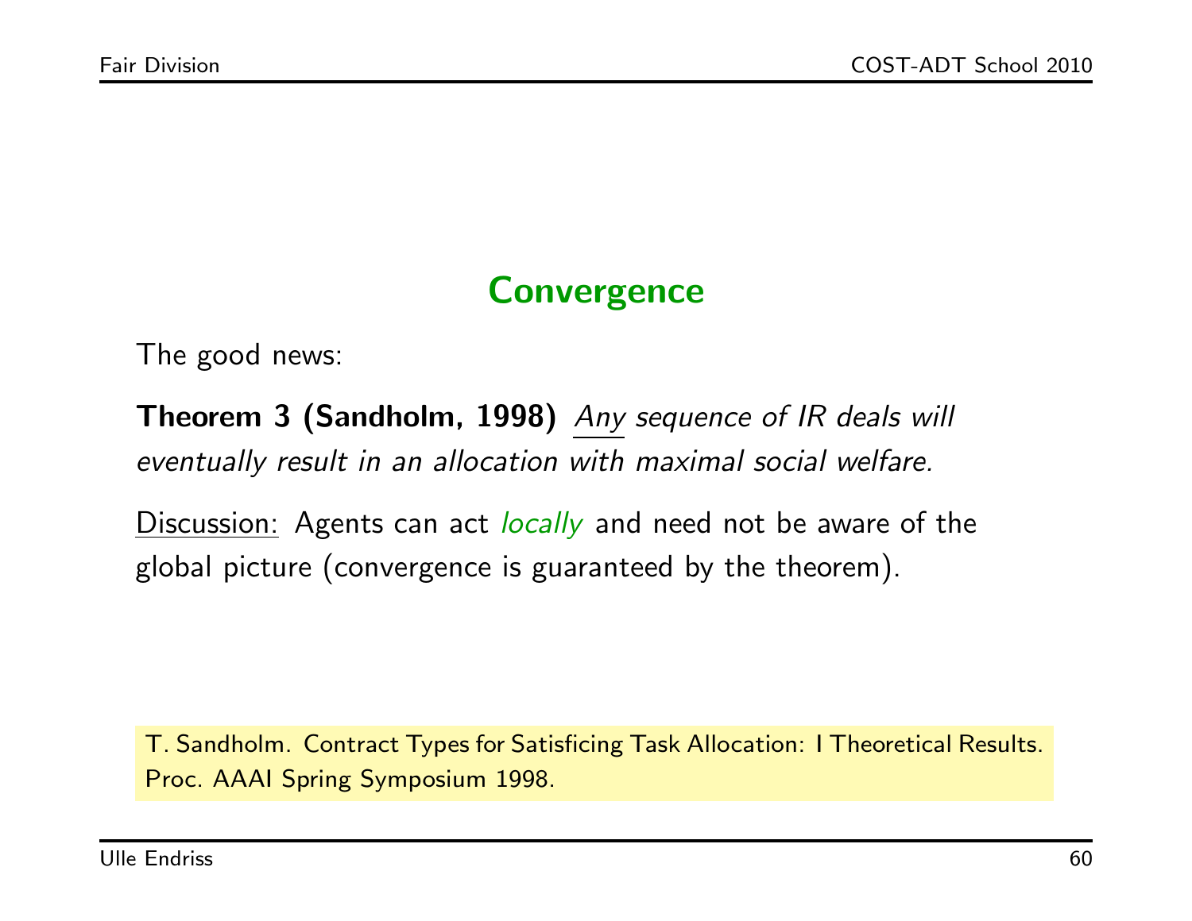## Convergence

The good news:

**Theorem 3 (Sandholm, 1998)** *Any sequence of IR deals will eventually result in an allocation with maximal social welfare.*

Discussion: Agents can act *locally* and need not be aware of the global picture (convergence is guaranteed by the theorem).

T. Sandholm. Contract Types for Satisficing Task Allocation: I Theoretical Results. Proc. AAAI Spring Symposium 1998.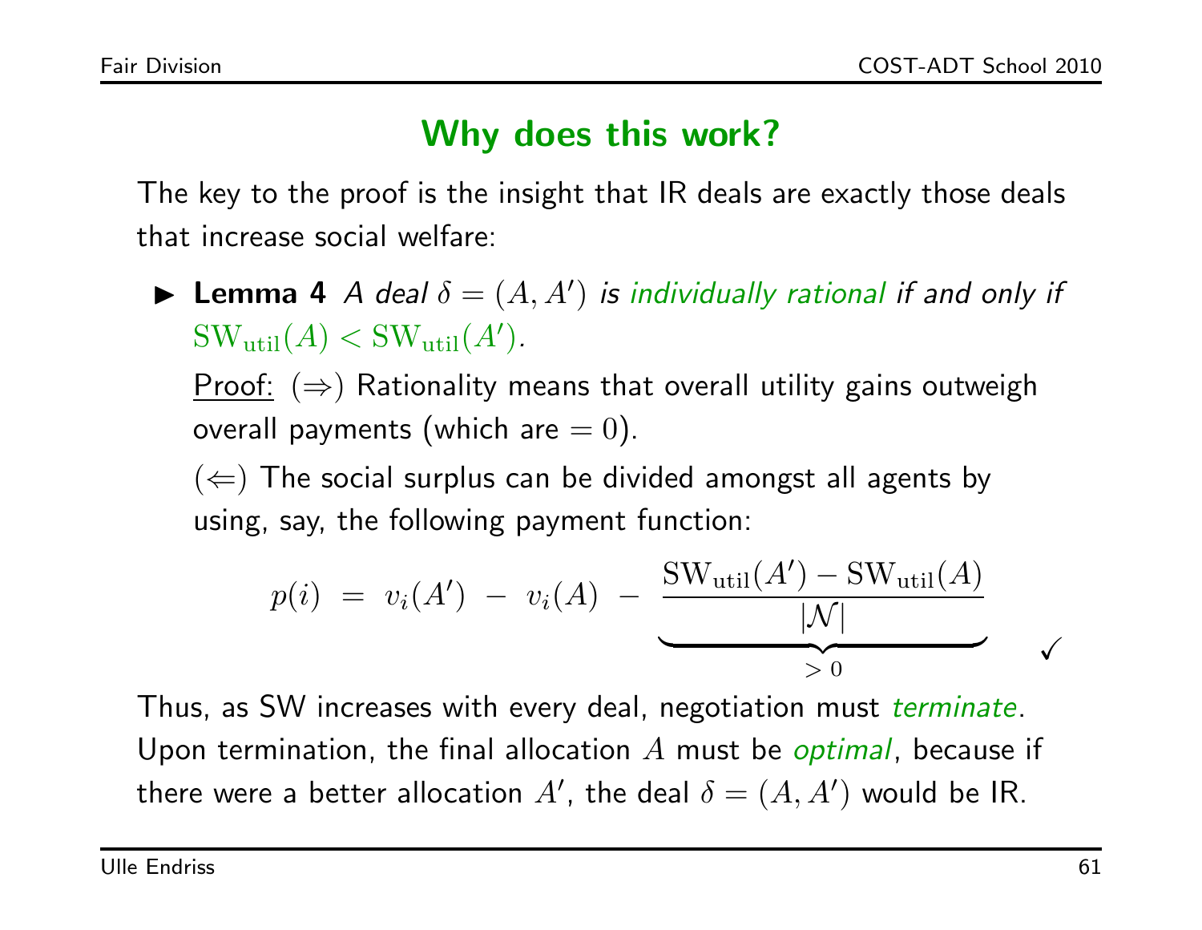## Why does this work?

The key to the proof is the insight that IR deals are exactly those deals that increase social welfare:

- **Lemma 4** *A deal $\delta = (A, A')$ is individually rational if and only if $\mathrm{SW}_{\mathrm{util}}(A) < \mathrm{SW}_{\mathrm{util}}(A')$.*

  Proof: ($\Rightarrow$) Rationality means that overall utility gains outweigh overall payments (which are $= 0$).

  ($\Leftarrow$) The social surplus can be divided amongst all agents by using, say, the following payment function:

$$p(i) \; = \; v_i(A') \; - \; v_i(A) \; - \; \underbrace{\frac{\mathrm{SW}_{\mathrm{util}}(A') - \mathrm{SW}_{\mathrm{util}}(A)}{|\mathcal{N}|}}_{> 0} \qquad \checkmark$$

Thus, as SW increases with every deal, negotiation must *terminate*. Upon termination, the final allocation $A$ must be *optimal*, because if there were a better allocation $A'$, the deal $\delta = (A, A')$ would be IR.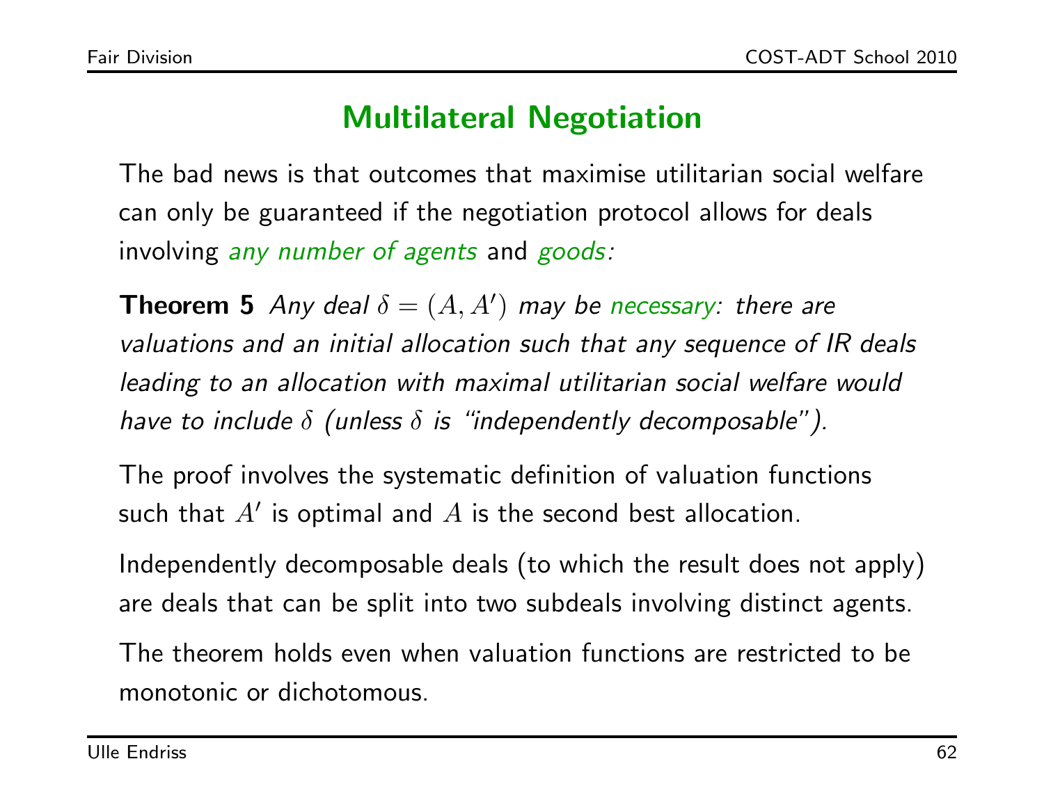## Multilateral Negotiation

The bad news is that outcomes that maximise utilitarian social welfare can only be guaranteed if the negotiation protocol allows for deals involving *any number of agents* and *goods:*

**Theorem 5** *Any deal $\delta = (A, A')$ may be necessary: there are valuations and an initial allocation such that any sequence of IR deals leading to an allocation with maximal utilitarian social welfare would have to include $\delta$ (unless $\delta$ is "independently decomposable").*

The proof involves the systematic definition of valuation functions such that $A'$ is optimal and $A$ is the second best allocation.

Independently decomposable deals (to which the result does not apply) are deals that can be split into two subdeals involving distinct agents.

The theorem holds even when valuation functions are restricted to be monotonic or dichotomous.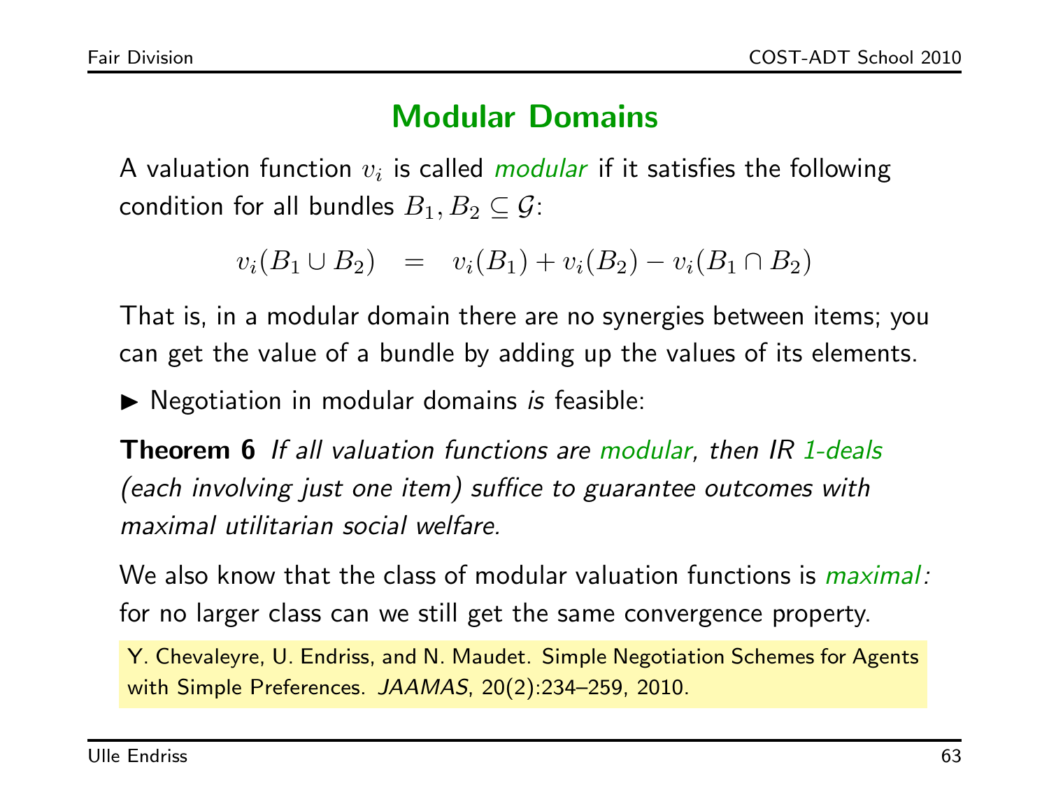## Modular Domains

A valuation function $v_i$ is called *modular* if it satisfies the following condition for all bundles $B_1, B_2 \subseteq \mathcal{G}$:

$$v_i(B_1 \cup B_2) \quad = \quad v_i(B_1) + v_i(B_2) - v_i(B_1 \cap B_2)$$

That is, in a modular domain there are no synergies between items; you can get the value of a bundle by adding up the values of its elements.

▶ Negotiation in modular domains *is* feasible:

**Theorem 6** *If all valuation functions are modular, then IR 1-deals (each involving just one item) suffice to guarantee outcomes with maximal utilitarian social welfare.*

We also know that the class of modular valuation functions is *maximal:* for no larger class can we still get the same convergence property.

Y. Chevaleyre, U. Endriss, and N. Maudet. Simple Negotiation Schemes for Agents with Simple Preferences. *JAAMAS*, 20(2):234–259, 2010.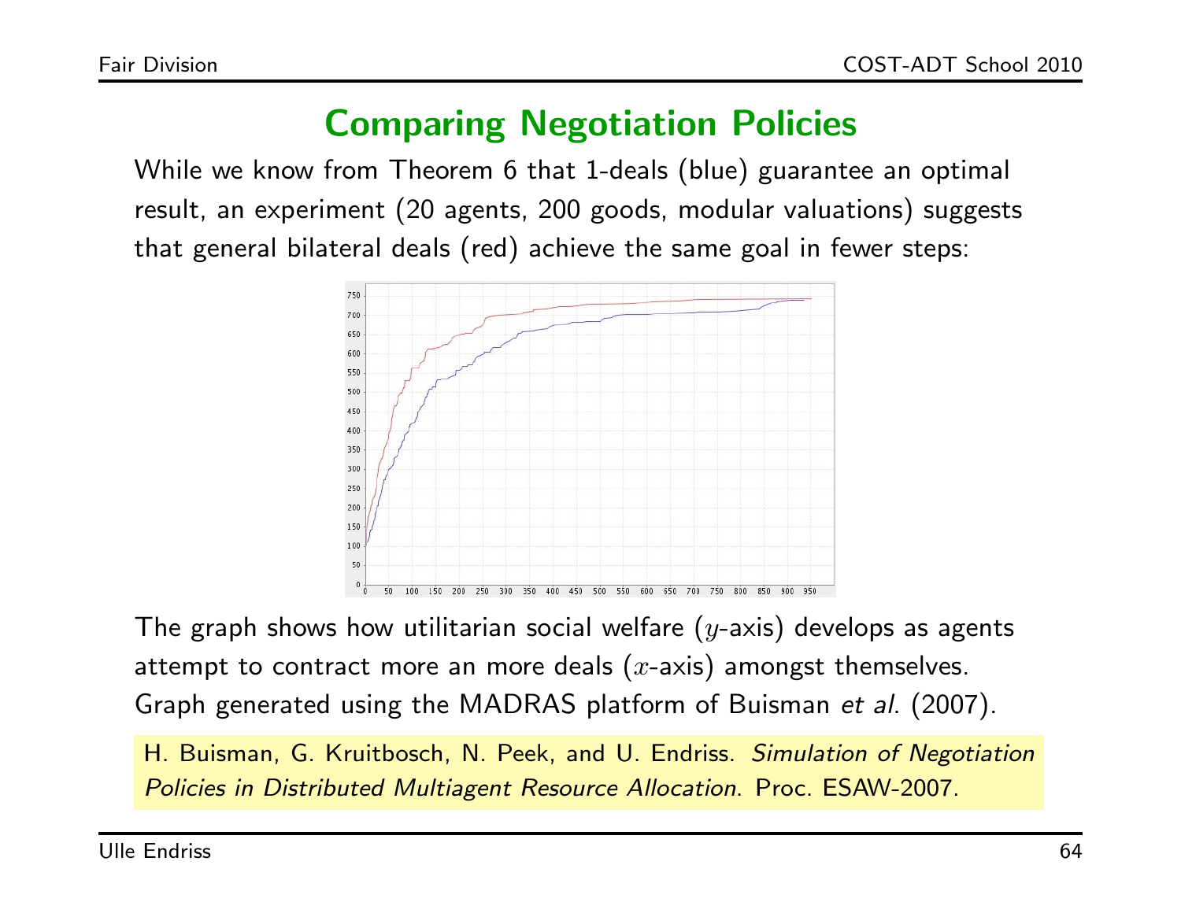## Comparing Negotiation Policies

While we know from Theorem 6 that 1-deals (blue) guarantee an optimal result, an experiment (20 agents, 200 goods, modular valuations) suggests that general bilateral deals (red) achieve the same goal in fewer steps:

The graph shows how utilitarian social welfare ($y$-axis) develops as agents attempt to contract more an more deals ($x$-axis) amongst themselves. Graph generated using the MADRAS platform of Buisman *et al*. (2007).

H. Buisman, G. Kruitbosch, N. Peek, and U. Endriss. *Simulation of Negotiation Policies in Distributed Multiagent Resource Allocation*. Proc. ESAW-2007.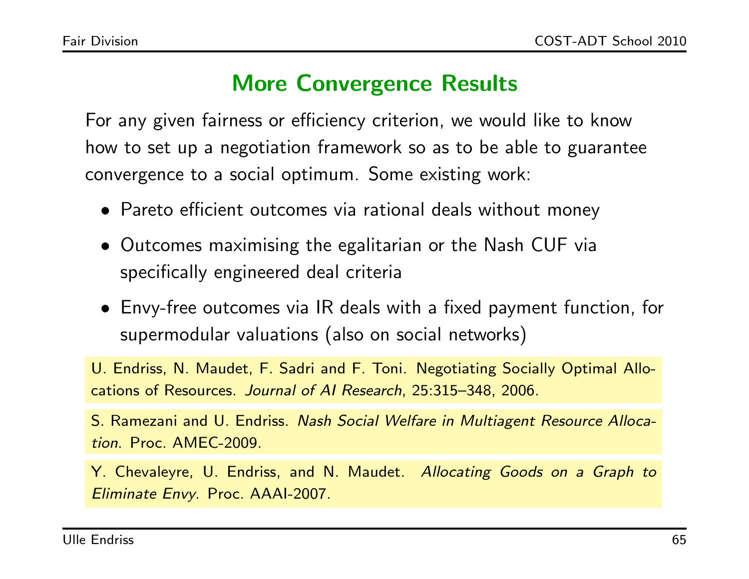## More Convergence Results

For any given fairness or efficiency criterion, we would like to know how to set up a negotiation framework so as to be able to guarantee convergence to a social optimum. Some existing work:

- Pareto efficient outcomes via rational deals without money
- Outcomes maximising the egalitarian or the Nash CUF via specifically engineered deal criteria
- Envy-free outcomes via IR deals with a fixed payment function, for supermodular valuations (also on social networks)

U. Endriss, N. Maudet, F. Sadri and F. Toni. Negotiating Socially Optimal Allocations of Resources. *Journal of AI Research*, 25:315–348, 2006.

S. Ramezani and U. Endriss. *Nash Social Welfare in Multiagent Resource Allocation*. Proc. AMEC-2009.

Y. Chevaleyre, U. Endriss, and N. Maudet. *Allocating Goods on a Graph to Eliminate Envy*. Proc. AAAI-2007.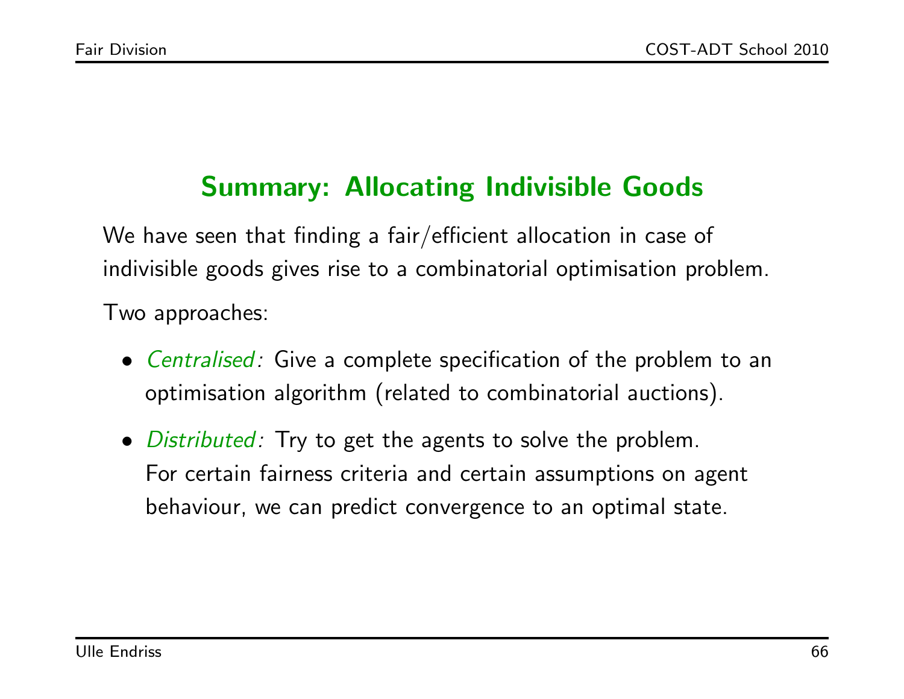## Summary: Allocating Indivisible Goods

We have seen that finding a fair/efficient allocation in case of indivisible goods gives rise to a combinatorial optimisation problem.

Two approaches:

- *Centralised:* Give a complete specification of the problem to an optimisation algorithm (related to combinatorial auctions).
- *Distributed:* Try to get the agents to solve the problem. For certain fairness criteria and certain assumptions on agent behaviour, we can predict convergence to an optimal state.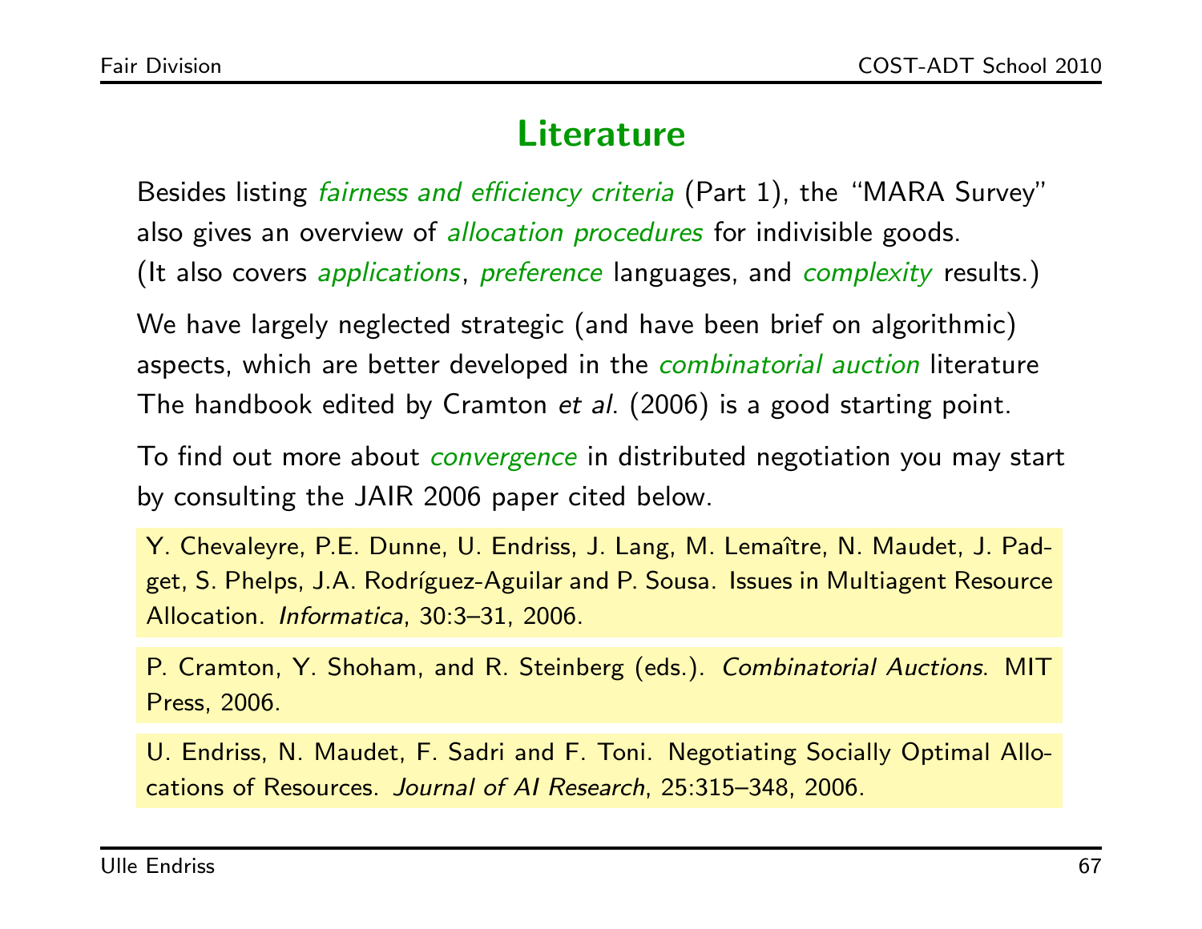# Literature

Besides listing *fairness and efficiency criteria* (Part 1), the "MARA Survey" also gives an overview of *allocation procedures* for indivisible goods. (It also covers *applications*, *preference* languages, and *complexity* results.)

We have largely neglected strategic (and have been brief on algorithmic) aspects, which are better developed in the *combinatorial auction* literature The handbook edited by Cramton *et al*. (2006) is a good starting point.

To find out more about *convergence* in distributed negotiation you may start by consulting the JAIR 2006 paper cited below.

Y. Chevaleyre, P.E. Dunne, U. Endriss, J. Lang, M. Lemaître, N. Maudet, J. Padget, S. Phelps, J.A. Rodríguez-Aguilar and P. Sousa. Issues in Multiagent Resource Allocation. *Informatica*, 30:3–31, 2006.

P. Cramton, Y. Shoham, and R. Steinberg (eds.). *Combinatorial Auctions*. MIT Press, 2006.

U. Endriss, N. Maudet, F. Sadri and F. Toni. Negotiating Socially Optimal Allocations of Resources. *Journal of AI Research*, 25:315–348, 2006.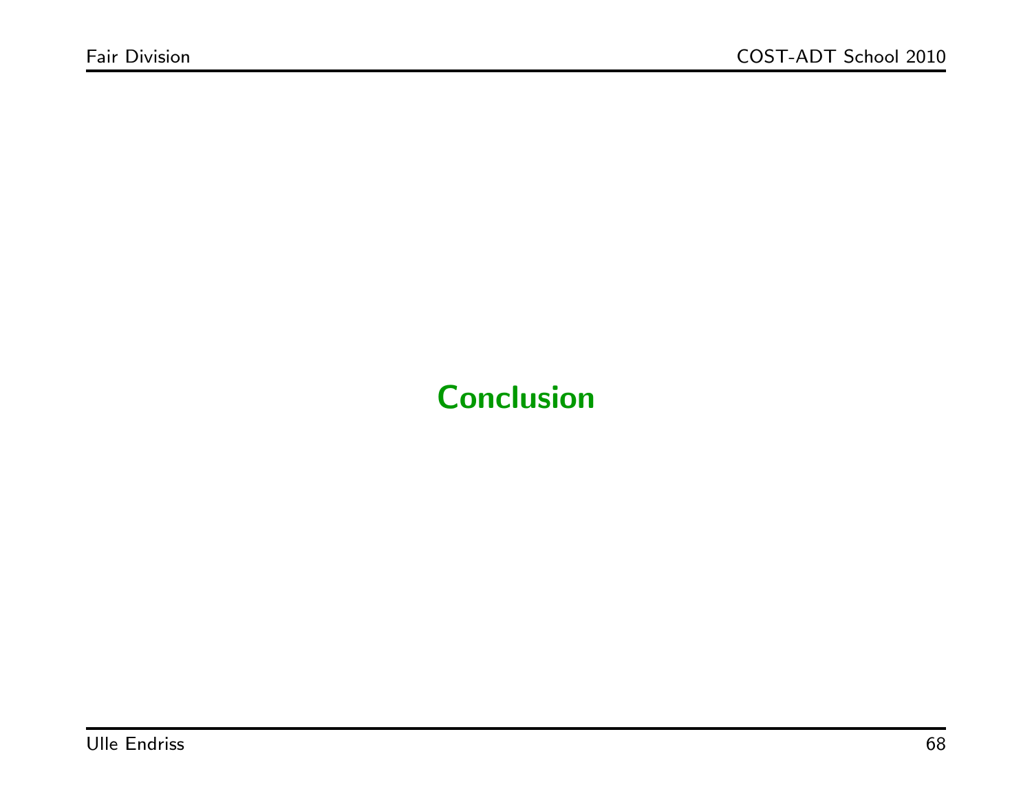# Conclusion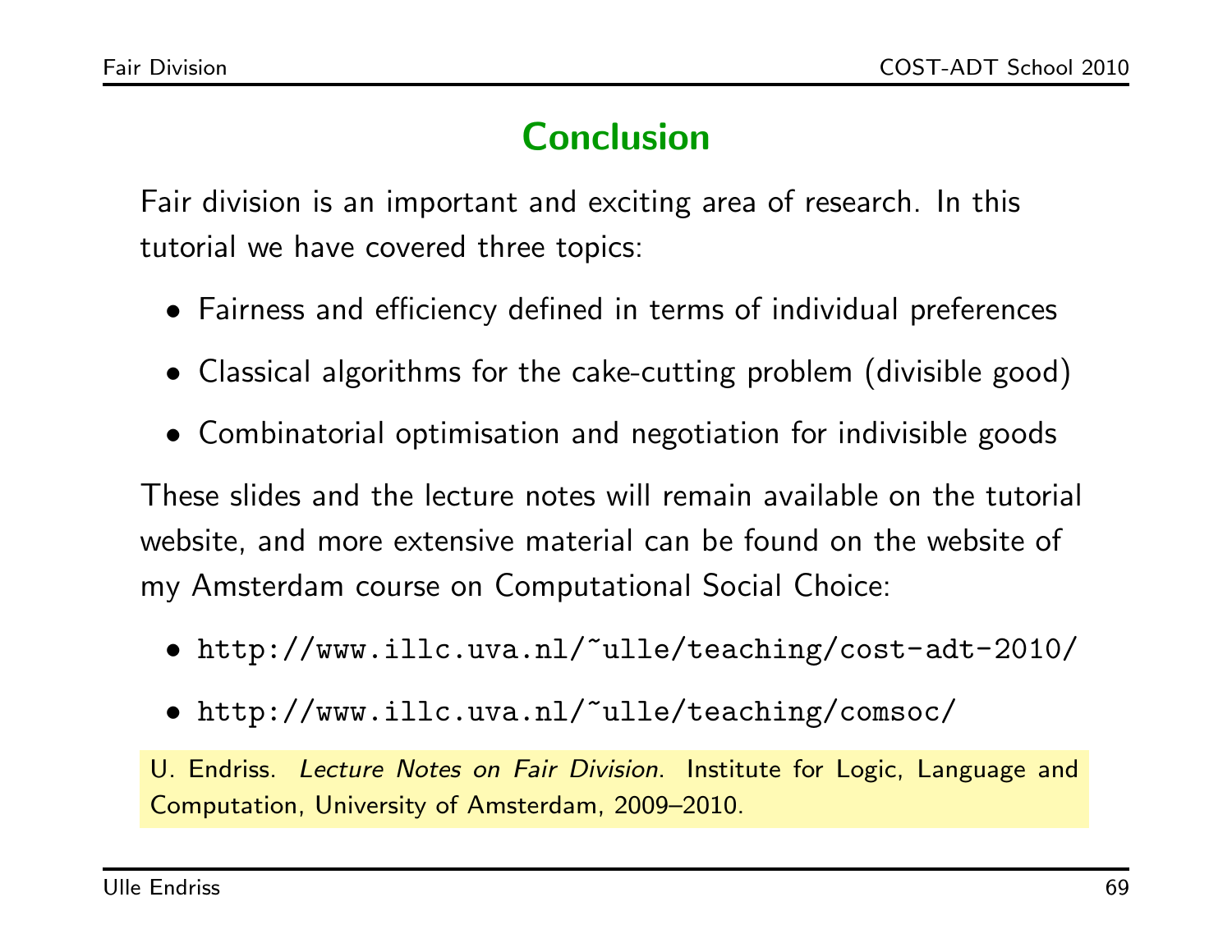# Conclusion

Fair division is an important and exciting area of research. In this tutorial we have covered three topics:

- Fairness and efficiency defined in terms of individual preferences
- Classical algorithms for the cake-cutting problem (divisible good)
- Combinatorial optimisation and negotiation for indivisible goods

These slides and the lecture notes will remain available on the tutorial website, and more extensive material can be found on the website of my Amsterdam course on Computational Social Choice:

- `http://www.illc.uva.nl/~ulle/teaching/cost-adt-2010/`
- `http://www.illc.uva.nl/~ulle/teaching/comsoc/`

U. Endriss. *Lecture Notes on Fair Division*. Institute for Logic, Language and Computation, University of Amsterdam, 2009–2010.